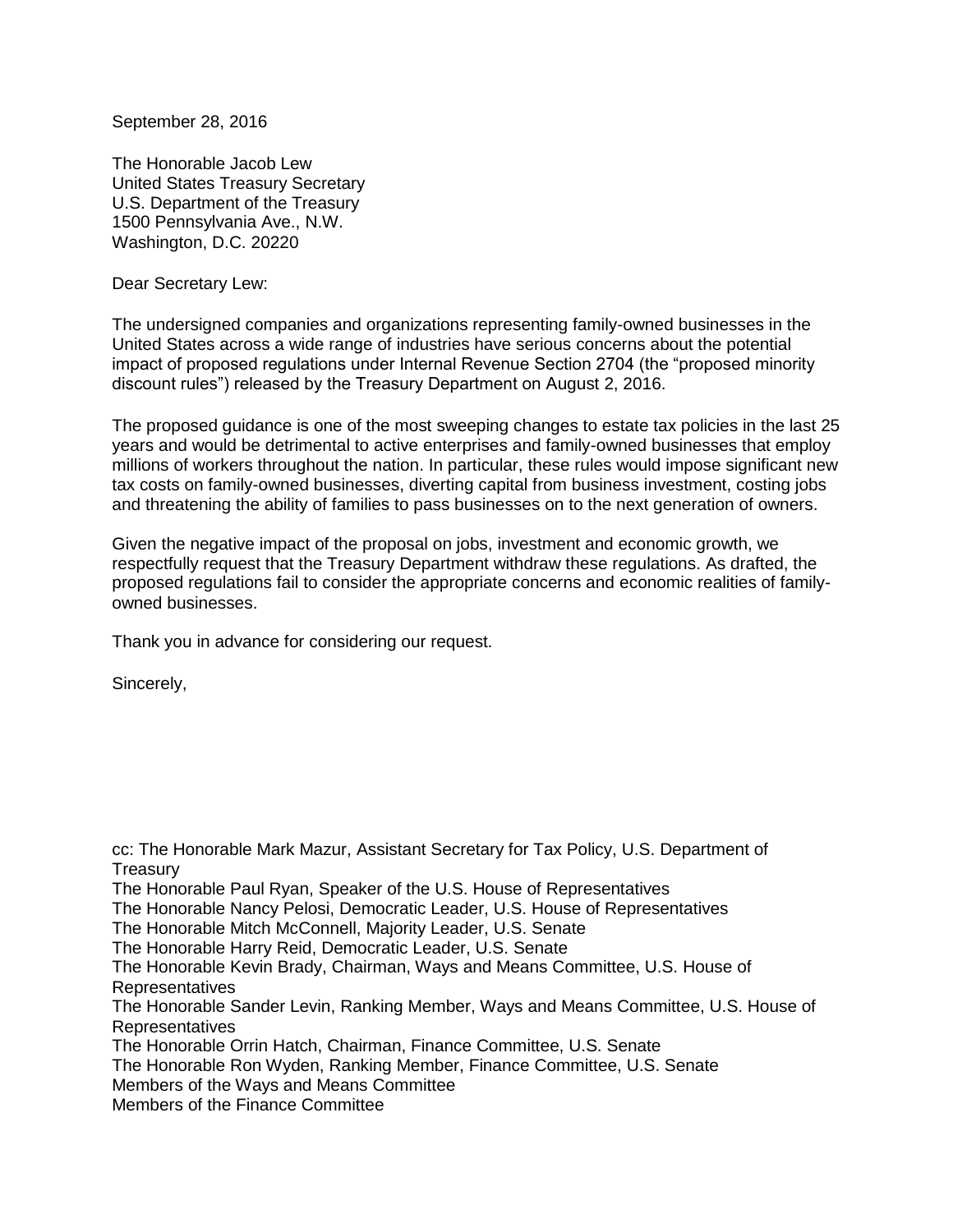September 28, 2016

The Honorable Jacob Lew
United States Treasury Secretary
U.S. Department of the Treasury
1500 Pennsylvania Ave., N.W.
Washington, D.C. 20220

Dear Secretary Lew:

The undersigned companies and organizations representing family-owned businesses in the United States across a wide range of industries have serious concerns about the potential impact of proposed regulations under Internal Revenue Section 2704 (the "proposed minority discount rules") released by the Treasury Department on August 2, 2016.

The proposed guidance is one of the most sweeping changes to estate tax policies in the last 25 years and would be detrimental to active enterprises and family-owned businesses that employ millions of workers throughout the nation. In particular, these rules would impose significant new tax costs on family-owned businesses, diverting capital from business investment, costing jobs and threatening the ability of families to pass businesses on to the next generation of owners.

Given the negative impact of the proposal on jobs, investment and economic growth, we respectfully request that the Treasury Department withdraw these regulations. As drafted, the proposed regulations fail to consider the appropriate concerns and economic realities of family-owned businesses.

Thank you in advance for considering our request.

Sincerely,

cc: The Honorable Mark Mazur, Assistant Secretary for Tax Policy, U.S. Department of Treasury
The Honorable Paul Ryan, Speaker of the U.S. House of Representatives
The Honorable Nancy Pelosi, Democratic Leader, U.S. House of Representatives
The Honorable Mitch McConnell, Majority Leader, U.S. Senate
The Honorable Harry Reid, Democratic Leader, U.S. Senate
The Honorable Kevin Brady, Chairman, Ways and Means Committee, U.S. House of Representatives
The Honorable Sander Levin, Ranking Member, Ways and Means Committee, U.S. House of Representatives
The Honorable Orrin Hatch, Chairman, Finance Committee, U.S. Senate
The Honorable Ron Wyden, Ranking Member, Finance Committee, U.S. Senate
Members of the Ways and Means Committee
Members of the Finance Committee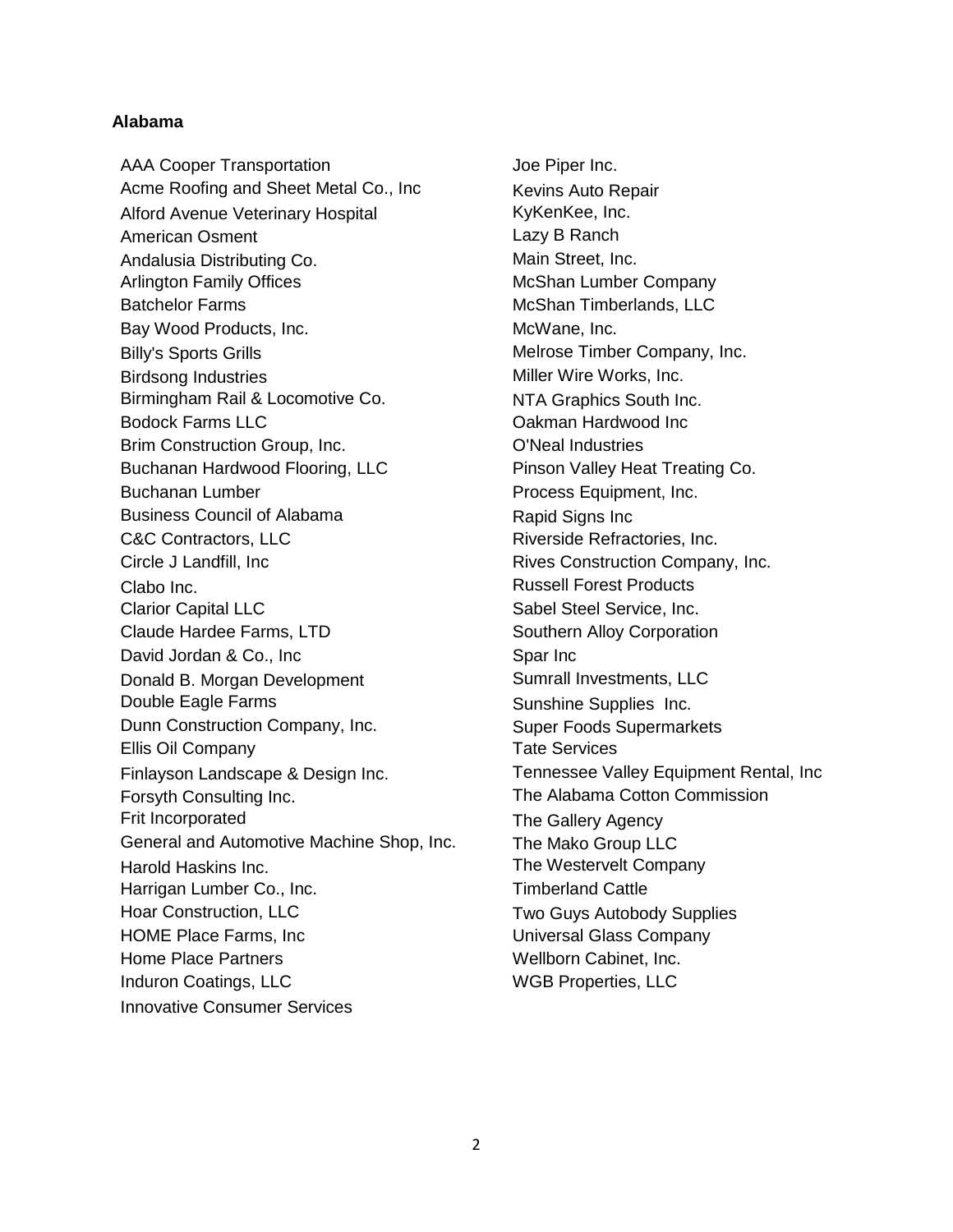**Alabama**

AAA Cooper Transportation
Acme Roofing and Sheet Metal Co., Inc
Alford Avenue Veterinary Hospital
American Osment
Andalusia Distributing Co.
Arlington Family Offices
Batchelor Farms
Bay Wood Products, Inc.
Billy's Sports Grills
Birdsong Industries
Birmingham Rail & Locomotive Co.
Bodock Farms LLC
Brim Construction Group, Inc.
Buchanan Hardwood Flooring, LLC
Buchanan Lumber
Business Council of Alabama
C&C Contractors, LLC
Circle J Landfill, Inc
Clabo Inc.
Clarior Capital LLC
Claude Hardee Farms, LTD
David Jordan & Co., Inc
Donald B. Morgan Development
Double Eagle Farms
Dunn Construction Company, Inc.
Ellis Oil Company
Finlayson Landscape & Design Inc.
Forsyth Consulting Inc.
Frit Incorporated
General and Automotive Machine Shop, Inc.
Harold Haskins Inc.
Harrigan Lumber Co., Inc.
Hoar Construction, LLC
HOME Place Farms, Inc
Home Place Partners
Induron Coatings, LLC
Innovative Consumer Services
Joe Piper Inc.
Kevins Auto Repair
KyKenKee, Inc.
Lazy B Ranch
Main Street, Inc.
McShan Lumber Company
McShan Timberlands, LLC
McWane, Inc.
Melrose Timber Company, Inc.
Miller Wire Works, Inc.
NTA Graphics South Inc.
Oakman Hardwood Inc
O'Neal Industries
Pinson Valley Heat Treating Co.
Process Equipment, Inc.
Rapid Signs Inc
Riverside Refractories, Inc.
Rives Construction Company, Inc.
Russell Forest Products
Sabel Steel Service, Inc.
Southern Alloy Corporation
Spar Inc
Sumrall Investments, LLC
Sunshine Supplies Inc.
Super Foods Supermarkets
Tate Services
Tennessee Valley Equipment Rental, Inc
The Alabama Cotton Commission
The Gallery Agency
The Mako Group LLC
The Westervelt Company
Timberland Cattle
Two Guys Autobody Supplies
Universal Glass Company
Wellborn Cabinet, Inc.
WGB Properties, LLC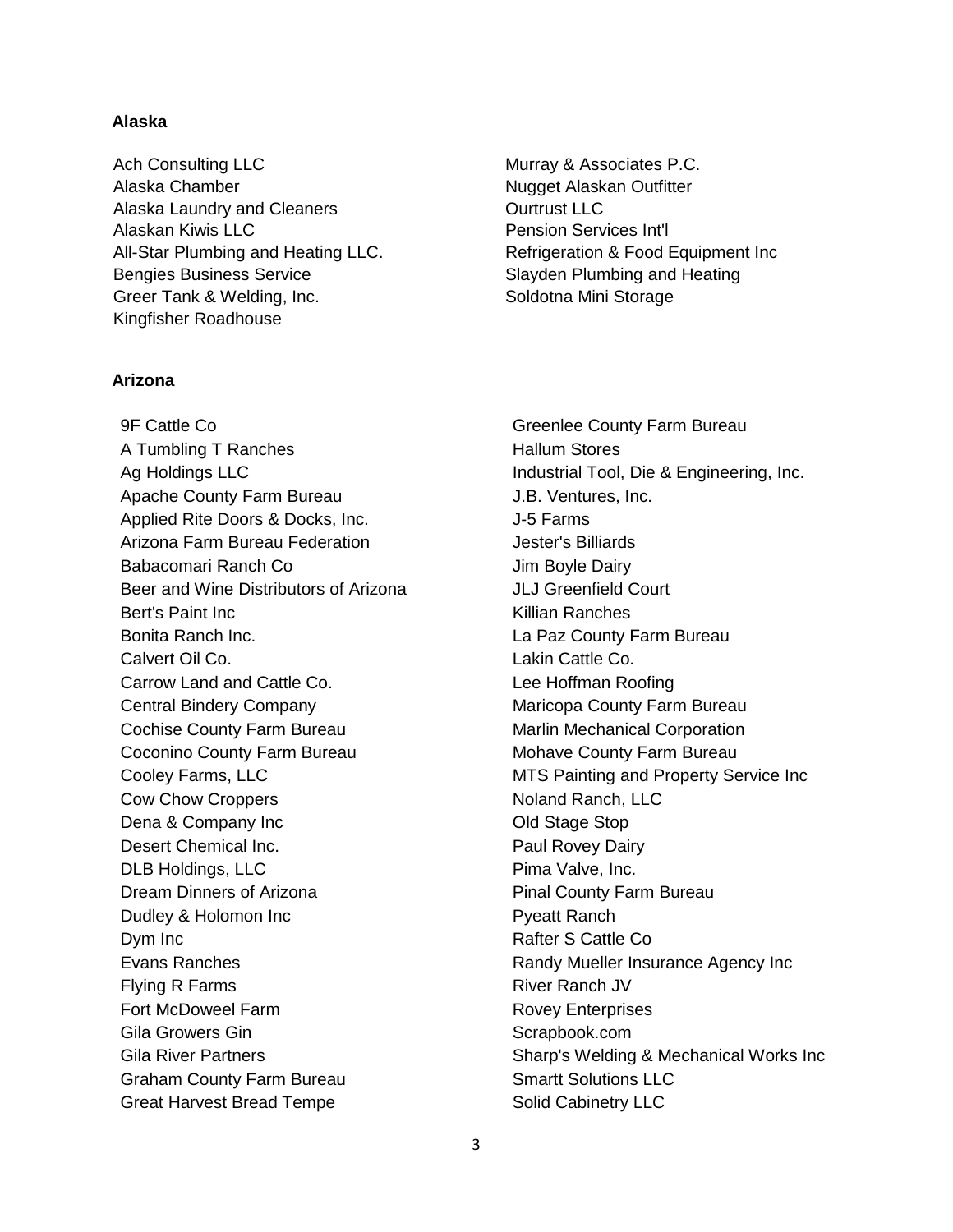## Alaska

Ach Consulting LLC
Alaska Chamber
Alaska Laundry and Cleaners
Alaskan Kiwis LLC
All-Star Plumbing and Heating LLC.
Bengies Business Service
Greer Tank & Welding, Inc.
Kingfisher Roadhouse
Murray & Associates P.C.
Nugget Alaskan Outfitter
Ourtrust LLC
Pension Services Int'l
Refrigeration & Food Equipment Inc
Slayden Plumbing and Heating
Soldotna Mini Storage

## Arizona

9F Cattle Co
A Tumbling T Ranches
Ag Holdings LLC
Apache County Farm Bureau
Applied Rite Doors & Docks, Inc.
Arizona Farm Bureau Federation
Babacomari Ranch Co
Beer and Wine Distributors of Arizona
Bert's Paint Inc
Bonita Ranch Inc.
Calvert Oil Co.
Carrow Land and Cattle Co.
Central Bindery Company
Cochise County Farm Bureau
Coconino County Farm Bureau
Cooley Farms, LLC
Cow Chow Croppers
Dena & Company Inc
Desert Chemical Inc.
DLB Holdings, LLC
Dream Dinners of Arizona
Dudley & Holomon Inc
Dym Inc
Evans Ranches
Flying R Farms
Fort McDoweel Farm
Gila Growers Gin
Gila River Partners
Graham County Farm Bureau
Great Harvest Bread Tempe
Greenlee County Farm Bureau
Hallum Stores
Industrial Tool, Die & Engineering, Inc.
J.B. Ventures, Inc.
J-5 Farms
Jester's Billiards
Jim Boyle Dairy
JLJ Greenfield Court
Killian Ranches
La Paz County Farm Bureau
Lakin Cattle Co.
Lee Hoffman Roofing
Maricopa County Farm Bureau
Marlin Mechanical Corporation
Mohave County Farm Bureau
MTS Painting and Property Service Inc
Noland Ranch, LLC
Old Stage Stop
Paul Rovey Dairy
Pima Valve, Inc.
Pinal County Farm Bureau
Pyeatt Ranch
Rafter S Cattle Co
Randy Mueller Insurance Agency Inc
River Ranch JV
Rovey Enterprises
Scrapbook.com
Sharp's Welding & Mechanical Works Inc
Smartt Solutions LLC
Solid Cabinetry LLC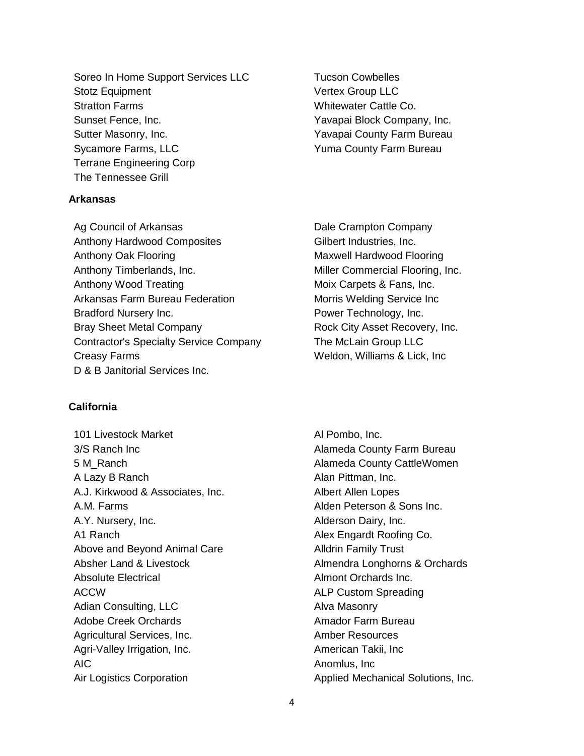Soreo In Home Support Services LLC
Stotz Equipment
Stratton Farms
Sunset Fence, Inc.
Sutter Masonry, Inc.
Sycamore Farms, LLC
Terrane Engineering Corp
The Tennessee Grill
Tucson Cowbelles
Vertex Group LLC
Whitewater Cattle Co.
Yavapai Block Company, Inc.
Yavapai County Farm Bureau
Yuma County Farm Bureau

**Arkansas**

Ag Council of Arkansas
Anthony Hardwood Composites
Anthony Oak Flooring
Anthony Timberlands, Inc.
Anthony Wood Treating
Arkansas Farm Bureau Federation
Bradford Nursery Inc.
Bray Sheet Metal Company
Contractor's Specialty Service Company
Creasy Farms
D & B Janitorial Services Inc.
Dale Crampton Company
Gilbert Industries, Inc.
Maxwell Hardwood Flooring
Miller Commercial Flooring, Inc.
Moix Carpets & Fans, Inc.
Morris Welding Service Inc
Power Technology, Inc.
Rock City Asset Recovery, Inc.
The McLain Group LLC
Weldon, Williams & Lick, Inc

**California**

101 Livestock Market
3/S Ranch Inc
5 M_Ranch
A Lazy B Ranch
A.J. Kirkwood & Associates, Inc.
A.M. Farms
A.Y. Nursery, Inc.
A1 Ranch
Above and Beyond Animal Care
Absher Land & Livestock
Absolute Electrical
ACCW
Adian Consulting, LLC
Adobe Creek Orchards
Agricultural Services, Inc.
Agri-Valley Irrigation, Inc.
AIC
Air Logistics Corporation
Al Pombo, Inc.
Alameda County Farm Bureau
Alameda County CattleWomen
Alan Pittman, Inc.
Albert Allen Lopes
Alden Peterson & Sons Inc.
Alderson Dairy, Inc.
Alex Engardt Roofing Co.
Alldrin Family Trust
Almendra Longhorns & Orchards
Almont Orchards Inc.
ALP Custom Spreading
Alva Masonry
Amador Farm Bureau
Amber Resources
American Takii, Inc
Anomlus, Inc
Applied Mechanical Solutions, Inc.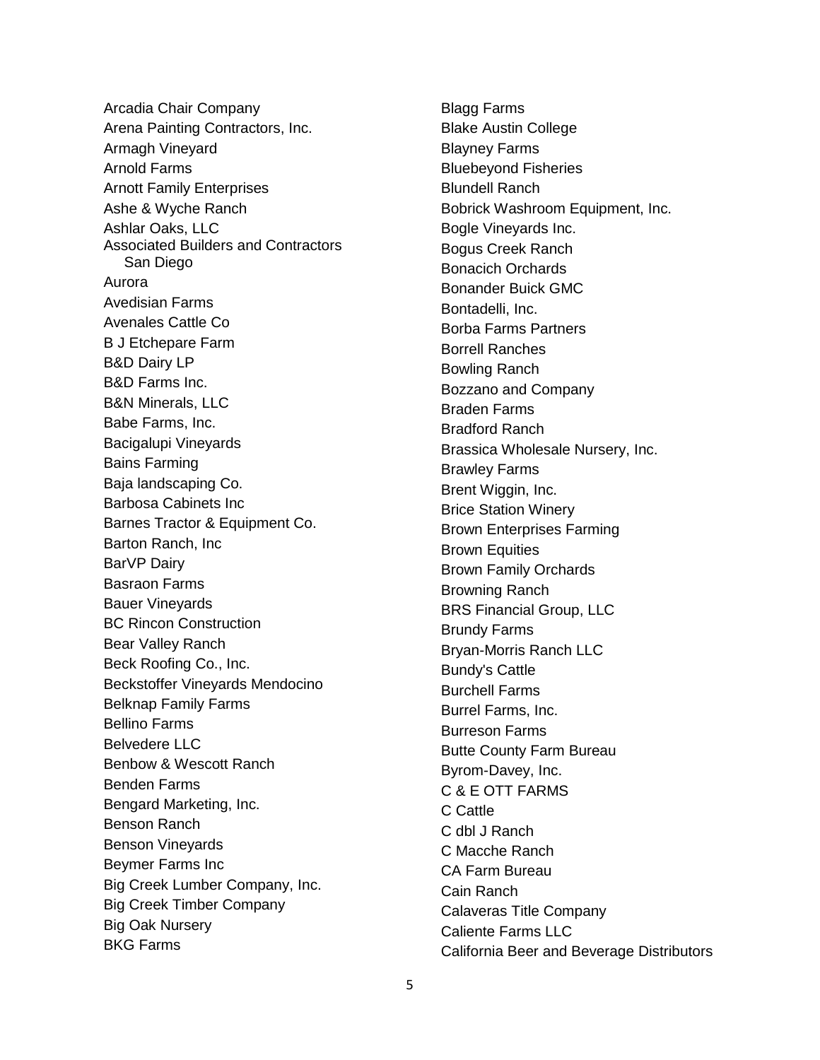Arcadia Chair Company
Arena Painting Contractors, Inc.
Armagh Vineyard
Arnold Farms
Arnott Family Enterprises
Ashe & Wyche Ranch
Ashlar Oaks, LLC
Associated Builders and Contractors San Diego
Aurora
Avedisian Farms
Avenales Cattle Co
B J Etchepare Farm
B&D Dairy LP
B&D Farms Inc.
B&N Minerals, LLC
Babe Farms, Inc.
Bacigalupi Vineyards
Bains Farming
Baja landscaping Co.
Barbosa Cabinets Inc
Barnes Tractor & Equipment Co.
Barton Ranch, Inc
BarVP Dairy
Basraon Farms
Bauer Vineyards
BC Rincon Construction
Bear Valley Ranch
Beck Roofing Co., Inc.
Beckstoffer Vineyards Mendocino
Belknap Family Farms
Bellino Farms
Belvedere LLC
Benbow & Wescott Ranch
Benden Farms
Bengard Marketing, Inc.
Benson Ranch
Benson Vineyards
Beymer Farms Inc
Big Creek Lumber Company, Inc.
Big Creek Timber Company
Big Oak Nursery
BKG Farms
Blagg Farms
Blake Austin College
Blayney Farms
Bluebeyond Fisheries
Blundell Ranch
Bobrick Washroom Equipment, Inc.
Bogle Vineyards Inc.
Bogus Creek Ranch
Bonacich Orchards
Bonander Buick GMC
Bontadelli, Inc.
Borba Farms Partners
Borrell Ranches
Bowling Ranch
Bozzano and Company
Braden Farms
Bradford Ranch
Brassica Wholesale Nursery, Inc.
Brawley Farms
Brent Wiggin, Inc.
Brice Station Winery
Brown Enterprises Farming
Brown Equities
Brown Family Orchards
Browning Ranch
BRS Financial Group, LLC
Brundy Farms
Bryan-Morris Ranch LLC
Bundy's Cattle
Burchell Farms
Burrel Farms, Inc.
Burreson Farms
Butte County Farm Bureau
Byrom-Davey, Inc.
C & E OTT FARMS
C Cattle
C dbl J Ranch
C Macche Ranch
CA Farm Bureau
Cain Ranch
Calaveras Title Company
Caliente Farms LLC
California Beer and Beverage Distributors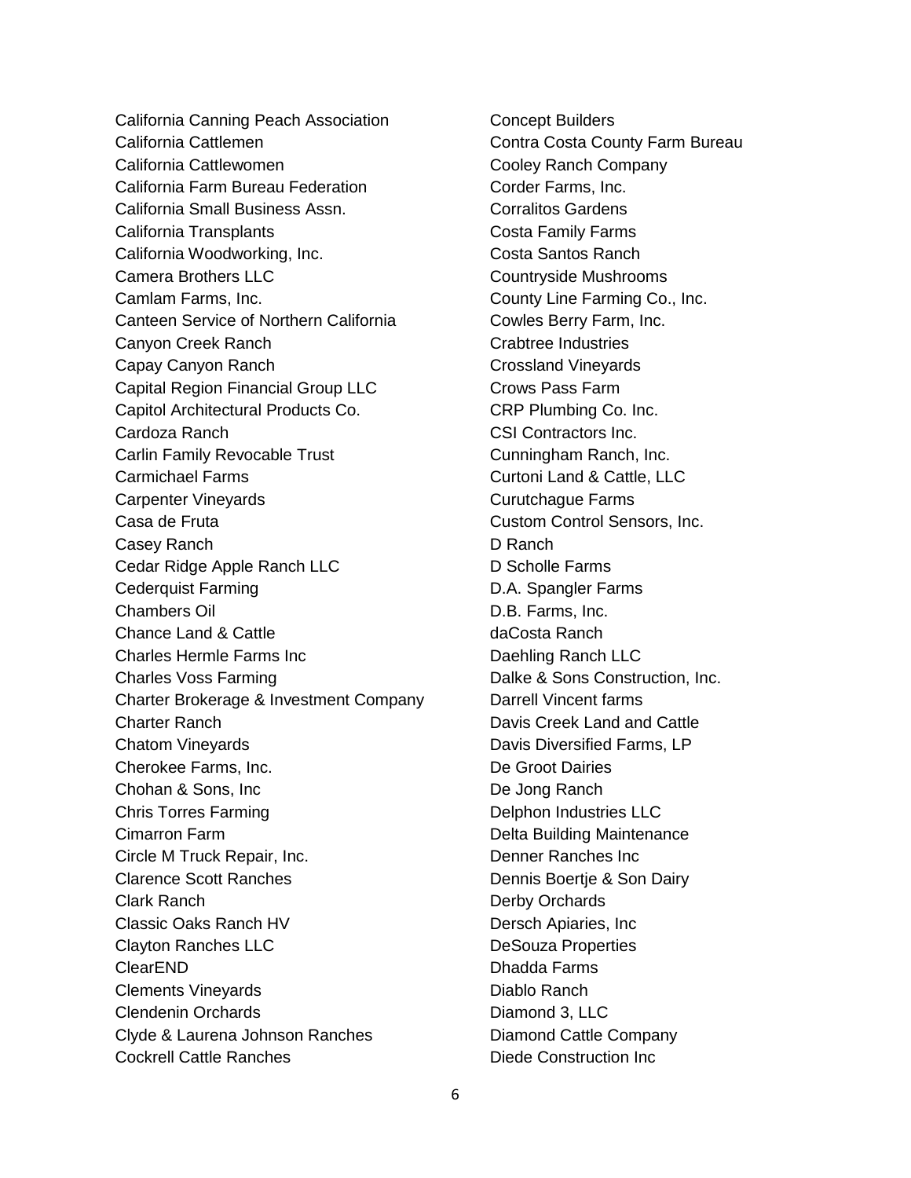California Canning Peach Association
California Cattlemen
California Cattlewomen
California Farm Bureau Federation
California Small Business Assn.
California Transplants
California Woodworking, Inc.
Camera Brothers LLC
Camlam Farms, Inc.
Canteen Service of Northern California
Canyon Creek Ranch
Capay Canyon Ranch
Capital Region Financial Group LLC
Capitol Architectural Products Co.
Cardoza Ranch
Carlin Family Revocable Trust
Carmichael Farms
Carpenter Vineyards
Casa de Fruta
Casey Ranch
Cedar Ridge Apple Ranch LLC
Cederquist Farming
Chambers Oil
Chance Land & Cattle
Charles Hermle Farms Inc
Charles Voss Farming
Charter Brokerage & Investment Company
Charter Ranch
Chatom Vineyards
Cherokee Farms, Inc.
Chohan & Sons, Inc
Chris Torres Farming
Cimarron Farm
Circle M Truck Repair, Inc.
Clarence Scott Ranches
Clark Ranch
Classic Oaks Ranch HV
Clayton Ranches LLC
ClearEND
Clements Vineyards
Clendenin Orchards
Clyde & Laurena Johnson Ranches
Cockrell Cattle Ranches
Concept Builders
Contra Costa County Farm Bureau
Cooley Ranch Company
Corder Farms, Inc.
Corralitos Gardens
Costa Family Farms
Costa Santos Ranch
Countryside Mushrooms
County Line Farming Co., Inc.
Cowles Berry Farm, Inc.
Crabtree Industries
Crossland Vineyards
Crows Pass Farm
CRP Plumbing Co. Inc.
CSI Contractors Inc.
Cunningham Ranch, Inc.
Curtoni Land & Cattle, LLC
Curutchague Farms
Custom Control Sensors, Inc.
D Ranch
D Scholle Farms
D.A. Spangler Farms
D.B. Farms, Inc.
daCosta Ranch
Daehling Ranch LLC
Dalke & Sons Construction, Inc.
Darrell Vincent farms
Davis Creek Land and Cattle
Davis Diversified Farms, LP
De Groot Dairies
De Jong Ranch
Delphon Industries LLC
Delta Building Maintenance
Denner Ranches Inc
Dennis Boertje & Son Dairy
Derby Orchards
Dersch Apiaries, Inc
DeSouza Properties
Dhadda Farms
Diablo Ranch
Diamond 3, LLC
Diamond Cattle Company
Diede Construction Inc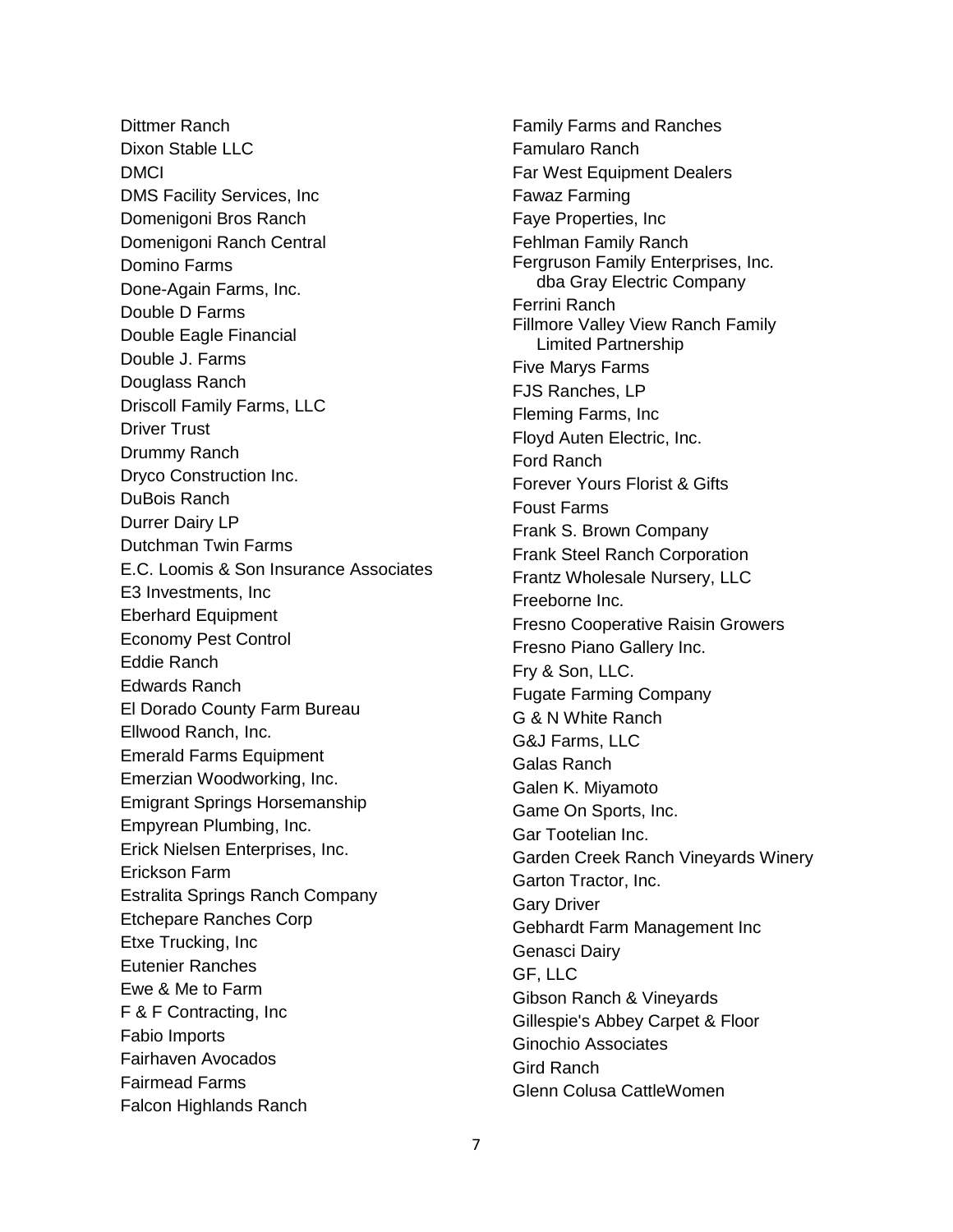Dittmer Ranch
Dixon Stable LLC
DMCI
DMS Facility Services, Inc
Domenigoni Bros Ranch
Domenigoni Ranch Central
Domino Farms
Done-Again Farms, Inc.
Double D Farms
Double Eagle Financial
Double J. Farms
Douglass Ranch
Driscoll Family Farms, LLC
Driver Trust
Drummy Ranch
Dryco Construction Inc.
DuBois Ranch
Durrer Dairy LP
Dutchman Twin Farms
E.C. Loomis & Son Insurance Associates
E3 Investments, Inc
Eberhard Equipment
Economy Pest Control
Eddie Ranch
Edwards Ranch
El Dorado County Farm Bureau
Ellwood Ranch, Inc.
Emerald Farms Equipment
Emerzian Woodworking, Inc.
Emigrant Springs Horsemanship
Empyrean Plumbing, Inc.
Erick Nielsen Enterprises, Inc.
Erickson Farm
Estralita Springs Ranch Company
Etchepare Ranches Corp
Etxe Trucking, Inc
Eutenier Ranches
Ewe & Me to Farm
F & F Contracting, Inc
Fabio Imports
Fairhaven Avocados
Fairmead Farms
Falcon Highlands Ranch
Family Farms and Ranches
Famularo Ranch
Far West Equipment Dealers
Fawaz Farming
Faye Properties, Inc
Fehlman Family Ranch
Fergruson Family Enterprises, Inc.
  dba Gray Electric Company
Ferrini Ranch
Fillmore Valley View Ranch Family
  Limited Partnership
Five Marys Farms
FJS Ranches, LP
Fleming Farms, Inc
Floyd Auten Electric, Inc.
Ford Ranch
Forever Yours Florist & Gifts
Foust Farms
Frank S. Brown Company
Frank Steel Ranch Corporation
Frantz Wholesale Nursery, LLC
Freeborne Inc.
Fresno Cooperative Raisin Growers
Fresno Piano Gallery Inc.
Fry & Son, LLC.
Fugate Farming Company
G & N White Ranch
G&J Farms, LLC
Galas Ranch
Galen K. Miyamoto
Game On Sports, Inc.
Gar Tootelian Inc.
Garden Creek Ranch Vineyards Winery
Garton Tractor, Inc.
Gary Driver
Gebhardt Farm Management Inc
Genasci Dairy
GF, LLC
Gibson Ranch & Vineyards
Gillespie's Abbey Carpet & Floor
Ginochio Associates
Gird Ranch
Glenn Colusa CattleWomen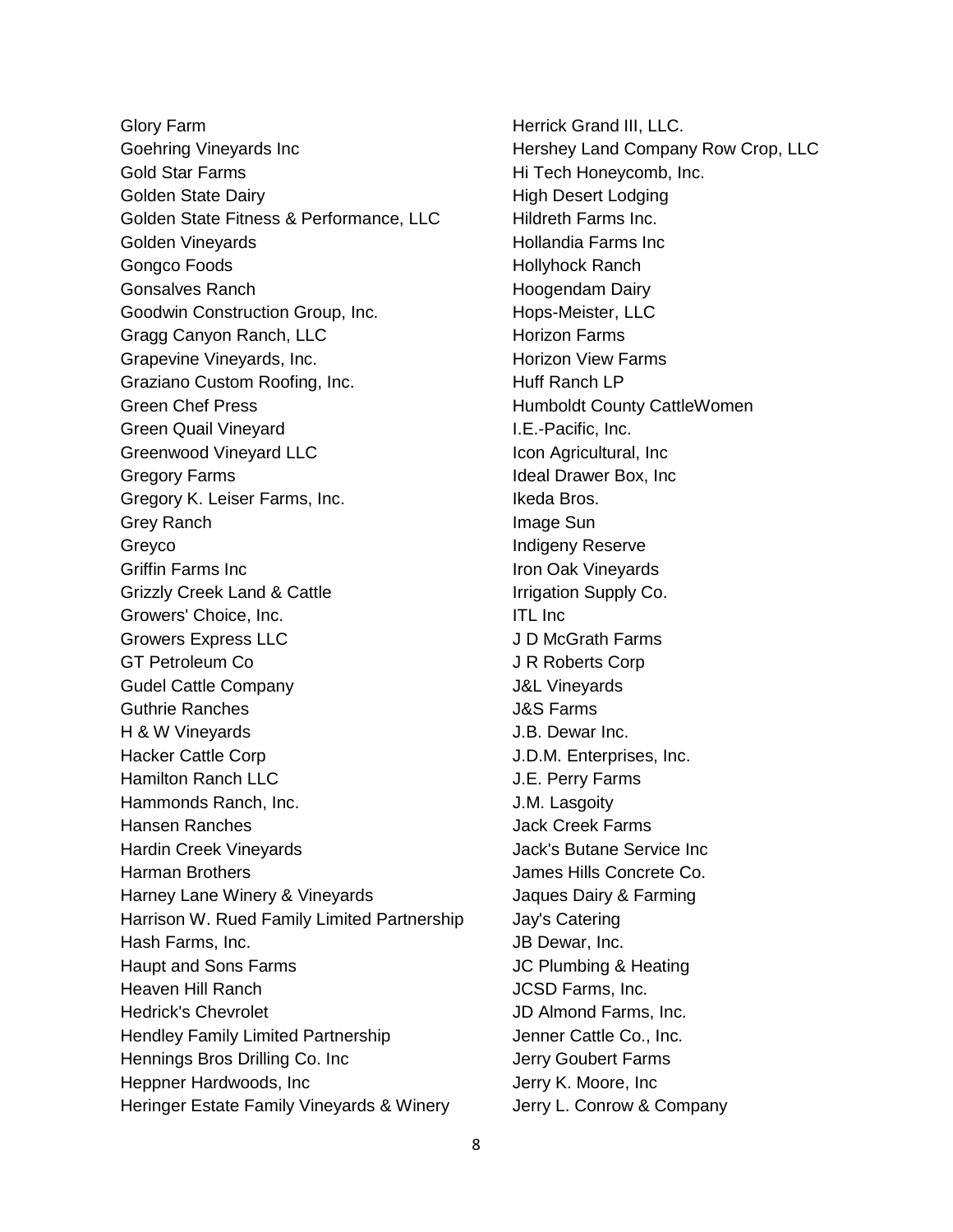Glory Farm
Goehring Vineyards Inc
Gold Star Farms
Golden State Dairy
Golden State Fitness & Performance, LLC
Golden Vineyards
Gongco Foods
Gonsalves Ranch
Goodwin Construction Group, Inc.
Gragg Canyon Ranch, LLC
Grapevine Vineyards, Inc.
Graziano Custom Roofing, Inc.
Green Chef Press
Green Quail Vineyard
Greenwood Vineyard LLC
Gregory Farms
Gregory K. Leiser Farms, Inc.
Grey Ranch
Greyco
Griffin Farms Inc
Grizzly Creek Land & Cattle
Growers' Choice, Inc.
Growers Express LLC
GT Petroleum Co
Gudel Cattle Company
Guthrie Ranches
H & W Vineyards
Hacker Cattle Corp
Hamilton Ranch LLC
Hammonds Ranch, Inc.
Hansen Ranches
Hardin Creek Vineyards
Harman Brothers
Harney Lane Winery & Vineyards
Harrison W. Rued Family Limited Partnership
Hash Farms, Inc.
Haupt and Sons Farms
Heaven Hill Ranch
Hedrick's Chevrolet
Hendley Family Limited Partnership
Hennings Bros Drilling Co. Inc
Heppner Hardwoods, Inc
Heringer Estate Family Vineyards & Winery
Herrick Grand III, LLC.
Hershey Land Company Row Crop, LLC
Hi Tech Honeycomb, Inc.
High Desert Lodging
Hildreth Farms Inc.
Hollandia Farms Inc
Hollyhock Ranch
Hoogendam Dairy
Hops-Meister, LLC
Horizon Farms
Horizon View Farms
Huff Ranch LP
Humboldt County CattleWomen
I.E.-Pacific, Inc.
Icon Agricultural, Inc
Ideal Drawer Box, Inc
Ikeda Bros.
Image Sun
Indigeny Reserve
Iron Oak Vineyards
Irrigation Supply Co.
ITL Inc
J D McGrath Farms
J R Roberts Corp
J&L Vineyards
J&S Farms
J.B. Dewar Inc.
J.D.M. Enterprises, Inc.
J.E. Perry Farms
J.M. Lasgoity
Jack Creek Farms
Jack's Butane Service Inc
James Hills Concrete Co.
Jaques Dairy & Farming
Jay's Catering
JB Dewar, Inc.
JC Plumbing & Heating
JCSD Farms, Inc.
JD Almond Farms, Inc.
Jenner Cattle Co., Inc.
Jerry Goubert Farms
Jerry K. Moore, Inc
Jerry L. Conrow & Company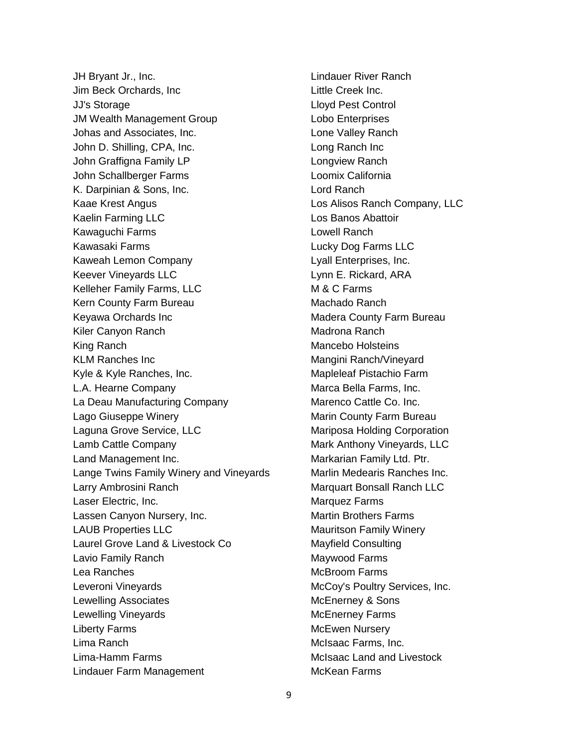JH Bryant Jr., Inc.
Jim Beck Orchards, Inc
JJ's Storage
JM Wealth Management Group
Johas and Associates, Inc.
John D. Shilling, CPA, Inc.
John Graffigna Family LP
John Schallberger Farms
K. Darpinian & Sons, Inc.
Kaae Krest Angus
Kaelin Farming LLC
Kawaguchi Farms
Kawasaki Farms
Kaweah Lemon Company
Keever Vineyards LLC
Kelleher Family Farms, LLC
Kern County Farm Bureau
Keyawa Orchards Inc
Kiler Canyon Ranch
King Ranch
KLM Ranches Inc
Kyle & Kyle Ranches, Inc.
L.A. Hearne Company
La Deau Manufacturing Company
Lago Giuseppe Winery
Laguna Grove Service, LLC
Lamb Cattle Company
Land Management Inc.
Lange Twins Family Winery and Vineyards
Larry Ambrosini Ranch
Laser Electric, Inc.
Lassen Canyon Nursery, Inc.
LAUB Properties LLC
Laurel Grove Land & Livestock Co
Lavio Family Ranch
Lea Ranches
Leveroni Vineyards
Lewelling Associates
Lewelling Vineyards
Liberty Farms
Lima Ranch
Lima-Hamm Farms
Lindauer Farm Management
Lindauer River Ranch
Little Creek Inc.
Lloyd Pest Control
Lobo Enterprises
Lone Valley Ranch
Long Ranch Inc
Longview Ranch
Loomix California
Lord Ranch
Los Alisos Ranch Company, LLC
Los Banos Abattoir
Lowell Ranch
Lucky Dog Farms LLC
Lyall Enterprises, Inc.
Lynn E. Rickard, ARA
M & C Farms
Machado Ranch
Madera County Farm Bureau
Madrona Ranch
Mancebo Holsteins
Mangini Ranch/Vineyard
Mapleleaf Pistachio Farm
Marca Bella Farms, Inc.
Marenco Cattle Co. Inc.
Marin County Farm Bureau
Mariposa Holding Corporation
Mark Anthony Vineyards, LLC
Markarian Family Ltd. Ptr.
Marlin Medearis Ranches Inc.
Marquart Bonsall Ranch LLC
Marquez Farms
Martin Brothers Farms
Mauritson Family Winery
Mayfield Consulting
Maywood Farms
McBroom Farms
McCoy's Poultry Services, Inc.
McEnerney & Sons
McEnerney Farms
McEwen Nursery
McIsaac Farms, Inc.
McIsaac Land and Livestock
McKean Farms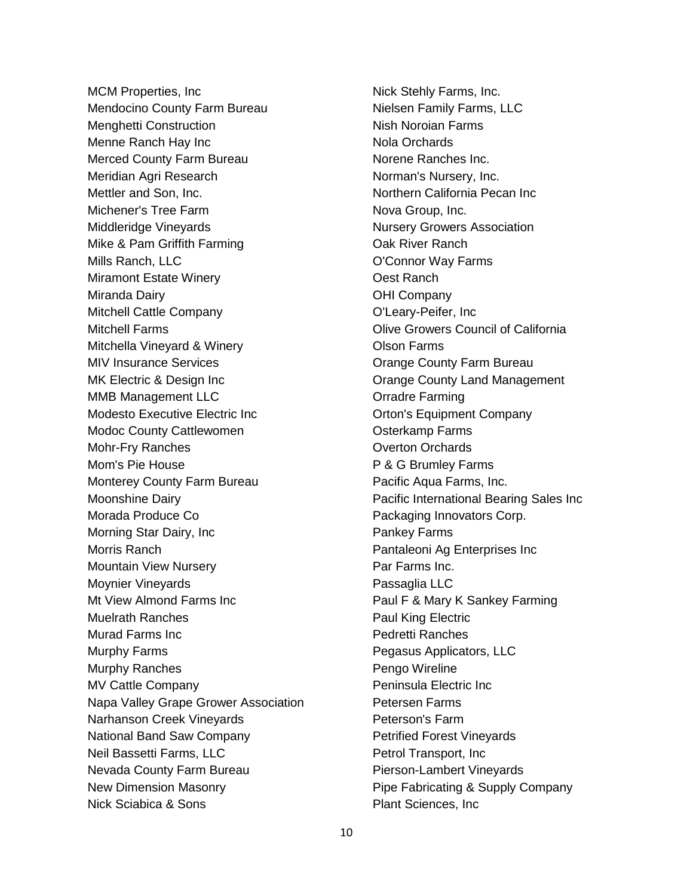MCM Properties, Inc
Mendocino County Farm Bureau
Menghetti Construction
Menne Ranch Hay Inc
Merced County Farm Bureau
Meridian Agri Research
Mettler and Son, Inc.
Michener's Tree Farm
Middleridge Vineyards
Mike & Pam Griffith Farming
Mills Ranch, LLC
Miramont Estate Winery
Miranda Dairy
Mitchell Cattle Company
Mitchell Farms
Mitchella Vineyard & Winery
MIV Insurance Services
MK Electric & Design Inc
MMB Management LLC
Modesto Executive Electric Inc
Modoc County Cattlewomen
Mohr-Fry Ranches
Mom's Pie House
Monterey County Farm Bureau
Moonshine Dairy
Morada Produce Co
Morning Star Dairy, Inc
Morris Ranch
Mountain View Nursery
Moynier Vineyards
Mt View Almond Farms Inc
Muelrath Ranches
Murad Farms Inc
Murphy Farms
Murphy Ranches
MV Cattle Company
Napa Valley Grape Grower Association
Narhanson Creek Vineyards
National Band Saw Company
Neil Bassetti Farms, LLC
Nevada County Farm Bureau
New Dimension Masonry
Nick Sciabica & Sons
Nick Stehly Farms, Inc.
Nielsen Family Farms, LLC
Nish Noroian Farms
Nola Orchards
Norene Ranches Inc.
Norman's Nursery, Inc.
Northern California Pecan Inc
Nova Group, Inc.
Nursery Growers Association
Oak River Ranch
O'Connor Way Farms
Oest Ranch
OHI Company
O'Leary-Peifer, Inc
Olive Growers Council of California
Olson Farms
Orange County Farm Bureau
Orange County Land Management
Orradre Farming
Orton's Equipment Company
Osterkamp Farms
Overton Orchards
P & G Brumley Farms
Pacific Aqua Farms, Inc.
Pacific International Bearing Sales Inc
Packaging Innovators Corp.
Pankey Farms
Pantaleoni Ag Enterprises Inc
Par Farms Inc.
Passaglia LLC
Paul F & Mary K Sankey Farming
Paul King Electric
Pedretti Ranches
Pegasus Applicators, LLC
Pengo Wireline
Peninsula Electric Inc
Petersen Farms
Peterson's Farm
Petrified Forest Vineyards
Petrol Transport, Inc
Pierson-Lambert Vineyards
Pipe Fabricating & Supply Company
Plant Sciences, Inc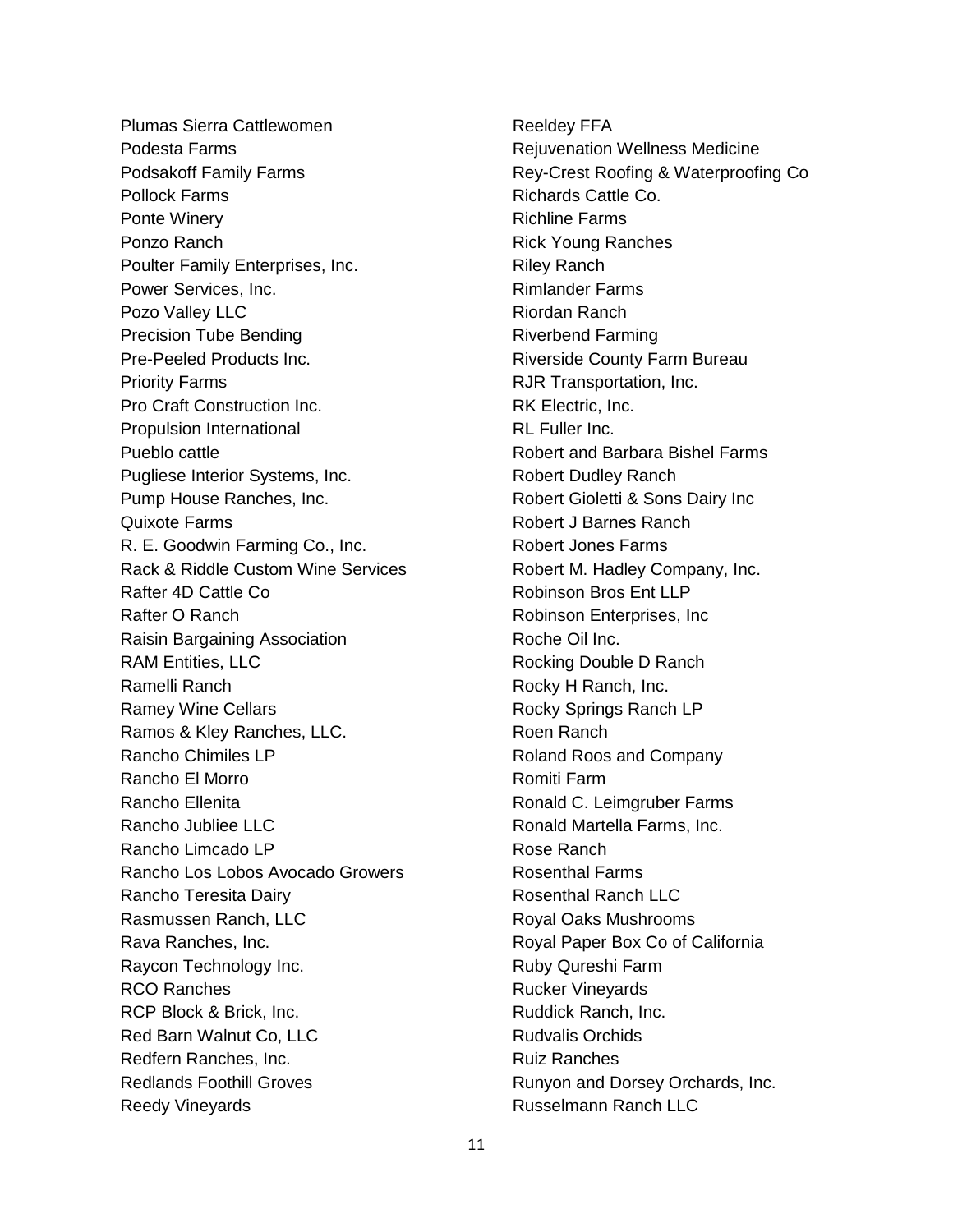Plumas Sierra Cattlewomen
Podesta Farms
Podsakoff Family Farms
Pollock Farms
Ponte Winery
Ponzo Ranch
Poulter Family Enterprises, Inc.
Power Services, Inc.
Pozo Valley LLC
Precision Tube Bending
Pre-Peeled Products Inc.
Priority Farms
Pro Craft Construction Inc.
Propulsion International
Pueblo cattle
Pugliese Interior Systems, Inc.
Pump House Ranches, Inc.
Quixote Farms
R. E. Goodwin Farming Co., Inc.
Rack & Riddle Custom Wine Services
Rafter 4D Cattle Co
Rafter O Ranch
Raisin Bargaining Association
RAM Entities, LLC
Ramelli Ranch
Ramey Wine Cellars
Ramos & Kley Ranches, LLC.
Rancho Chimiles LP
Rancho El Morro
Rancho Ellenita
Rancho Jubliee LLC
Rancho Limcado LP
Rancho Los Lobos Avocado Growers
Rancho Teresita Dairy
Rasmussen Ranch, LLC
Rava Ranches, Inc.
Raycon Technology Inc.
RCO Ranches
RCP Block & Brick, Inc.
Red Barn Walnut Co, LLC
Redfern Ranches, Inc.
Redlands Foothill Groves
Reedy Vineyards
Reeldey FFA
Rejuvenation Wellness Medicine
Rey-Crest Roofing & Waterproofing Co
Richards Cattle Co.
Richline Farms
Rick Young Ranches
Riley Ranch
Rimlander Farms
Riordan Ranch
Riverbend Farming
Riverside County Farm Bureau
RJR Transportation, Inc.
RK Electric, Inc.
RL Fuller Inc.
Robert and Barbara Bishel Farms
Robert Dudley Ranch
Robert Gioletti & Sons Dairy Inc
Robert J Barnes Ranch
Robert Jones Farms
Robert M. Hadley Company, Inc.
Robinson Bros Ent LLP
Robinson Enterprises, Inc
Roche Oil Inc.
Rocking Double D Ranch
Rocky H Ranch, Inc.
Rocky Springs Ranch LP
Roen Ranch
Roland Roos and Company
Romiti Farm
Ronald C. Leimgruber Farms
Ronald Martella Farms, Inc.
Rose Ranch
Rosenthal Farms
Rosenthal Ranch LLC
Royal Oaks Mushrooms
Royal Paper Box Co of California
Ruby Qureshi Farm
Rucker Vineyards
Ruddick Ranch, Inc.
Rudvalis Orchids
Ruiz Ranches
Runyon and Dorsey Orchards, Inc.
Russelmann Ranch LLC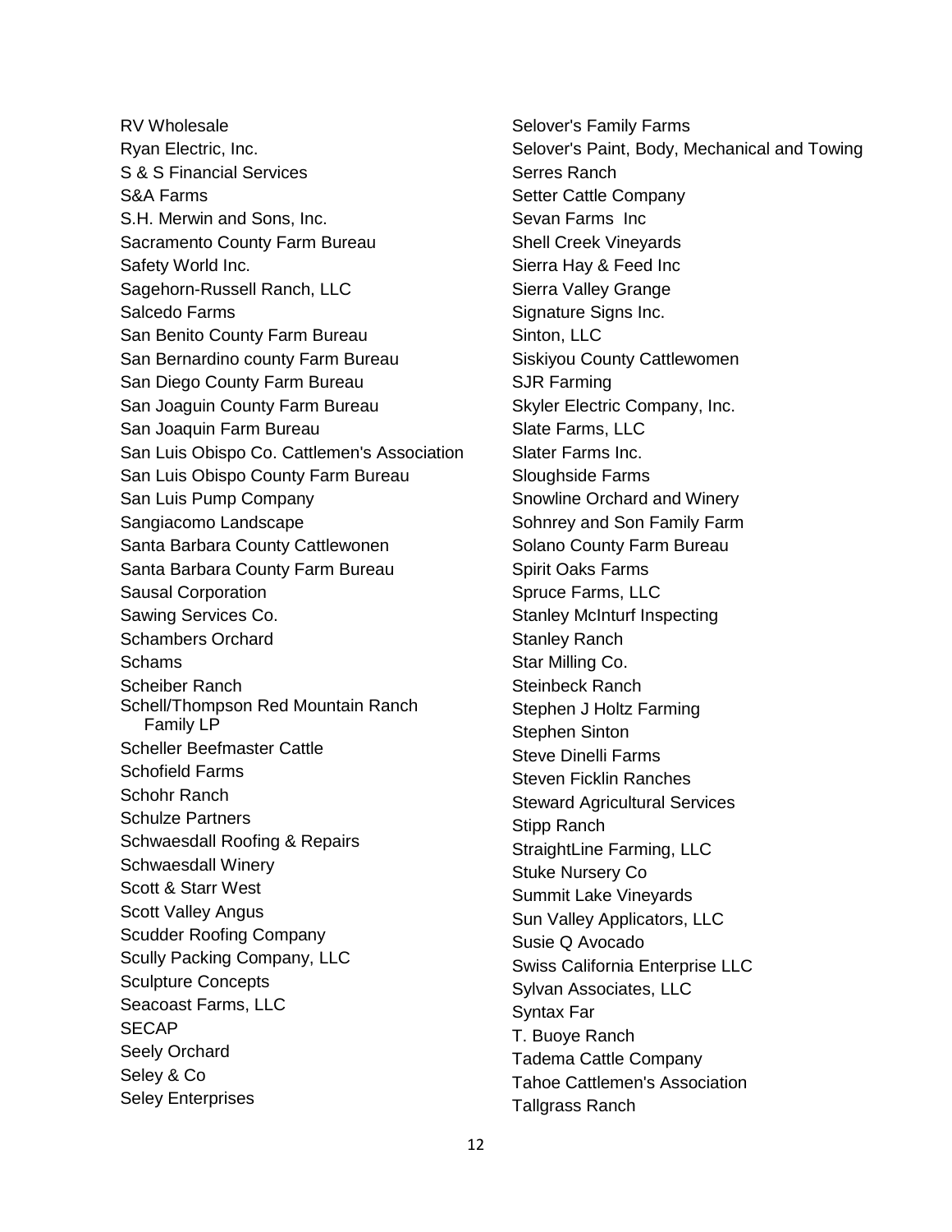RV Wholesale
Ryan Electric, Inc.
S & S Financial Services
S&A Farms
S.H. Merwin and Sons, Inc.
Sacramento County Farm Bureau
Safety World Inc.
Sagehorn-Russell Ranch, LLC
Salcedo Farms
San Benito County Farm Bureau
San Bernardino county Farm Bureau
San Diego County Farm Bureau
San Joaquin County Farm Bureau
San Joaquin Farm Bureau
San Luis Obispo Co. Cattlemen's Association
San Luis Obispo County Farm Bureau
San Luis Pump Company
Sangiacomo Landscape
Santa Barbara County Cattlewonen
Santa Barbara County Farm Bureau
Sausal Corporation
Sawing Services Co.
Schambers Orchard
Schams
Scheiber Ranch
Schell/Thompson Red Mountain Ranch Family LP
Scheller Beefmaster Cattle
Schofield Farms
Schohr Ranch
Schulze Partners
Schwaesdall Roofing & Repairs
Schwaesdall Winery
Scott & Starr West
Scott Valley Angus
Scudder Roofing Company
Scully Packing Company, LLC
Sculpture Concepts
Seacoast Farms, LLC
SECAP
Seely Orchard
Seley & Co
Seley Enterprises
Selover's Family Farms
Selover's Paint, Body, Mechanical and Towing
Serres Ranch
Setter Cattle Company
Sevan Farms Inc
Shell Creek Vineyards
Sierra Hay & Feed Inc
Sierra Valley Grange
Signature Signs Inc.
Sinton, LLC
Siskiyou County Cattlewomen
SJR Farming
Skyler Electric Company, Inc.
Slate Farms, LLC
Slater Farms Inc.
Sloughside Farms
Snowline Orchard and Winery
Sohnrey and Son Family Farm
Solano County Farm Bureau
Spirit Oaks Farms
Spruce Farms, LLC
Stanley McInturf Inspecting
Stanley Ranch
Star Milling Co.
Steinbeck Ranch
Stephen J Holtz Farming
Stephen Sinton
Steve Dinelli Farms
Steven Ficklin Ranches
Steward Agricultural Services
Stipp Ranch
StraightLine Farming, LLC
Stuke Nursery Co
Summit Lake Vineyards
Sun Valley Applicators, LLC
Susie Q Avocado
Swiss California Enterprise LLC
Sylvan Associates, LLC
Syntax Far
T. Buoye Ranch
Tadema Cattle Company
Tahoe Cattlemen's Association
Tallgrass Ranch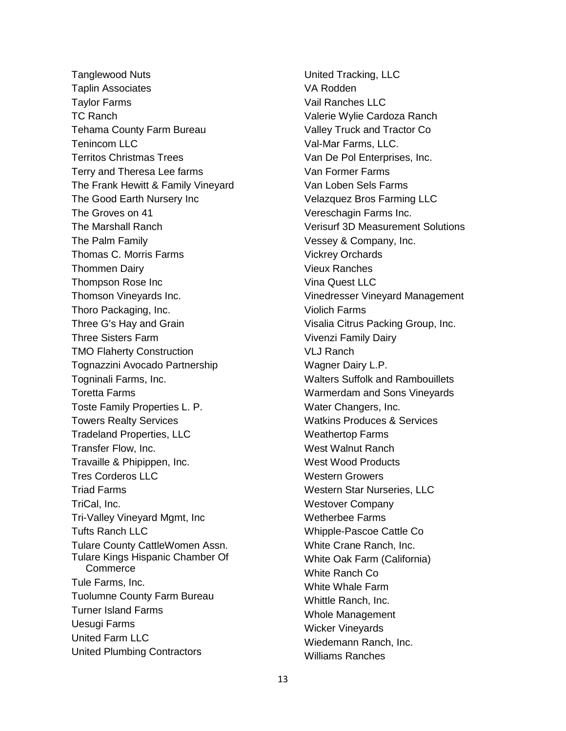Tanglewood Nuts
Taplin Associates
Taylor Farms
TC Ranch
Tehama County Farm Bureau
Tenincom LLC
Territos Christmas Trees
Terry and Theresa Lee farms
The Frank Hewitt & Family Vineyard
The Good Earth Nursery Inc
The Groves on 41
The Marshall Ranch
The Palm Family
Thomas C. Morris Farms
Thommen Dairy
Thompson Rose Inc
Thomson Vineyards Inc.
Thoro Packaging, Inc.
Three G's Hay and Grain
Three Sisters Farm
TMO Flaherty Construction
Tognazzini Avocado Partnership
Togninali Farms, Inc.
Toretta Farms
Toste Family Properties L. P.
Towers Realty Services
Tradeland Properties, LLC
Transfer Flow, Inc.
Travaille & Phipippen, Inc.
Tres Corderos LLC
Triad Farms
TriCal, Inc.
Tri-Valley Vineyard Mgmt, Inc
Tufts Ranch LLC
Tulare County CattleWomen Assn.
Tulare Kings Hispanic Chamber Of Commerce
Tule Farms, Inc.
Tuolumne County Farm Bureau
Turner Island Farms
Uesugi Farms
United Farm LLC
United Plumbing Contractors
United Tracking, LLC
VA Rodden
Vail Ranches LLC
Valerie Wylie Cardoza Ranch
Valley Truck and Tractor Co
Val-Mar Farms, LLC.
Van De Pol Enterprises, Inc.
Van Former Farms
Van Loben Sels Farms
Velazquez Bros Farming LLC
Vereschagin Farms Inc.
Verisurf 3D Measurement Solutions
Vessey & Company, Inc.
Vickrey Orchards
Vieux Ranches
Vina Quest LLC
Vinedresser Vineyard Management
Violich Farms
Visalia Citrus Packing Group, Inc.
Vivenzi Family Dairy
VLJ Ranch
Wagner Dairy L.P.
Walters Suffolk and Rambouillets
Warmerdam and Sons Vineyards
Water Changers, Inc.
Watkins Produces & Services
Weathertop Farms
West Walnut Ranch
West Wood Products
Western Growers
Western Star Nurseries, LLC
Westover Company
Wetherbee Farms
Whipple-Pascoe Cattle Co
White Crane Ranch, Inc.
White Oak Farm (California)
White Ranch Co
White Whale Farm
Whittle Ranch, Inc.
Whole Management
Wicker Vineyards
Wiedemann Ranch, Inc.
Williams Ranches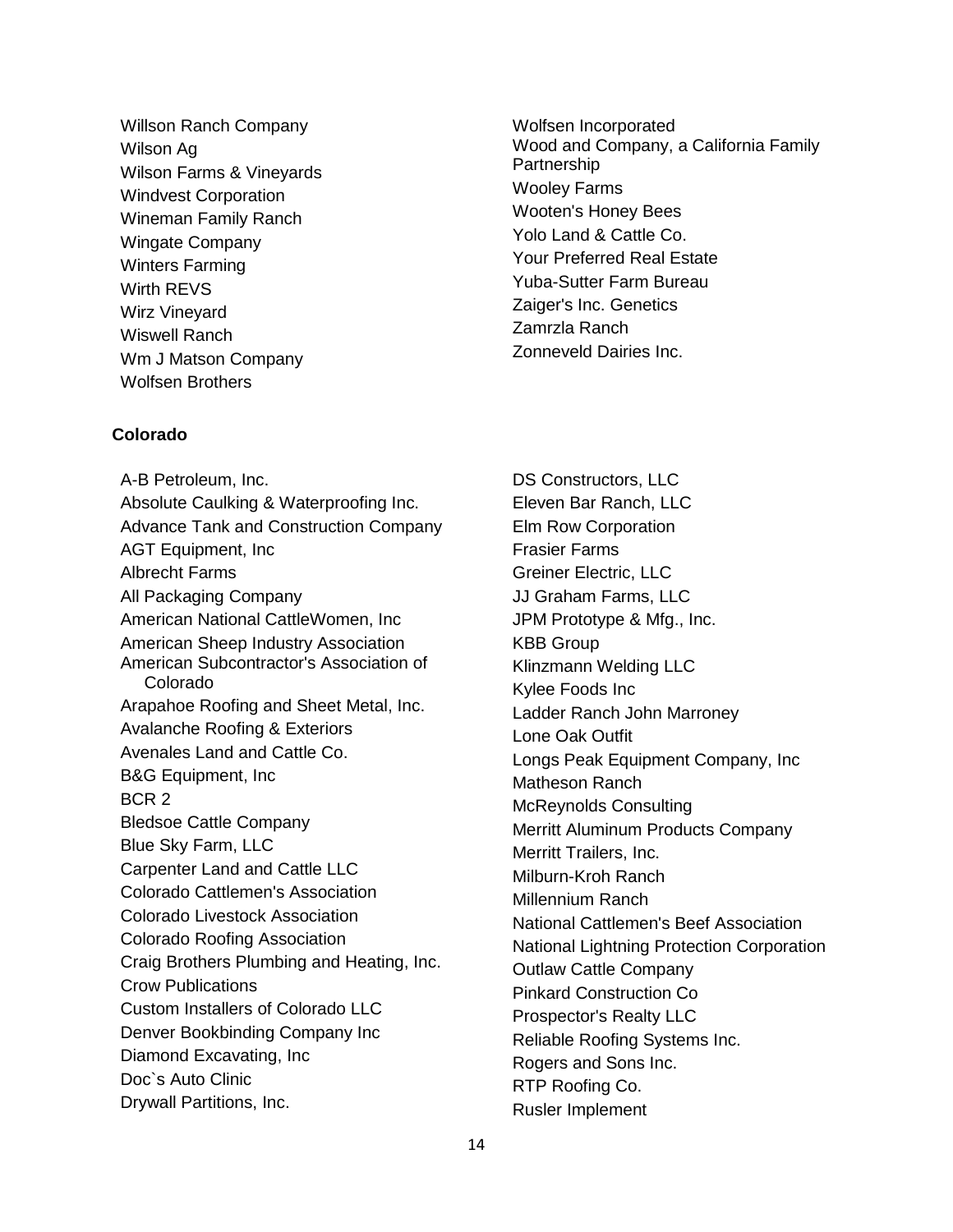Willson Ranch Company
Wilson Ag
Wilson Farms & Vineyards
Windvest Corporation
Wineman Family Ranch
Wingate Company
Winters Farming
Wirth REVS
Wirz Vineyard
Wiswell Ranch
Wm J Matson Company
Wolfsen Brothers
Wolfsen Incorporated
Wood and Company, a California Family Partnership
Wooley Farms
Wooten's Honey Bees
Yolo Land & Cattle Co.
Your Preferred Real Estate
Yuba-Sutter Farm Bureau
Zaiger's Inc. Genetics
Zamrzla Ranch
Zonneveld Dairies Inc.

**Colorado**

A-B Petroleum, Inc.
Absolute Caulking & Waterproofing Inc.
Advance Tank and Construction Company
AGT Equipment, Inc
Albrecht Farms
All Packaging Company
American National CattleWomen, Inc
American Sheep Industry Association
American Subcontractor's Association of Colorado
Arapahoe Roofing and Sheet Metal, Inc.
Avalanche Roofing & Exteriors
Avenales Land and Cattle Co.
B&G Equipment, Inc
BCR 2
Bledsoe Cattle Company
Blue Sky Farm, LLC
Carpenter Land and Cattle LLC
Colorado Cattlemen's Association
Colorado Livestock Association
Colorado Roofing Association
Craig Brothers Plumbing and Heating, Inc.
Crow Publications
Custom Installers of Colorado LLC
Denver Bookbinding Company Inc
Diamond Excavating, Inc
Doc`s Auto Clinic
Drywall Partitions, Inc.
DS Constructors, LLC
Eleven Bar Ranch, LLC
Elm Row Corporation
Frasier Farms
Greiner Electric, LLC
JJ Graham Farms, LLC
JPM Prototype & Mfg., Inc.
KBB Group
Klinzmann Welding LLC
Kylee Foods Inc
Ladder Ranch John Marroney
Lone Oak Outfit
Longs Peak Equipment Company, Inc
Matheson Ranch
McReynolds Consulting
Merritt Aluminum Products Company
Merritt Trailers, Inc.
Milburn-Kroh Ranch
Millennium Ranch
National Cattlemen's Beef Association
National Lightning Protection Corporation
Outlaw Cattle Company
Pinkard Construction Co
Prospector's Realty LLC
Reliable Roofing Systems Inc.
Rogers and Sons Inc.
RTP Roofing Co.
Rusler Implement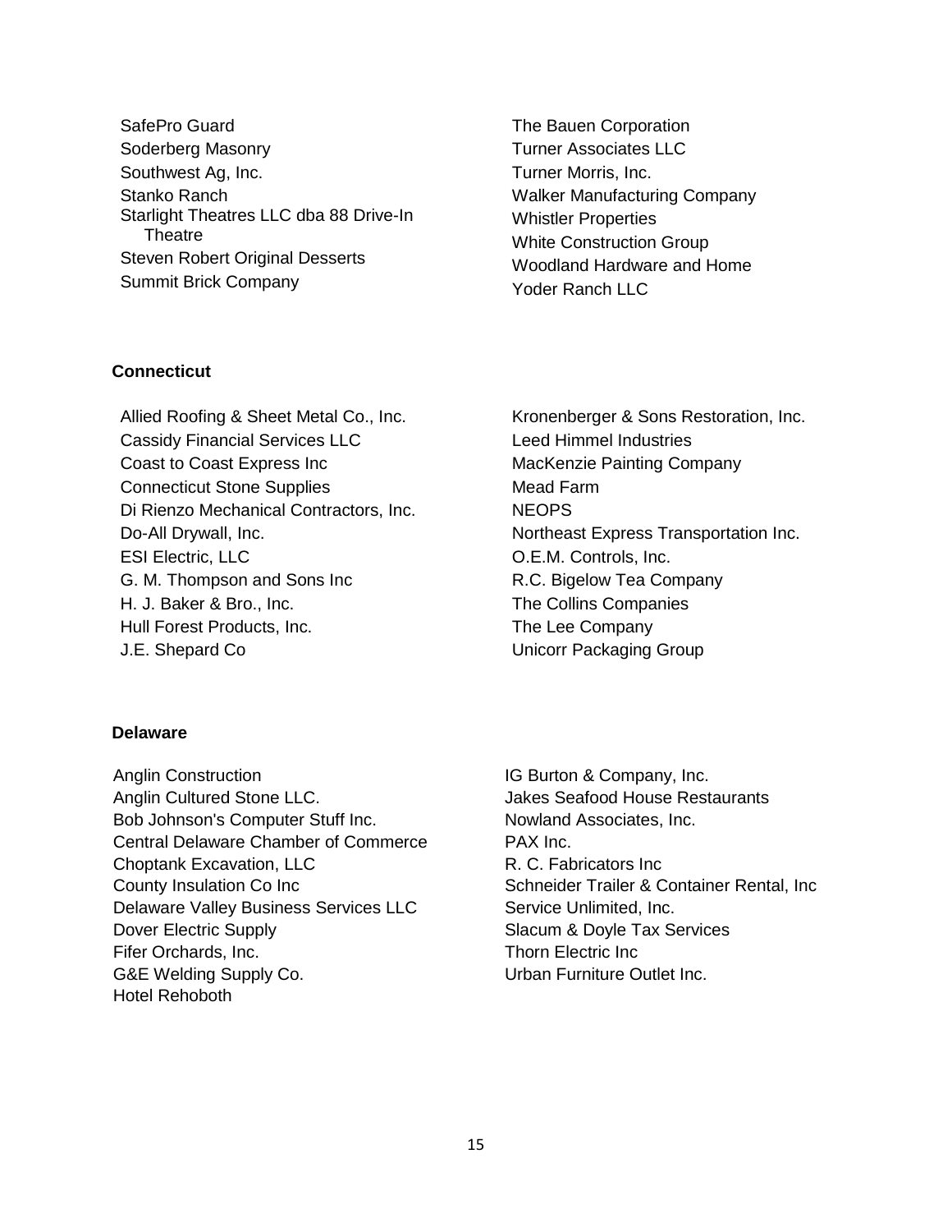SafePro Guard
Soderberg Masonry
Southwest Ag, Inc.
Stanko Ranch
Starlight Theatres LLC dba 88 Drive-In Theatre
Steven Robert Original Desserts
Summit Brick Company
The Bauen Corporation
Turner Associates LLC
Turner Morris, Inc.
Walker Manufacturing Company
Whistler Properties
White Construction Group
Woodland Hardware and Home
Yoder Ranch LLC

**Connecticut**

Allied Roofing & Sheet Metal Co., Inc.
Cassidy Financial Services LLC
Coast to Coast Express Inc
Connecticut Stone Supplies
Di Rienzo Mechanical Contractors, Inc.
Do-All Drywall, Inc.
ESI Electric, LLC
G. M. Thompson and Sons Inc
H. J. Baker & Bro., Inc.
Hull Forest Products, Inc.
J.E. Shepard Co
Kronenberger & Sons Restoration, Inc.
Leed Himmel Industries
MacKenzie Painting Company
Mead Farm
NEOPS
Northeast Express Transportation Inc.
O.E.M. Controls, Inc.
R.C. Bigelow Tea Company
The Collins Companies
The Lee Company
Unicorr Packaging Group

**Delaware**

Anglin Construction
Anglin Cultured Stone LLC.
Bob Johnson's Computer Stuff Inc.
Central Delaware Chamber of Commerce
Choptank Excavation, LLC
County Insulation Co Inc
Delaware Valley Business Services LLC
Dover Electric Supply
Fifer Orchards, Inc.
G&E Welding Supply Co.
Hotel Rehoboth
IG Burton & Company, Inc.
Jakes Seafood House Restaurants
Nowland Associates, Inc.
PAX Inc.
R. C. Fabricators Inc
Schneider Trailer & Container Rental, Inc
Service Unlimited, Inc.
Slacum & Doyle Tax Services
Thorn Electric Inc
Urban Furniture Outlet Inc.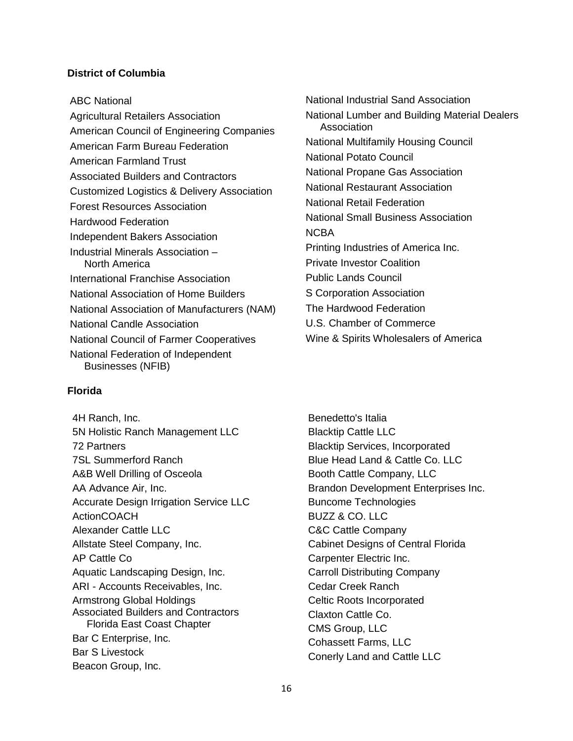**District of Columbia**

ABC National
Agricultural Retailers Association
American Council of Engineering Companies
American Farm Bureau Federation
American Farmland Trust
Associated Builders and Contractors
Customized Logistics & Delivery Association
Forest Resources Association
Hardwood Federation
Independent Bakers Association
Industrial Minerals Association – North America
International Franchise Association
National Association of Home Builders
National Association of Manufacturers (NAM)
National Candle Association
National Council of Farmer Cooperatives
National Federation of Independent Businesses (NFIB)
National Industrial Sand Association
National Lumber and Building Material Dealers Association
National Multifamily Housing Council
National Potato Council
National Propane Gas Association
National Restaurant Association
National Retail Federation
National Small Business Association
NCBA
Printing Industries of America Inc.
Private Investor Coalition
Public Lands Council
S Corporation Association
The Hardwood Federation
U.S. Chamber of Commerce
Wine & Spirits Wholesalers of America

**Florida**

4H Ranch, Inc.
5N Holistic Ranch Management LLC
72 Partners
7SL Summerford Ranch
A&B Well Drilling of Osceola
AA Advance Air, Inc.
Accurate Design Irrigation Service LLC
ActionCOACH
Alexander Cattle LLC
Allstate Steel Company, Inc.
AP Cattle Co
Aquatic Landscaping Design, Inc.
ARI - Accounts Receivables, Inc.
Armstrong Global Holdings
Associated Builders and Contractors Florida East Coast Chapter
Bar C Enterprise, Inc.
Bar S Livestock
Beacon Group, Inc.
Benedetto's Italia
Blacktip Cattle LLC
Blacktip Services, Incorporated
Blue Head Land & Cattle Co. LLC
Booth Cattle Company, LLC
Brandon Development Enterprises Inc.
Buncome Technologies
BUZZ & CO. LLC
C&C Cattle Company
Cabinet Designs of Central Florida
Carpenter Electric Inc.
Carroll Distributing Company
Cedar Creek Ranch
Celtic Roots Incorporated
Claxton Cattle Co.
CMS Group, LLC
Cohassett Farms, LLC
Conerly Land and Cattle LLC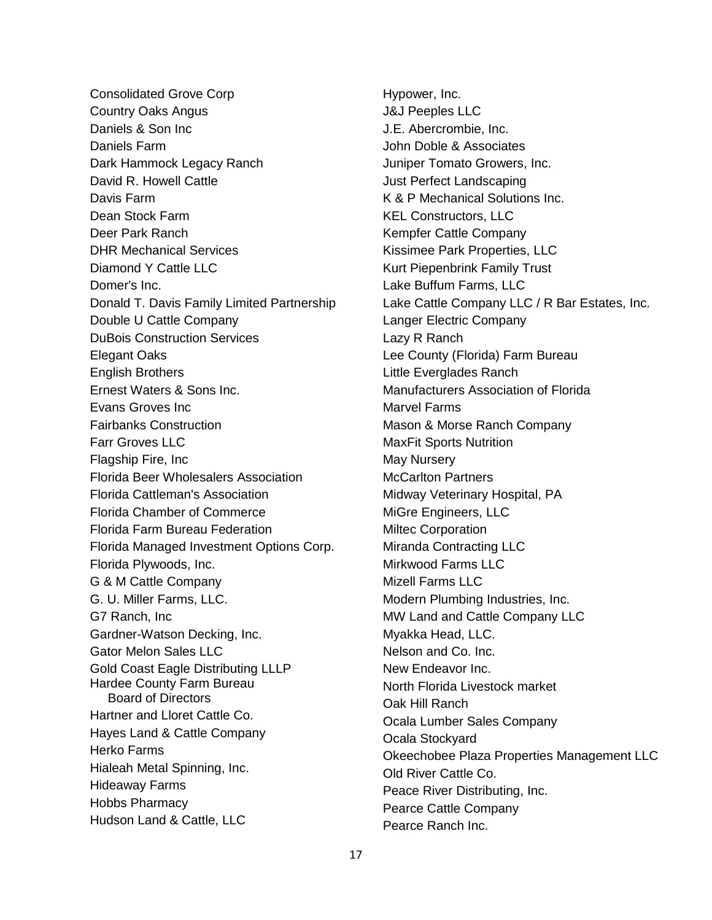Consolidated Grove Corp
Country Oaks Angus
Daniels & Son Inc
Daniels Farm
Dark Hammock Legacy Ranch
David R. Howell Cattle
Davis Farm
Dean Stock Farm
Deer Park Ranch
DHR Mechanical Services
Diamond Y Cattle LLC
Domer's Inc.
Donald T. Davis Family Limited Partnership
Double U Cattle Company
DuBois Construction Services
Elegant Oaks
English Brothers
Ernest Waters & Sons Inc.
Evans Groves Inc
Fairbanks Construction
Farr Groves LLC
Flagship Fire, Inc
Florida Beer Wholesalers Association
Florida Cattleman's Association
Florida Chamber of Commerce
Florida Farm Bureau Federation
Florida Managed Investment Options Corp.
Florida Plywoods, Inc.
G & M Cattle Company
G. U. Miller Farms, LLC.
G7 Ranch, Inc
Gardner-Watson Decking, Inc.
Gator Melon Sales LLC
Gold Coast Eagle Distributing LLLP
Hardee County Farm Bureau
  Board of Directors
Hartner and Lloret Cattle Co.
Hayes Land & Cattle Company
Herko Farms
Hialeah Metal Spinning, Inc.
Hideaway Farms
Hobbs Pharmacy
Hudson Land & Cattle, LLC

Hypower, Inc.
J&J Peeples LLC
J.E. Abercrombie, Inc.
John Doble & Associates
Juniper Tomato Growers, Inc.
Just Perfect Landscaping
K & P Mechanical Solutions Inc.
KEL Constructors, LLC
Kempfer Cattle Company
Kissimee Park Properties, LLC
Kurt Piepenbrink Family Trust
Lake Buffum Farms, LLC
Lake Cattle Company LLC / R Bar Estates, Inc.
Langer Electric Company
Lazy R Ranch
Lee County (Florida) Farm Bureau
Little Everglades Ranch
Manufacturers Association of Florida
Marvel Farms
Mason & Morse Ranch Company
MaxFit Sports Nutrition
May Nursery
McCarlton Partners
Midway Veterinary Hospital, PA
MiGre Engineers, LLC
Miltec Corporation
Miranda Contracting LLC
Mirkwood Farms LLC
Mizell Farms LLC
Modern Plumbing Industries, Inc.
MW Land and Cattle Company LLC
Myakka Head, LLC.
Nelson and Co. Inc.
New Endeavor Inc.
North Florida Livestock market
Oak Hill Ranch
Ocala Lumber Sales Company
Ocala Stockyard
Okeechobee Plaza Properties Management LLC
Old River Cattle Co.
Peace River Distributing, Inc.
Pearce Cattle Company
Pearce Ranch Inc.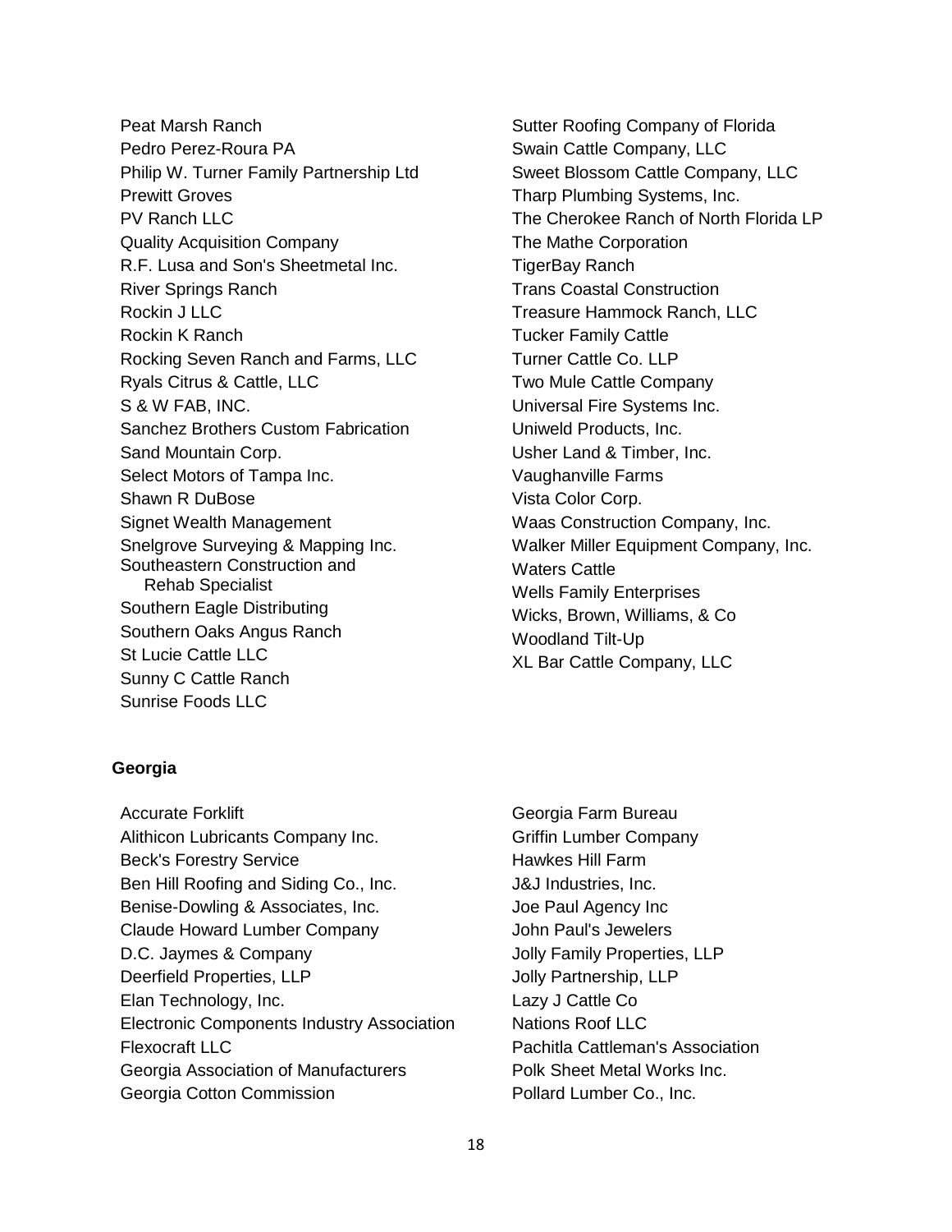Peat Marsh Ranch
Pedro Perez-Roura PA
Philip W. Turner Family Partnership Ltd
Prewitt Groves
PV Ranch LLC
Quality Acquisition Company
R.F. Lusa and Son's Sheetmetal Inc.
River Springs Ranch
Rockin J LLC
Rockin K Ranch
Rocking Seven Ranch and Farms, LLC
Ryals Citrus & Cattle, LLC
S & W FAB, INC.
Sanchez Brothers Custom Fabrication
Sand Mountain Corp.
Select Motors of Tampa Inc.
Shawn R DuBose
Signet Wealth Management
Snelgrove Surveying & Mapping Inc.
Southeastern Construction and Rehab Specialist
Southern Eagle Distributing
Southern Oaks Angus Ranch
St Lucie Cattle LLC
Sunny C Cattle Ranch
Sunrise Foods LLC
Sutter Roofing Company of Florida
Swain Cattle Company, LLC
Sweet Blossom Cattle Company, LLC
Tharp Plumbing Systems, Inc.
The Cherokee Ranch of North Florida LP
The Mathe Corporation
TigerBay Ranch
Trans Coastal Construction
Treasure Hammock Ranch, LLC
Tucker Family Cattle
Turner Cattle Co. LLP
Two Mule Cattle Company
Universal Fire Systems Inc.
Uniweld Products, Inc.
Usher Land & Timber, Inc.
Vaughanville Farms
Vista Color Corp.
Waas Construction Company, Inc.
Walker Miller Equipment Company, Inc.
Waters Cattle
Wells Family Enterprises
Wicks, Brown, Williams, & Co
Woodland Tilt-Up
XL Bar Cattle Company, LLC

**Georgia**

Accurate Forklift
Alithicon Lubricants Company Inc.
Beck's Forestry Service
Ben Hill Roofing and Siding Co., Inc.
Benise-Dowling & Associates, Inc.
Claude Howard Lumber Company
D.C. Jaymes & Company
Deerfield Properties, LLP
Elan Technology, Inc.
Electronic Components Industry Association
Flexocraft LLC
Georgia Association of Manufacturers
Georgia Cotton Commission
Georgia Farm Bureau
Griffin Lumber Company
Hawkes Hill Farm
J&J Industries, Inc.
Joe Paul Agency Inc
John Paul's Jewelers
Jolly Family Properties, LLP
Jolly Partnership, LLP
Lazy J Cattle Co
Nations Roof LLC
Pachitla Cattleman's Association
Polk Sheet Metal Works Inc.
Pollard Lumber Co., Inc.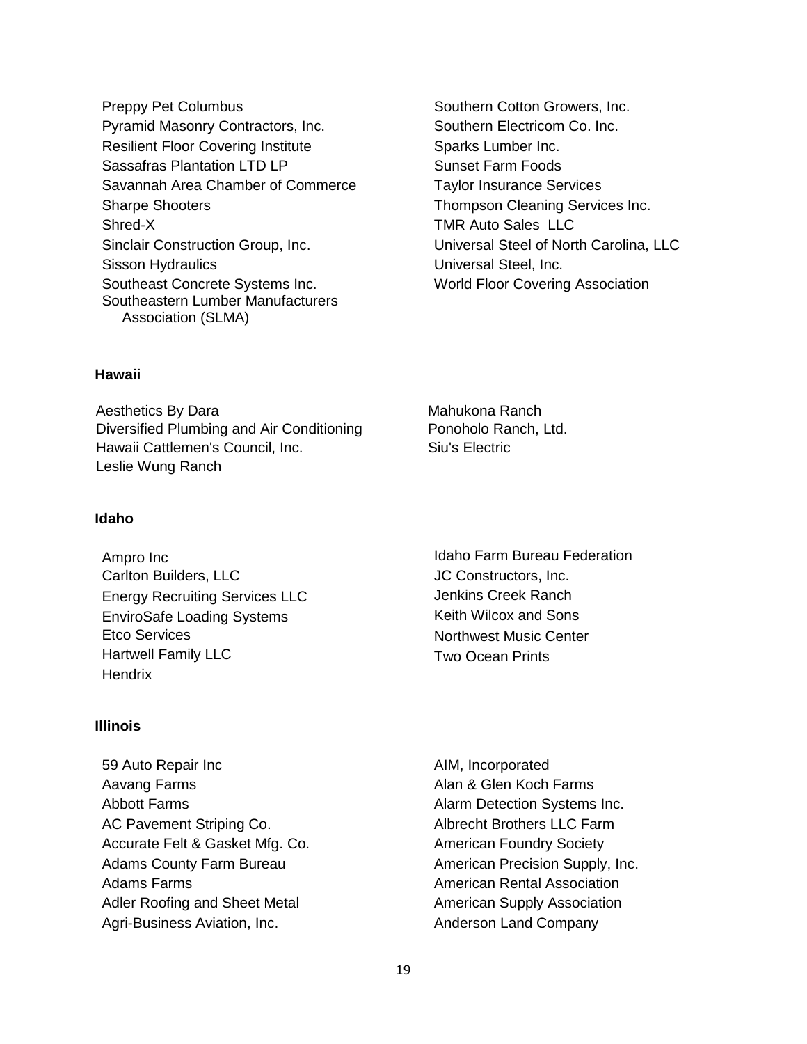Preppy Pet Columbus
Pyramid Masonry Contractors, Inc.
Resilient Floor Covering Institute
Sassafras Plantation LTD LP
Savannah Area Chamber of Commerce
Sharpe Shooters
Shred-X
Sinclair Construction Group, Inc.
Sisson Hydraulics
Southeast Concrete Systems Inc.
Southeastern Lumber Manufacturers Association (SLMA)
Southern Cotton Growers, Inc.
Southern Electricom Co. Inc.
Sparks Lumber Inc.
Sunset Farm Foods
Taylor Insurance Services
Thompson Cleaning Services Inc.
TMR Auto Sales LLC
Universal Steel of North Carolina, LLC
Universal Steel, Inc.
World Floor Covering Association

**Hawaii**

Aesthetics By Dara
Diversified Plumbing and Air Conditioning
Hawaii Cattlemen's Council, Inc.
Leslie Wung Ranch
Mahukona Ranch
Ponoholo Ranch, Ltd.
Siu's Electric

**Idaho**

Ampro Inc
Carlton Builders, LLC
Energy Recruiting Services LLC
EnviroSafe Loading Systems
Etco Services
Hartwell Family LLC
Hendrix
Idaho Farm Bureau Federation
JC Constructors, Inc.
Jenkins Creek Ranch
Keith Wilcox and Sons
Northwest Music Center
Two Ocean Prints

**Illinois**

59 Auto Repair Inc
Aavang Farms
Abbott Farms
AC Pavement Striping Co.
Accurate Felt & Gasket Mfg. Co.
Adams County Farm Bureau
Adams Farms
Adler Roofing and Sheet Metal
Agri-Business Aviation, Inc.
AIM, Incorporated
Alan & Glen Koch Farms
Alarm Detection Systems Inc.
Albrecht Brothers LLC Farm
American Foundry Society
American Precision Supply, Inc.
American Rental Association
American Supply Association
Anderson Land Company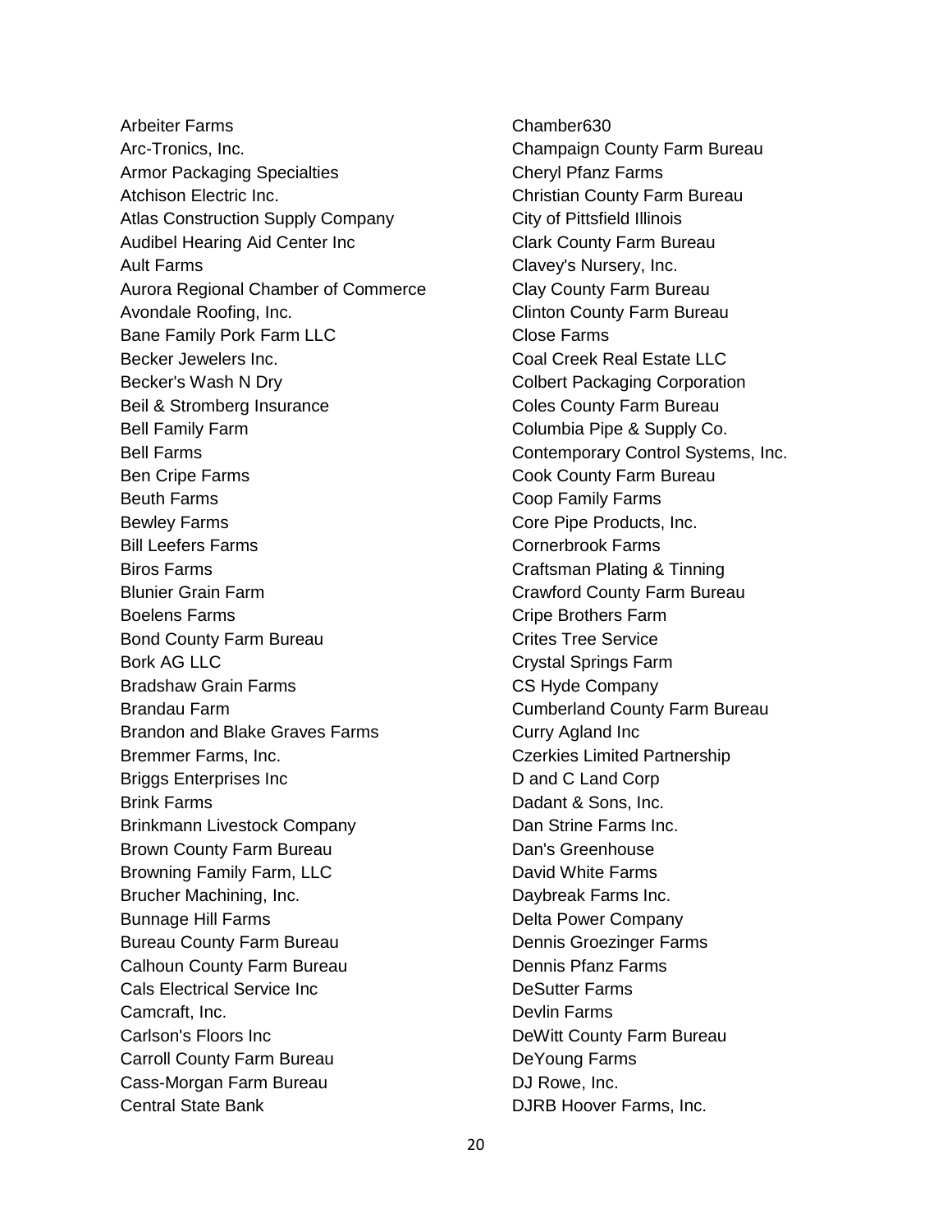Arbeiter Farms
Arc-Tronics, Inc.
Armor Packaging Specialties
Atchison Electric Inc.
Atlas Construction Supply Company
Audibel Hearing Aid Center Inc
Ault Farms
Aurora Regional Chamber of Commerce
Avondale Roofing, Inc.
Bane Family Pork Farm LLC
Becker Jewelers Inc.
Becker's Wash N Dry
Beil & Stromberg Insurance
Bell Family Farm
Bell Farms
Ben Cripe Farms
Beuth Farms
Bewley Farms
Bill Leefers Farms
Biros Farms
Blunier Grain Farm
Boelens Farms
Bond County Farm Bureau
Bork AG LLC
Bradshaw Grain Farms
Brandau Farm
Brandon and Blake Graves Farms
Bremmer Farms, Inc.
Briggs Enterprises Inc
Brink Farms
Brinkmann Livestock Company
Brown County Farm Bureau
Browning Family Farm, LLC
Brucher Machining, Inc.
Bunnage Hill Farms
Bureau County Farm Bureau
Calhoun County Farm Bureau
Cals Electrical Service Inc
Camcraft, Inc.
Carlson's Floors Inc
Carroll County Farm Bureau
Cass-Morgan Farm Bureau
Central State Bank
Chamber630
Champaign County Farm Bureau
Cheryl Pfanz Farms
Christian County Farm Bureau
City of Pittsfield Illinois
Clark County Farm Bureau
Clavey's Nursery, Inc.
Clay County Farm Bureau
Clinton County Farm Bureau
Close Farms
Coal Creek Real Estate LLC
Colbert Packaging Corporation
Coles County Farm Bureau
Columbia Pipe & Supply Co.
Contemporary Control Systems, Inc.
Cook County Farm Bureau
Coop Family Farms
Core Pipe Products, Inc.
Cornerbrook Farms
Craftsman Plating & Tinning
Crawford County Farm Bureau
Cripe Brothers Farm
Crites Tree Service
Crystal Springs Farm
CS Hyde Company
Cumberland County Farm Bureau
Curry Agland Inc
Czerkies Limited Partnership
D and C Land Corp
Dadant & Sons, Inc.
Dan Strine Farms Inc.
Dan's Greenhouse
David White Farms
Daybreak Farms Inc.
Delta Power Company
Dennis Groezinger Farms
Dennis Pfanz Farms
DeSutter Farms
Devlin Farms
DeWitt County Farm Bureau
DeYoung Farms
DJ Rowe, Inc.
DJRB Hoover Farms, Inc.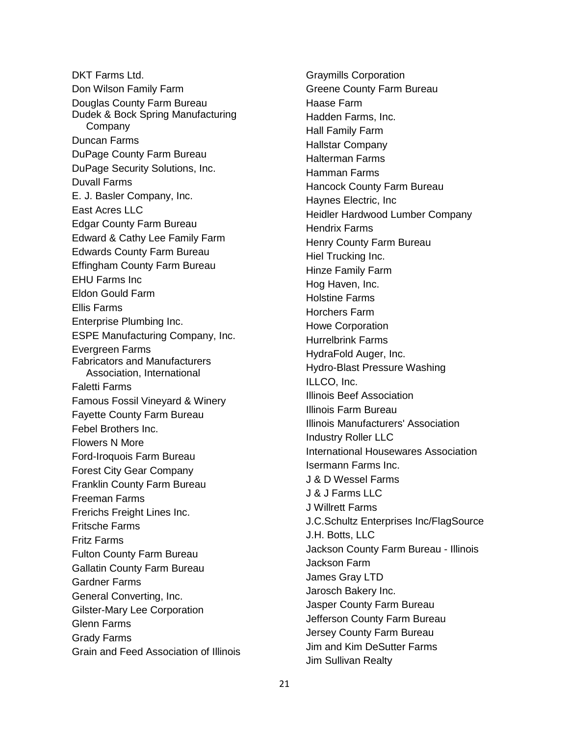DKT Farms Ltd.
Don Wilson Family Farm
Douglas County Farm Bureau
Dudek & Bock Spring Manufacturing Company
Duncan Farms
DuPage County Farm Bureau
DuPage Security Solutions, Inc.
Duvall Farms
E. J. Basler Company, Inc.
East Acres LLC
Edgar County Farm Bureau
Edward & Cathy Lee Family Farm
Edwards County Farm Bureau
Effingham County Farm Bureau
EHU Farms Inc
Eldon Gould Farm
Ellis Farms
Enterprise Plumbing Inc.
ESPE Manufacturing Company, Inc.
Evergreen Farms
Fabricators and Manufacturers Association, International
Faletti Farms
Famous Fossil Vineyard & Winery
Fayette County Farm Bureau
Febel Brothers Inc.
Flowers N More
Ford-Iroquois Farm Bureau
Forest City Gear Company
Franklin County Farm Bureau
Freeman Farms
Frerichs Freight Lines Inc.
Fritsche Farms
Fritz Farms
Fulton County Farm Bureau
Gallatin County Farm Bureau
Gardner Farms
General Converting, Inc.
Gilster-Mary Lee Corporation
Glenn Farms
Grady Farms
Grain and Feed Association of Illinois
Graymills Corporation
Greene County Farm Bureau
Haase Farm
Hadden Farms, Inc.
Hall Family Farm
Hallstar Company
Halterman Farms
Hamman Farms
Hancock County Farm Bureau
Haynes Electric, Inc
Heidler Hardwood Lumber Company
Hendrix Farms
Henry County Farm Bureau
Hiel Trucking Inc.
Hinze Family Farm
Hog Haven, Inc.
Holstine Farms
Horchers Farm
Howe Corporation
Hurrelbrink Farms
HydraFold Auger, Inc.
Hydro-Blast Pressure Washing
ILLCO, Inc.
Illinois Beef Association
Illinois Farm Bureau
Illinois Manufacturers' Association
Industry Roller LLC
International Housewares Association
Isermann Farms Inc.
J & D Wessel Farms
J & J Farms LLC
J Willrett Farms
J.C.Schultz Enterprises Inc/FlagSource
J.H. Botts, LLC
Jackson County Farm Bureau - Illinois
Jackson Farm
James Gray LTD
Jarosch Bakery Inc.
Jasper County Farm Bureau
Jefferson County Farm Bureau
Jersey County Farm Bureau
Jim and Kim DeSutter Farms
Jim Sullivan Realty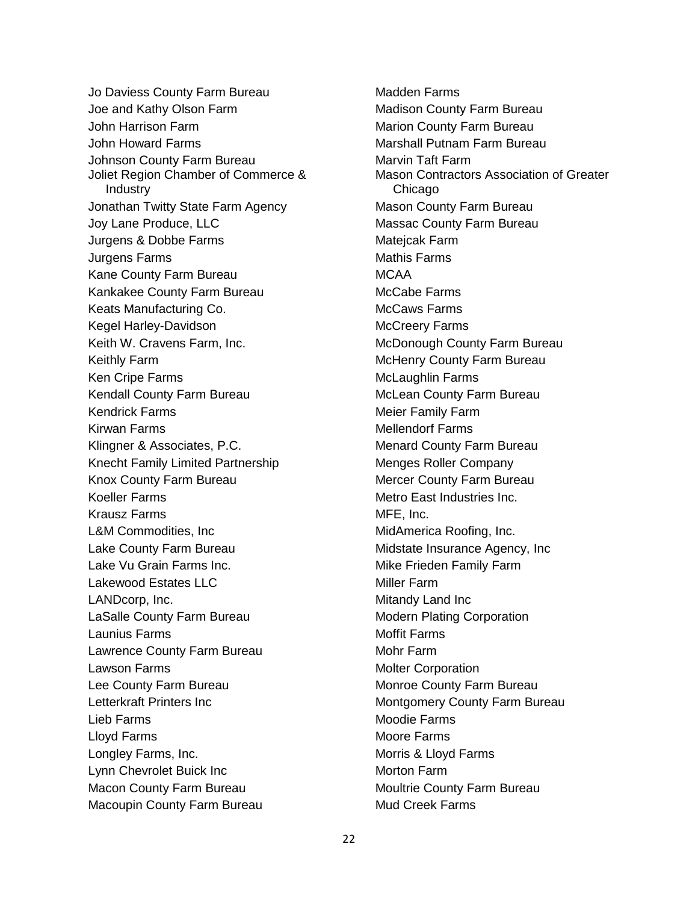Jo Daviess County Farm Bureau
Joe and Kathy Olson Farm
John Harrison Farm
John Howard Farms
Johnson County Farm Bureau
Joliet Region Chamber of Commerce & Industry
Jonathan Twitty State Farm Agency
Joy Lane Produce, LLC
Jurgens & Dobbe Farms
Jurgens Farms
Kane County Farm Bureau
Kankakee County Farm Bureau
Keats Manufacturing Co.
Kegel Harley-Davidson
Keith W. Cravens Farm, Inc.
Keithly Farm
Ken Cripe Farms
Kendall County Farm Bureau
Kendrick Farms
Kirwan Farms
Klingner & Associates, P.C.
Knecht Family Limited Partnership
Knox County Farm Bureau
Koeller Farms
Krausz Farms
L&M Commodities, Inc
Lake County Farm Bureau
Lake Vu Grain Farms Inc.
Lakewood Estates LLC
LANDcorp, Inc.
LaSalle County Farm Bureau
Launius Farms
Lawrence County Farm Bureau
Lawson Farms
Lee County Farm Bureau
Letterkraft Printers Inc
Lieb Farms
Lloyd Farms
Longley Farms, Inc.
Lynn Chevrolet Buick Inc
Macon County Farm Bureau
Macoupin County Farm Bureau
Madden Farms
Madison County Farm Bureau
Marion County Farm Bureau
Marshall Putnam Farm Bureau
Marvin Taft Farm
Mason Contractors Association of Greater Chicago
Mason County Farm Bureau
Massac County Farm Bureau
Matejcak Farm
Mathis Farms
MCAA
McCabe Farms
McCaws Farms
McCreery Farms
McDonough County Farm Bureau
McHenry County Farm Bureau
McLaughlin Farms
McLean County Farm Bureau
Meier Family Farm
Mellendorf Farms
Menard County Farm Bureau
Menges Roller Company
Mercer County Farm Bureau
Metro East Industries Inc.
MFE, Inc.
MidAmerica Roofing, Inc.
Midstate Insurance Agency, Inc
Mike Frieden Family Farm
Miller Farm
Mitandy Land Inc
Modern Plating Corporation
Moffit Farms
Mohr Farm
Molter Corporation
Monroe County Farm Bureau
Montgomery County Farm Bureau
Moodie Farms
Moore Farms
Morris & Lloyd Farms
Morton Farm
Moultrie County Farm Bureau
Mud Creek Farms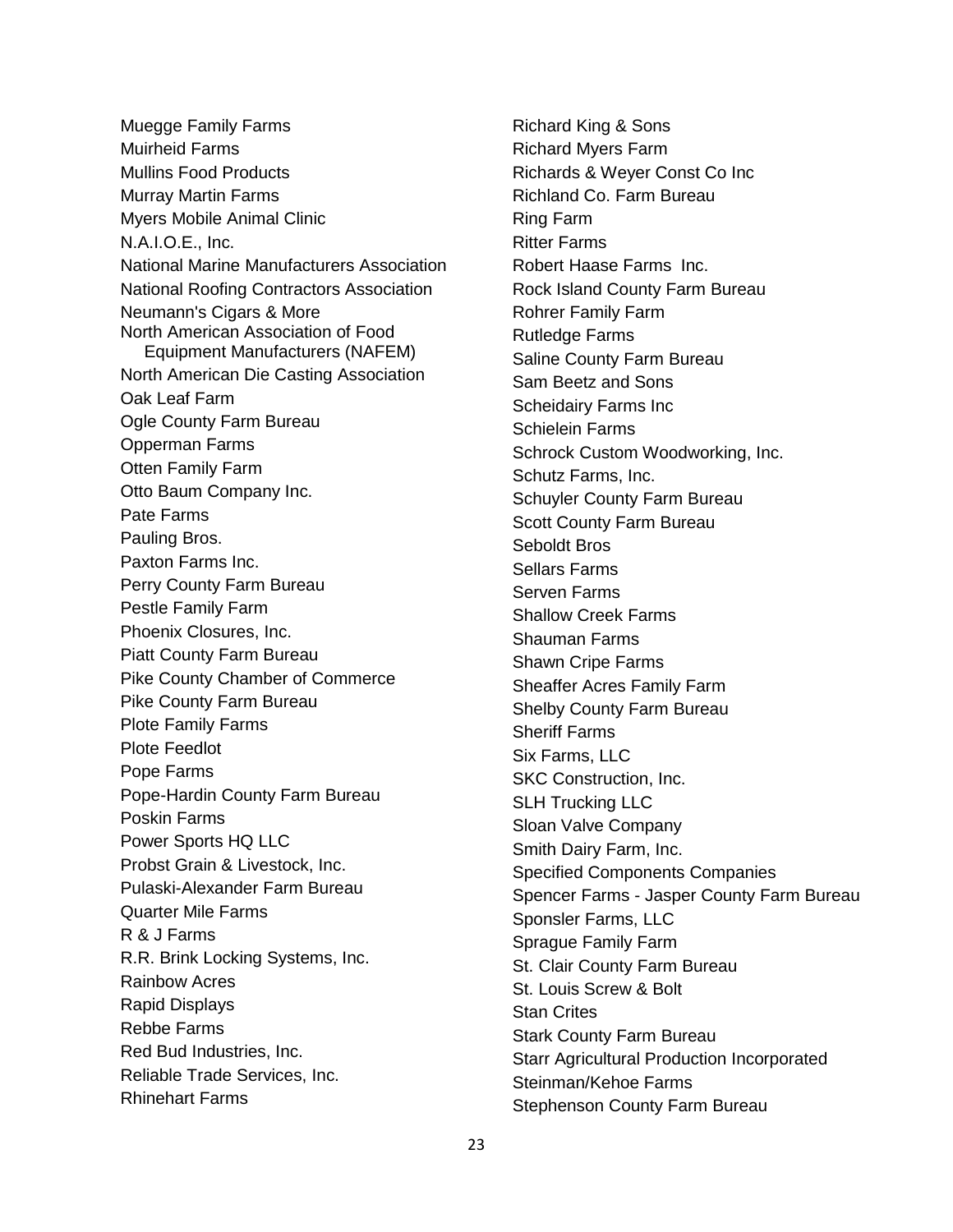Muegge Family Farms
Muirheid Farms
Mullins Food Products
Murray Martin Farms
Myers Mobile Animal Clinic
N.A.I.O.E., Inc.
National Marine Manufacturers Association
National Roofing Contractors Association
Neumann's Cigars & More
North American Association of Food Equipment Manufacturers (NAFEM)
North American Die Casting Association
Oak Leaf Farm
Ogle County Farm Bureau
Opperman Farms
Otten Family Farm
Otto Baum Company Inc.
Pate Farms
Pauling Bros.
Paxton Farms Inc.
Perry County Farm Bureau
Pestle Family Farm
Phoenix Closures, Inc.
Piatt County Farm Bureau
Pike County Chamber of Commerce
Pike County Farm Bureau
Plote Family Farms
Plote Feedlot
Pope Farms
Pope-Hardin County Farm Bureau
Poskin Farms
Power Sports HQ LLC
Probst Grain & Livestock, Inc.
Pulaski-Alexander Farm Bureau
Quarter Mile Farms
R & J Farms
R.R. Brink Locking Systems, Inc.
Rainbow Acres
Rapid Displays
Rebbe Farms
Red Bud Industries, Inc.
Reliable Trade Services, Inc.
Rhinehart Farms
Richard King & Sons
Richard Myers Farm
Richards & Weyer Const Co Inc
Richland Co. Farm Bureau
Ring Farm
Ritter Farms
Robert Haase Farms Inc.
Rock Island County Farm Bureau
Rohrer Family Farm
Rutledge Farms
Saline County Farm Bureau
Sam Beetz and Sons
Scheidairy Farms Inc
Schielein Farms
Schrock Custom Woodworking, Inc.
Schutz Farms, Inc.
Schuyler County Farm Bureau
Scott County Farm Bureau
Seboldt Bros
Sellars Farms
Serven Farms
Shallow Creek Farms
Shauman Farms
Shawn Cripe Farms
Sheaffer Acres Family Farm
Shelby County Farm Bureau
Sheriff Farms
Six Farms, LLC
SKC Construction, Inc.
SLH Trucking LLC
Sloan Valve Company
Smith Dairy Farm, Inc.
Specified Components Companies
Spencer Farms - Jasper County Farm Bureau
Sponsler Farms, LLC
Sprague Family Farm
St. Clair County Farm Bureau
St. Louis Screw & Bolt
Stan Crites
Stark County Farm Bureau
Starr Agricultural Production Incorporated
Steinman/Kehoe Farms
Stephenson County Farm Bureau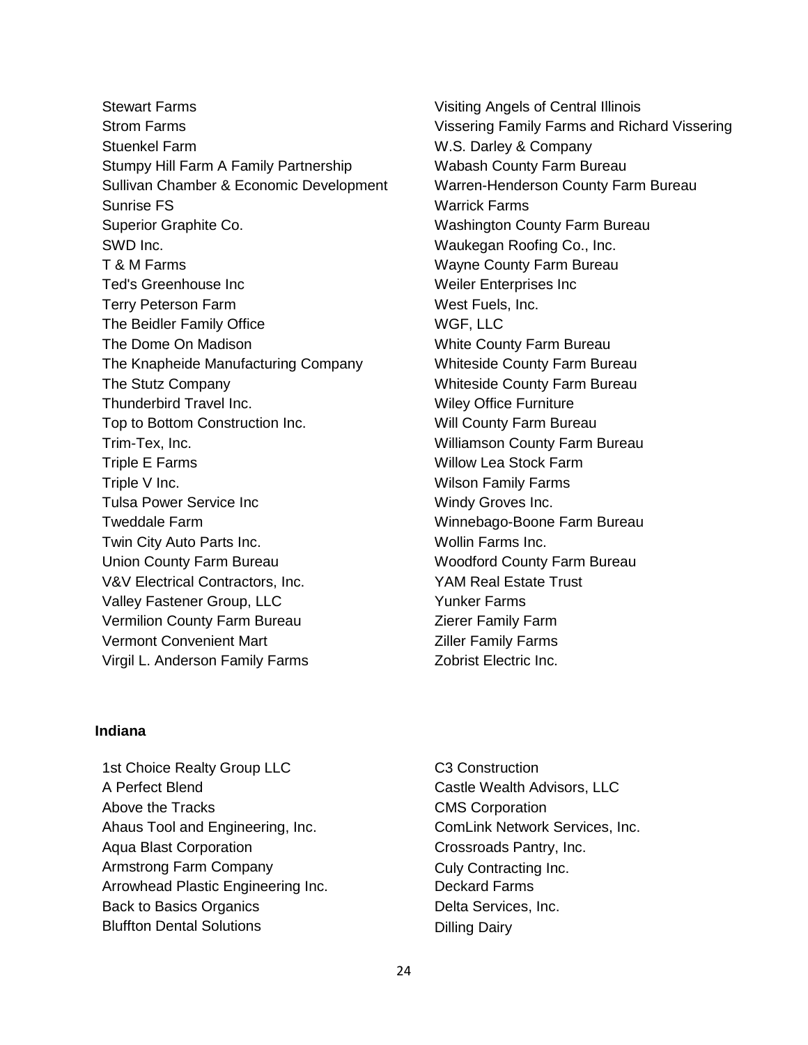Stewart Farms
Strom Farms
Stuenkel Farm
Stumpy Hill Farm A Family Partnership
Sullivan Chamber & Economic Development
Sunrise FS
Superior Graphite Co.
SWD Inc.
T & M Farms
Ted's Greenhouse Inc
Terry Peterson Farm
The Beidler Family Office
The Dome On Madison
The Knapheide Manufacturing Company
The Stutz Company
Thunderbird Travel Inc.
Top to Bottom Construction Inc.
Trim-Tex, Inc.
Triple E Farms
Triple V Inc.
Tulsa Power Service Inc
Tweddale Farm
Twin City Auto Parts Inc.
Union County Farm Bureau
V&V Electrical Contractors, Inc.
Valley Fastener Group, LLC
Vermilion County Farm Bureau
Vermont Convenient Mart
Virgil L. Anderson Family Farms
Visiting Angels of Central Illinois
Vissering Family Farms and Richard Vissering
W.S. Darley & Company
Wabash County Farm Bureau
Warren-Henderson County Farm Bureau
Warrick Farms
Washington County Farm Bureau
Waukegan Roofing Co., Inc.
Wayne County Farm Bureau
Weiler Enterprises Inc
West Fuels, Inc.
WGF, LLC
White County Farm Bureau
Whiteside County Farm Bureau
Whiteside County Farm Bureau
Wiley Office Furniture
Will County Farm Bureau
Williamson County Farm Bureau
Willow Lea Stock Farm
Wilson Family Farms
Windy Groves Inc.
Winnebago-Boone Farm Bureau
Wollin Farms Inc.
Woodford County Farm Bureau
YAM Real Estate Trust
Yunker Farms
Zierer Family Farm
Ziller Family Farms
Zobrist Electric Inc.

**Indiana**

1st Choice Realty Group LLC
A Perfect Blend
Above the Tracks
Ahaus Tool and Engineering, Inc.
Aqua Blast Corporation
Armstrong Farm Company
Arrowhead Plastic Engineering Inc.
Back to Basics Organics
Bluffton Dental Solutions
C3 Construction
Castle Wealth Advisors, LLC
CMS Corporation
ComLink Network Services, Inc.
Crossroads Pantry, Inc.
Culy Contracting Inc.
Deckard Farms
Delta Services, Inc.
Dilling Dairy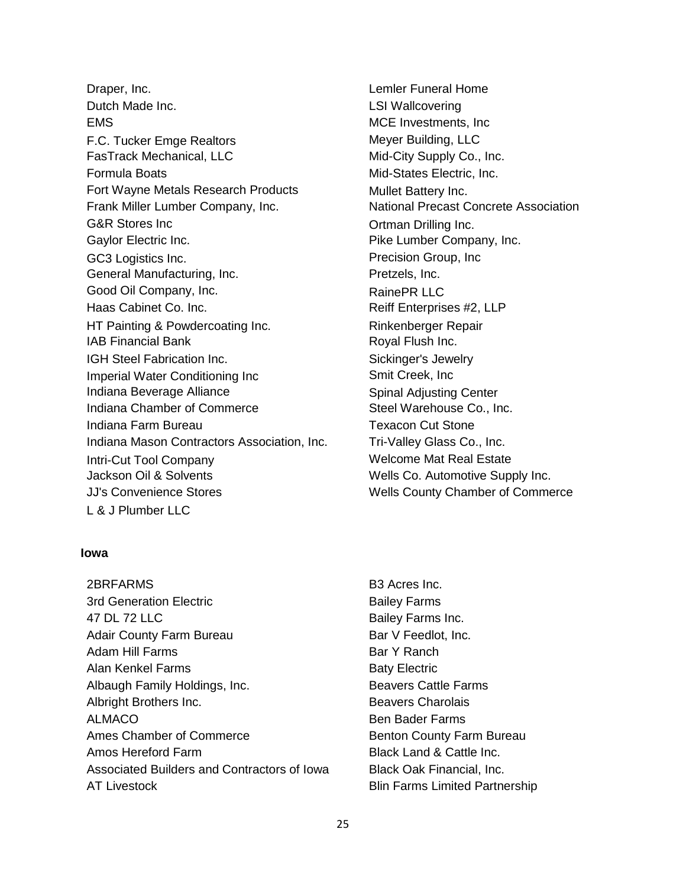Draper, Inc.
Dutch Made Inc.
EMS
F.C. Tucker Emge Realtors
FasTrack Mechanical, LLC
Formula Boats
Fort Wayne Metals Research Products
Frank Miller Lumber Company, Inc.
G&R Stores Inc
Gaylor Electric Inc.
GC3 Logistics Inc.
General Manufacturing, Inc.
Good Oil Company, Inc.
Haas Cabinet Co. Inc.
HT Painting & Powdercoating Inc.
IAB Financial Bank
IGH Steel Fabrication Inc.
Imperial Water Conditioning Inc
Indiana Beverage Alliance
Indiana Chamber of Commerce
Indiana Farm Bureau
Indiana Mason Contractors Association, Inc.
Intri-Cut Tool Company
Jackson Oil & Solvents
JJ's Convenience Stores
L & J Plumber LLC
Lemler Funeral Home
LSI Wallcovering
MCE Investments, Inc
Meyer Building, LLC
Mid-City Supply Co., Inc.
Mid-States Electric, Inc.
Mullet Battery Inc.
National Precast Concrete Association
Ortman Drilling Inc.
Pike Lumber Company, Inc.
Precision Group, Inc
Pretzels, Inc.
RainePR LLC
Reiff Enterprises #2, LLP
Rinkenberger Repair
Royal Flush Inc.
Sickinger's Jewelry
Smit Creek, Inc
Spinal Adjusting Center
Steel Warehouse Co., Inc.
Texacon Cut Stone
Tri-Valley Glass Co., Inc.
Welcome Mat Real Estate
Wells Co. Automotive Supply Inc.
Wells County Chamber of Commerce

**Iowa**

2BRFARMS
3rd Generation Electric
47 DL 72 LLC
Adair County Farm Bureau
Adam Hill Farms
Alan Kenkel Farms
Albaugh Family Holdings, Inc.
Albright Brothers Inc.
ALMACO
Ames Chamber of Commerce
Amos Hereford Farm
Associated Builders and Contractors of Iowa
AT Livestock
B3 Acres Inc.
Bailey Farms
Bailey Farms Inc.
Bar V Feedlot, Inc.
Bar Y Ranch
Baty Electric
Beavers Cattle Farms
Beavers Charolais
Ben Bader Farms
Benton County Farm Bureau
Black Land & Cattle Inc.
Black Oak Financial, Inc.
Blin Farms Limited Partnership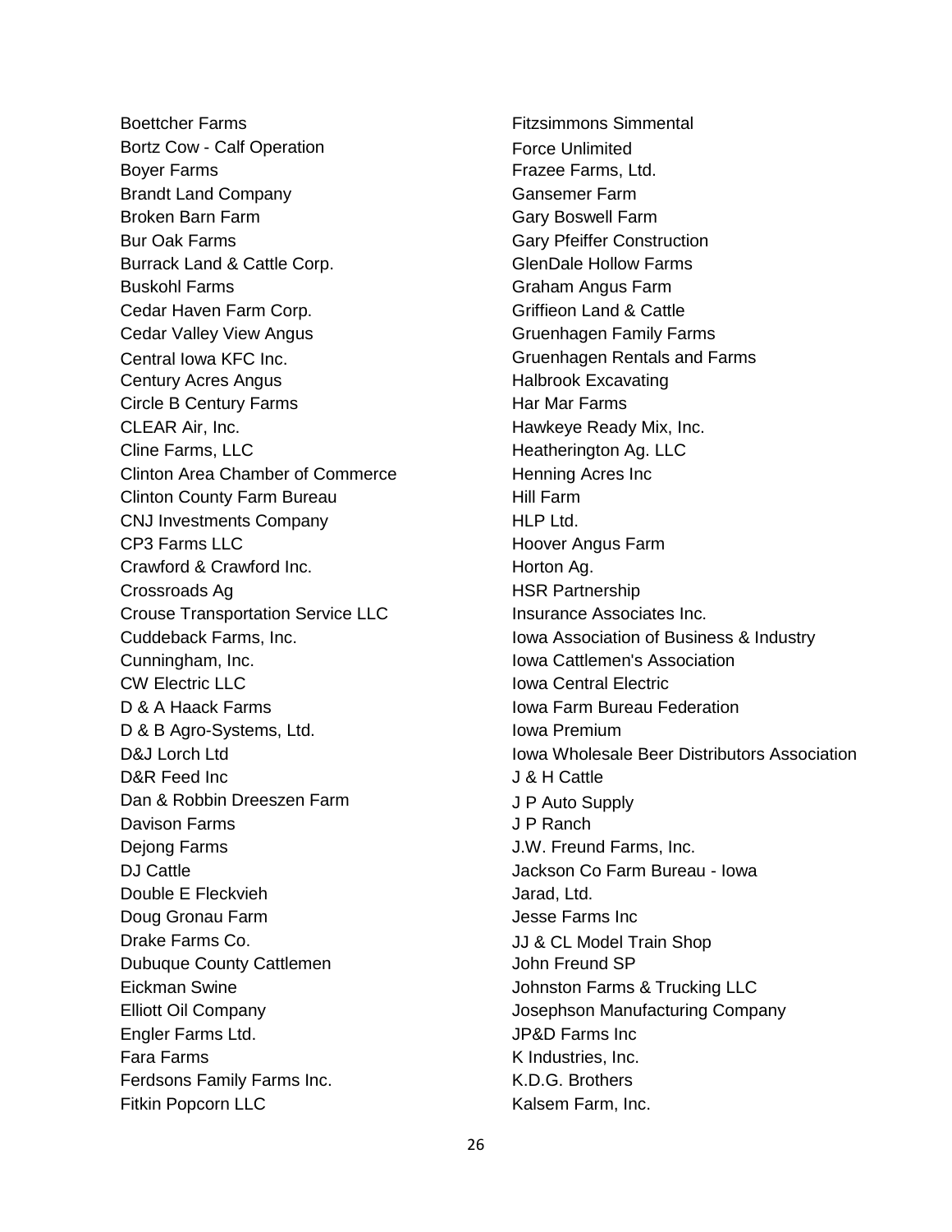Boettcher Farms
Bortz Cow - Calf Operation
Boyer Farms
Brandt Land Company
Broken Barn Farm
Bur Oak Farms
Burrack Land & Cattle Corp.
Buskohl Farms
Cedar Haven Farm Corp.
Cedar Valley View Angus
Central Iowa KFC Inc.
Century Acres Angus
Circle B Century Farms
CLEAR Air, Inc.
Cline Farms, LLC
Clinton Area Chamber of Commerce
Clinton County Farm Bureau
CNJ Investments Company
CP3 Farms LLC
Crawford & Crawford Inc.
Crossroads Ag
Crouse Transportation Service LLC
Cuddeback Farms, Inc.
Cunningham, Inc.
CW Electric LLC
D & A Haack Farms
D & B Agro-Systems, Ltd.
D&J Lorch Ltd
D&R Feed Inc
Dan & Robbin Dreeszen Farm
Davison Farms
Dejong Farms
DJ Cattle
Double E Fleckvieh
Doug Gronau Farm
Drake Farms Co.
Dubuque County Cattlemen
Eickman Swine
Elliott Oil Company
Engler Farms Ltd.
Fara Farms
Ferdsons Family Farms Inc.
Fitkin Popcorn LLC
Fitzsimmons Simmental
Force Unlimited
Frazee Farms, Ltd.
Gansemer Farm
Gary Boswell Farm
Gary Pfeiffer Construction
GlenDale Hollow Farms
Graham Angus Farm
Griffieon Land & Cattle
Gruenhagen Family Farms
Gruenhagen Rentals and Farms
Halbrook Excavating
Har Mar Farms
Hawkeye Ready Mix, Inc.
Heatherington Ag. LLC
Henning Acres Inc
Hill Farm
HLP Ltd.
Hoover Angus Farm
Horton Ag.
HSR Partnership
Insurance Associates Inc.
Iowa Association of Business & Industry
Iowa Cattlemen's Association
Iowa Central Electric
Iowa Farm Bureau Federation
Iowa Premium
Iowa Wholesale Beer Distributors Association
J & H Cattle
J P Auto Supply
J P Ranch
J.W. Freund Farms, Inc.
Jackson Co Farm Bureau - Iowa
Jarad, Ltd.
Jesse Farms Inc
JJ & CL Model Train Shop
John Freund SP
Johnston Farms & Trucking LLC
Josephson Manufacturing Company
JP&D Farms Inc
K Industries, Inc.
K.D.G. Brothers
Kalsem Farm, Inc.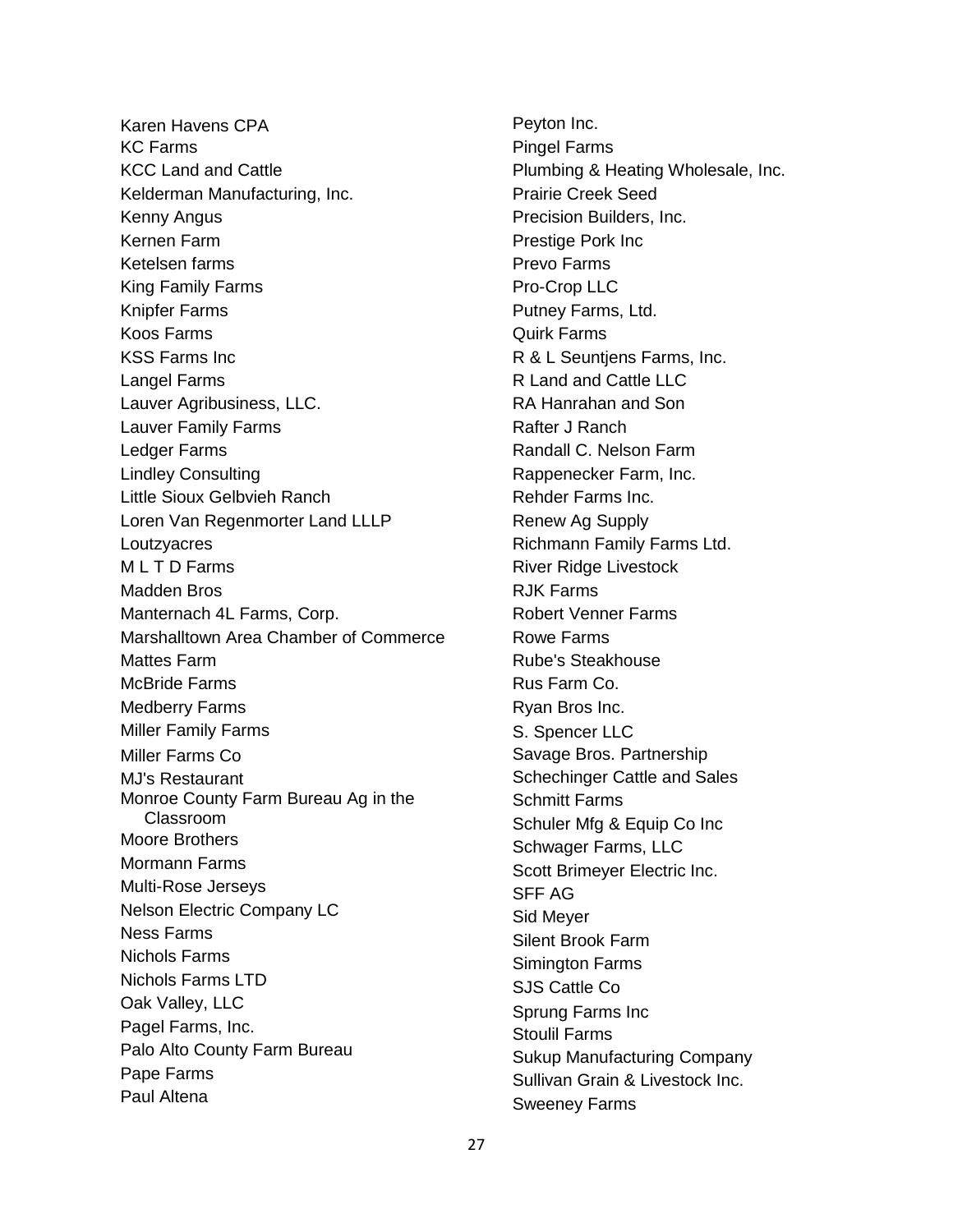Karen Havens CPA
KC Farms
KCC Land and Cattle
Kelderman Manufacturing, Inc.
Kenny Angus
Kernen Farm
Ketelsen farms
King Family Farms
Knipfer Farms
Koos Farms
KSS Farms Inc
Langel Farms
Lauver Agribusiness, LLC.
Lauver Family Farms
Ledger Farms
Lindley Consulting
Little Sioux Gelbvieh Ranch
Loren Van Regenmorter Land LLLP
Loutzyacres
M L T D Farms
Madden Bros
Manternach 4L Farms, Corp.
Marshalltown Area Chamber of Commerce
Mattes Farm
McBride Farms
Medberry Farms
Miller Family Farms
Miller Farms Co
MJ's Restaurant
Monroe County Farm Bureau Ag in the Classroom
Moore Brothers
Mormann Farms
Multi-Rose Jerseys
Nelson Electric Company LC
Ness Farms
Nichols Farms
Nichols Farms LTD
Oak Valley, LLC
Pagel Farms, Inc.
Palo Alto County Farm Bureau
Pape Farms
Paul Altena
Peyton Inc.
Pingel Farms
Plumbing & Heating Wholesale, Inc.
Prairie Creek Seed
Precision Builders, Inc.
Prestige Pork Inc
Prevo Farms
Pro-Crop LLC
Putney Farms, Ltd.
Quirk Farms
R & L Seuntjens Farms, Inc.
R Land and Cattle LLC
RA Hanrahan and Son
Rafter J Ranch
Randall C. Nelson Farm
Rappenecker Farm, Inc.
Rehder Farms Inc.
Renew Ag Supply
Richmann Family Farms Ltd.
River Ridge Livestock
RJK Farms
Robert Venner Farms
Rowe Farms
Rube's Steakhouse
Rus Farm Co.
Ryan Bros Inc.
S. Spencer LLC
Savage Bros. Partnership
Schechinger Cattle and Sales
Schmitt Farms
Schuler Mfg & Equip Co Inc
Schwager Farms, LLC
Scott Brimeyer Electric Inc.
SFF AG
Sid Meyer
Silent Brook Farm
Simington Farms
SJS Cattle Co
Sprung Farms Inc
Stoulil Farms
Sukup Manufacturing Company
Sullivan Grain & Livestock Inc.
Sweeney Farms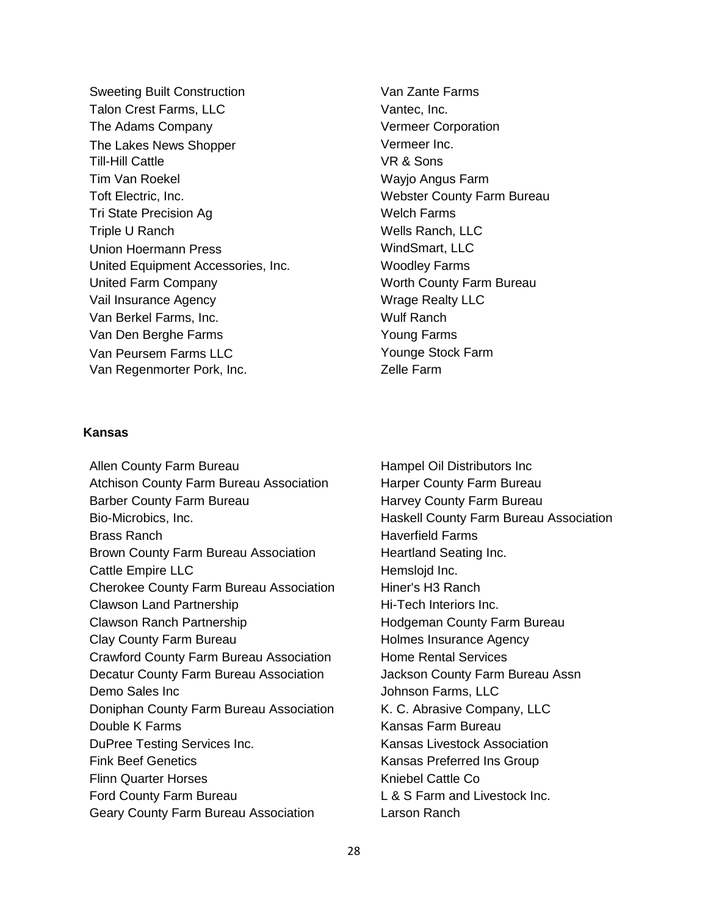Sweeting Built Construction
Talon Crest Farms, LLC
The Adams Company
The Lakes News Shopper
Till-Hill Cattle
Tim Van Roekel
Toft Electric, Inc.
Tri State Precision Ag
Triple U Ranch
Union Hoermann Press
United Equipment Accessories, Inc.
United Farm Company
Vail Insurance Agency
Van Berkel Farms, Inc.
Van Den Berghe Farms
Van Peursem Farms LLC
Van Regenmorter Pork, Inc.
Van Zante Farms
Vantec, Inc.
Vermeer Corporation
Vermeer Inc.
VR & Sons
Wayjo Angus Farm
Webster County Farm Bureau
Welch Farms
Wells Ranch, LLC
WindSmart, LLC
Woodley Farms
Worth County Farm Bureau
Wrage Realty LLC
Wulf Ranch
Young Farms
Younge Stock Farm
Zelle Farm

**Kansas**

Allen County Farm Bureau
Atchison County Farm Bureau Association
Barber County Farm Bureau
Bio-Microbics, Inc.
Brass Ranch
Brown County Farm Bureau Association
Cattle Empire LLC
Cherokee County Farm Bureau Association
Clawson Land Partnership
Clawson Ranch Partnership
Clay County Farm Bureau
Crawford County Farm Bureau Association
Decatur County Farm Bureau Association
Demo Sales Inc
Doniphan County Farm Bureau Association
Double K Farms
DuPree Testing Services Inc.
Fink Beef Genetics
Flinn Quarter Horses
Ford County Farm Bureau
Geary County Farm Bureau Association
Hampel Oil Distributors Inc
Harper County Farm Bureau
Harvey County Farm Bureau
Haskell County Farm Bureau Association
Haverfield Farms
Heartland Seating Inc.
Hemslojd Inc.
Hiner's H3 Ranch
Hi-Tech Interiors Inc.
Hodgeman County Farm Bureau
Holmes Insurance Agency
Home Rental Services
Jackson County Farm Bureau Assn
Johnson Farms, LLC
K. C. Abrasive Company, LLC
Kansas Farm Bureau
Kansas Livestock Association
Kansas Preferred Ins Group
Kniebel Cattle Co
L & S Farm and Livestock Inc.
Larson Ranch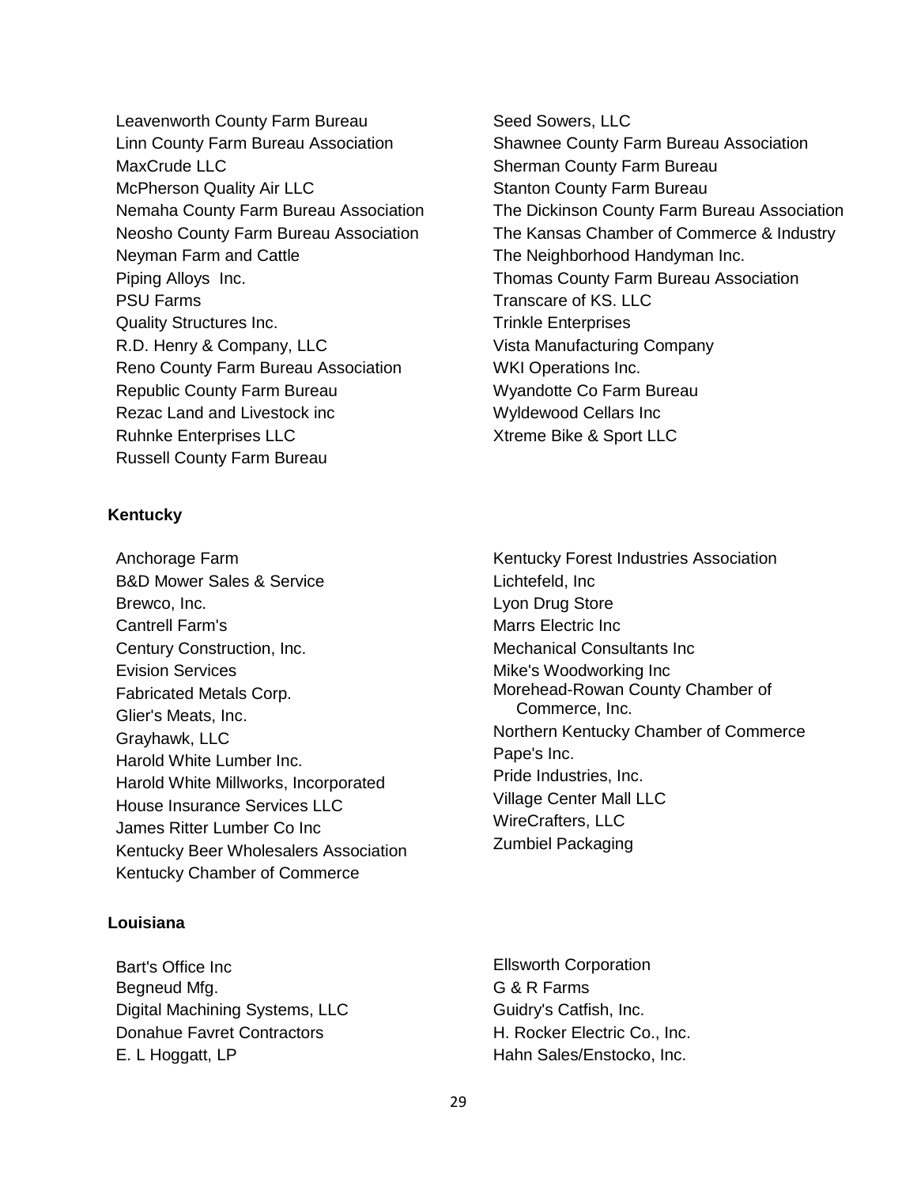Leavenworth County Farm Bureau
Linn County Farm Bureau Association
MaxCrude LLC
McPherson Quality Air LLC
Nemaha County Farm Bureau Association
Neosho County Farm Bureau Association
Neyman Farm and Cattle
Piping Alloys Inc.
PSU Farms
Quality Structures Inc.
R.D. Henry & Company, LLC
Reno County Farm Bureau Association
Republic County Farm Bureau
Rezac Land and Livestock inc
Ruhnke Enterprises LLC
Russell County Farm Bureau
Seed Sowers, LLC
Shawnee County Farm Bureau Association
Sherman County Farm Bureau
Stanton County Farm Bureau
The Dickinson County Farm Bureau Association
The Kansas Chamber of Commerce & Industry
The Neighborhood Handyman Inc.
Thomas County Farm Bureau Association
Transcare of KS. LLC
Trinkle Enterprises
Vista Manufacturing Company
WKI Operations Inc.
Wyandotte Co Farm Bureau
Wyldewood Cellars Inc
Xtreme Bike & Sport LLC

**Kentucky**

Anchorage Farm
B&D Mower Sales & Service
Brewco, Inc.
Cantrell Farm's
Century Construction, Inc.
Evision Services
Fabricated Metals Corp.
Glier's Meats, Inc.
Grayhawk, LLC
Harold White Lumber Inc.
Harold White Millworks, Incorporated
House Insurance Services LLC
James Ritter Lumber Co Inc
Kentucky Beer Wholesalers Association
Kentucky Chamber of Commerce
Kentucky Forest Industries Association
Lichtefeld, Inc
Lyon Drug Store
Marrs Electric Inc
Mechanical Consultants Inc
Mike's Woodworking Inc
Morehead-Rowan County Chamber of Commerce, Inc.
Northern Kentucky Chamber of Commerce
Pape's Inc.
Pride Industries, Inc.
Village Center Mall LLC
WireCrafters, LLC
Zumbiel Packaging

**Louisiana**

Bart's Office Inc
Begneud Mfg.
Digital Machining Systems, LLC
Donahue Favret Contractors
E. L Hoggatt, LP
Ellsworth Corporation
G & R Farms
Guidry's Catfish, Inc.
H. Rocker Electric Co., Inc.
Hahn Sales/Enstocko, Inc.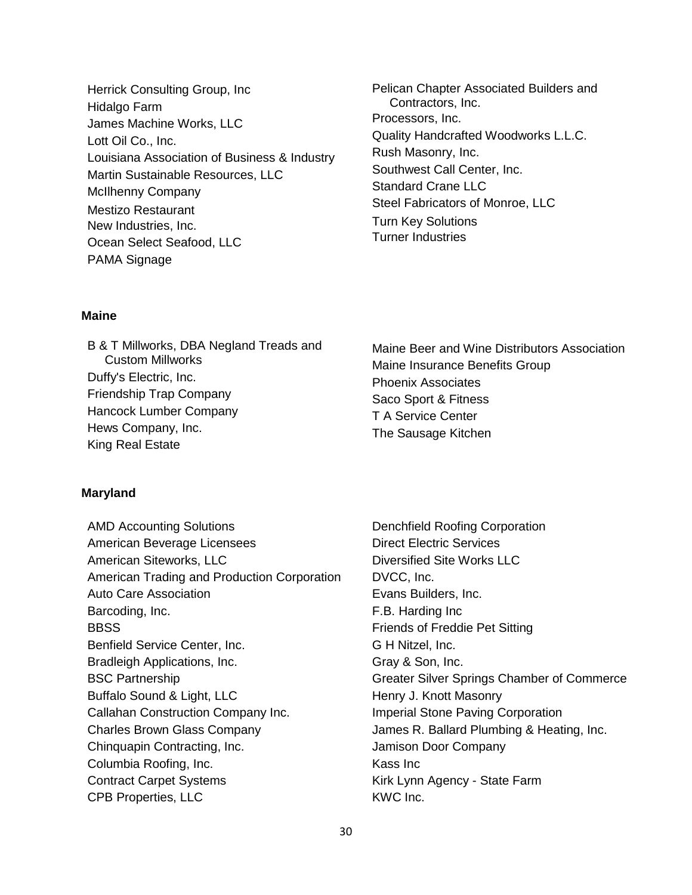Herrick Consulting Group, Inc
Hidalgo Farm
James Machine Works, LLC
Lott Oil Co., Inc.
Louisiana Association of Business & Industry
Martin Sustainable Resources, LLC
McIlhenny Company
Mestizo Restaurant
New Industries, Inc.
Ocean Select Seafood, LLC
PAMA Signage
Pelican Chapter Associated Builders and Contractors, Inc.
Processors, Inc.
Quality Handcrafted Woodworks L.L.C.
Rush Masonry, Inc.
Southwest Call Center, Inc.
Standard Crane LLC
Steel Fabricators of Monroe, LLC
Turn Key Solutions
Turner Industries

**Maine**

B & T Millworks, DBA Negland Treads and Custom Millworks
Duffy's Electric, Inc.
Friendship Trap Company
Hancock Lumber Company
Hews Company, Inc.
King Real Estate
Maine Beer and Wine Distributors Association
Maine Insurance Benefits Group
Phoenix Associates
Saco Sport & Fitness
T A Service Center
The Sausage Kitchen

**Maryland**

AMD Accounting Solutions
American Beverage Licensees
American Siteworks, LLC
American Trading and Production Corporation
Auto Care Association
Barcoding, Inc.
BBSS
Benfield Service Center, Inc.
Bradleigh Applications, Inc.
BSC Partnership
Buffalo Sound & Light, LLC
Callahan Construction Company Inc.
Charles Brown Glass Company
Chinquapin Contracting, Inc.
Columbia Roofing, Inc.
Contract Carpet Systems
CPB Properties, LLC
Denchfield Roofing Corporation
Direct Electric Services
Diversified Site Works LLC
DVCC, Inc.
Evans Builders, Inc.
F.B. Harding Inc
Friends of Freddie Pet Sitting
G H Nitzel, Inc.
Gray & Son, Inc.
Greater Silver Springs Chamber of Commerce
Henry J. Knott Masonry
Imperial Stone Paving Corporation
James R. Ballard Plumbing & Heating, Inc.
Jamison Door Company
Kass Inc
Kirk Lynn Agency - State Farm
KWC Inc.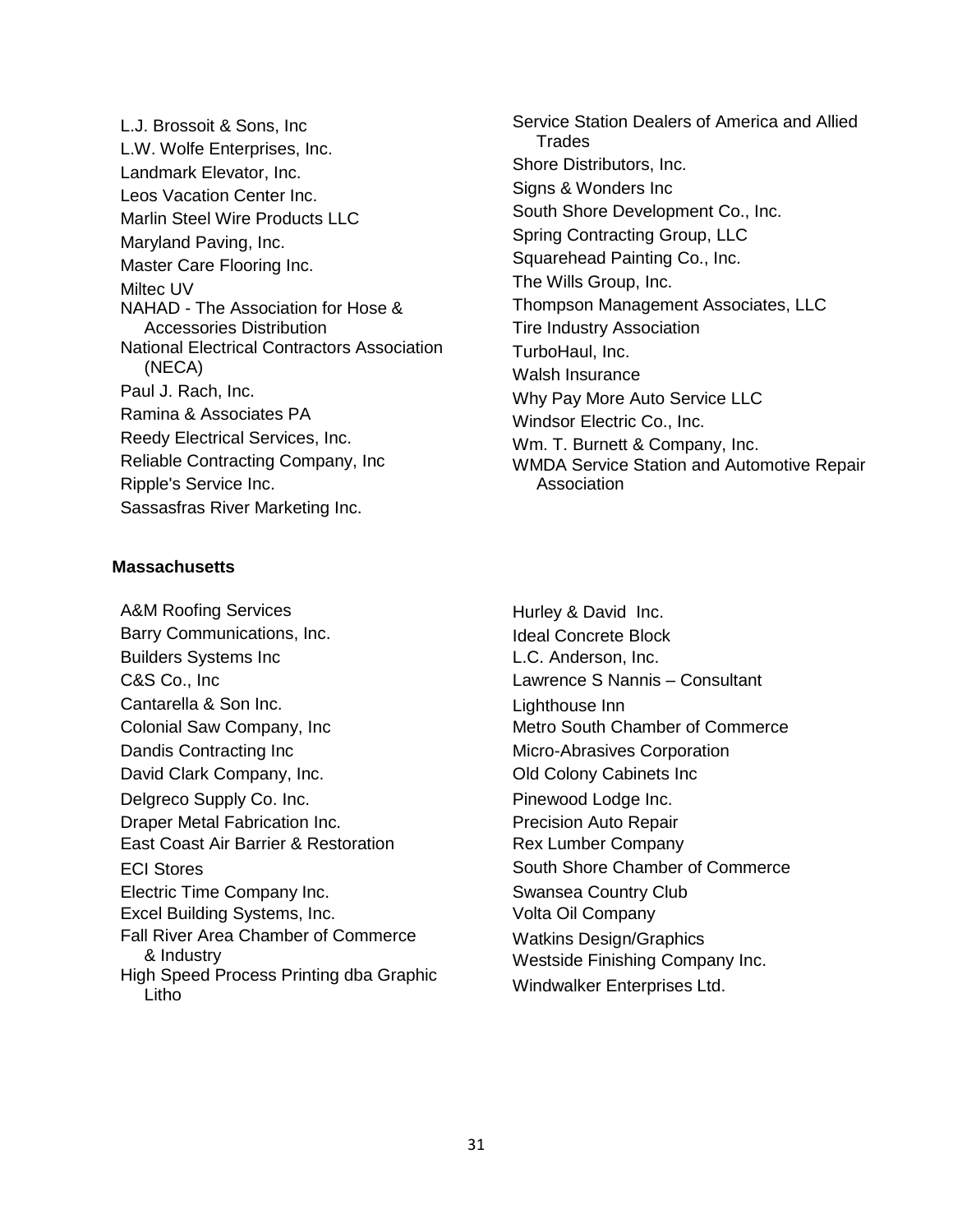L.J. Brossoit & Sons, Inc
L.W. Wolfe Enterprises, Inc.
Landmark Elevator, Inc.
Leos Vacation Center Inc.
Marlin Steel Wire Products LLC
Maryland Paving, Inc.
Master Care Flooring Inc.
Miltec UV
NAHAD - The Association for Hose & Accessories Distribution
National Electrical Contractors Association (NECA)
Paul J. Rach, Inc.
Ramina & Associates PA
Reedy Electrical Services, Inc.
Reliable Contracting Company, Inc
Ripple's Service Inc.
Sassasfras River Marketing Inc.
Service Station Dealers of America and Allied Trades
Shore Distributors, Inc.
Signs & Wonders Inc
South Shore Development Co., Inc.
Spring Contracting Group, LLC
Squarehead Painting Co., Inc.
The Wills Group, Inc.
Thompson Management Associates, LLC
Tire Industry Association
TurboHaul, Inc.
Walsh Insurance
Why Pay More Auto Service LLC
Windsor Electric Co., Inc.
Wm. T. Burnett & Company, Inc.
WMDA Service Station and Automotive Repair Association

**Massachusetts**

A&M Roofing Services
Barry Communications, Inc.
Builders Systems Inc
C&S Co., Inc
Cantarella & Son Inc.
Colonial Saw Company, Inc
Dandis Contracting Inc
David Clark Company, Inc.
Delgreco Supply Co. Inc.
Draper Metal Fabrication Inc.
East Coast Air Barrier & Restoration
ECI Stores
Electric Time Company Inc.
Excel Building Systems, Inc.
Fall River Area Chamber of Commerce & Industry
High Speed Process Printing dba Graphic Litho
Hurley & David Inc.
Ideal Concrete Block
L.C. Anderson, Inc.
Lawrence S Nannis – Consultant
Lighthouse Inn
Metro South Chamber of Commerce
Micro-Abrasives Corporation
Old Colony Cabinets Inc
Pinewood Lodge Inc.
Precision Auto Repair
Rex Lumber Company
South Shore Chamber of Commerce
Swansea Country Club
Volta Oil Company
Watkins Design/Graphics
Westside Finishing Company Inc.
Windwalker Enterprises Ltd.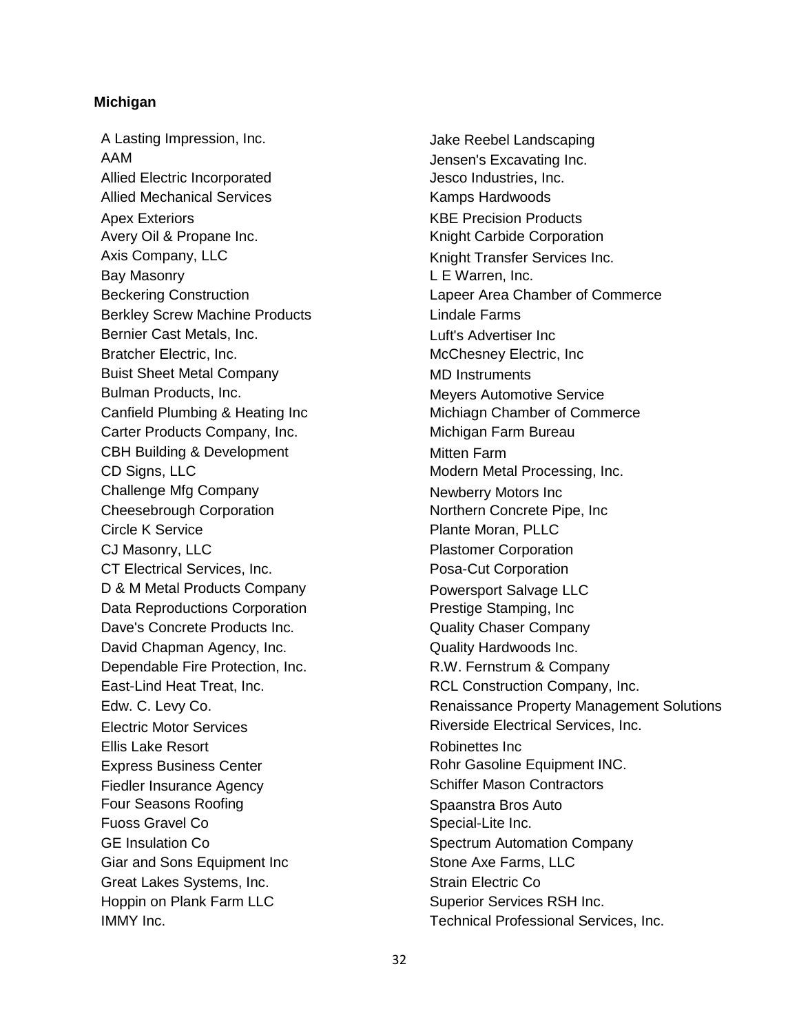**Michigan**

A Lasting Impression, Inc.
AAM
Allied Electric Incorporated
Allied Mechanical Services
Apex Exteriors
Avery Oil & Propane Inc.
Axis Company, LLC
Bay Masonry
Beckering Construction
Berkley Screw Machine Products
Bernier Cast Metals, Inc.
Bratcher Electric, Inc.
Buist Sheet Metal Company
Bulman Products, Inc.
Canfield Plumbing & Heating Inc
Carter Products Company, Inc.
CBH Building & Development
CD Signs, LLC
Challenge Mfg Company
Cheesebrough Corporation
Circle K Service
CJ Masonry, LLC
CT Electrical Services, Inc.
D & M Metal Products Company
Data Reproductions Corporation
Dave's Concrete Products Inc.
David Chapman Agency, Inc.
Dependable Fire Protection, Inc.
East-Lind Heat Treat, Inc.
Edw. C. Levy Co.
Electric Motor Services
Ellis Lake Resort
Express Business Center
Fiedler Insurance Agency
Four Seasons Roofing
Fuoss Gravel Co
GE Insulation Co
Giar and Sons Equipment Inc
Great Lakes Systems, Inc.
Hoppin on Plank Farm LLC
IMMY Inc.
Jake Reebel Landscaping
Jensen's Excavating Inc.
Jesco Industries, Inc.
Kamps Hardwoods
KBE Precision Products
Knight Carbide Corporation
Knight Transfer Services Inc.
L E Warren, Inc.
Lapeer Area Chamber of Commerce
Lindale Farms
Luft's Advertiser Inc
McChesney Electric, Inc
MD Instruments
Meyers Automotive Service
Michiagn Chamber of Commerce
Michigan Farm Bureau
Mitten Farm
Modern Metal Processing, Inc.
Newberry Motors Inc
Northern Concrete Pipe, Inc
Plante Moran, PLLC
Plastomer Corporation
Posa-Cut Corporation
Powersport Salvage LLC
Prestige Stamping, Inc
Quality Chaser Company
Quality Hardwoods Inc.
R.W. Fernstrum & Company
RCL Construction Company, Inc.
Renaissance Property Management Solutions
Riverside Electrical Services, Inc.
Robinettes Inc
Rohr Gasoline Equipment INC.
Schiffer Mason Contractors
Spaanstra Bros Auto
Special-Lite Inc.
Spectrum Automation Company
Stone Axe Farms, LLC
Strain Electric Co
Superior Services RSH Inc.
Technical Professional Services, Inc.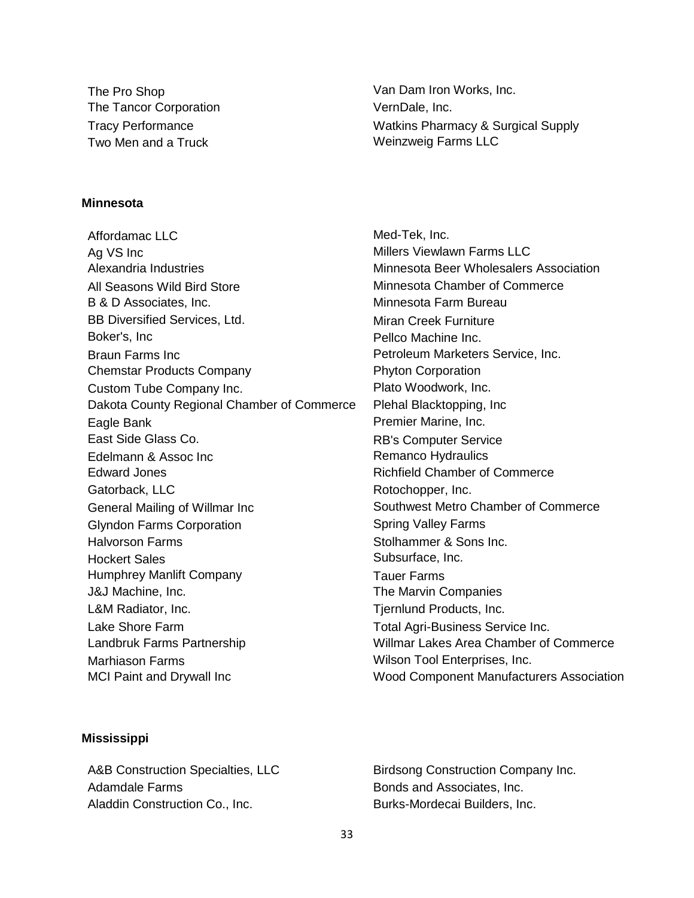The Pro Shop
The Tancor Corporation
Tracy Performance
Two Men and a Truck
Van Dam Iron Works, Inc.
VernDale, Inc.
Watkins Pharmacy & Surgical Supply
Weinzweig Farms LLC

**Minnesota**

Affordamac LLC
Ag VS Inc
Alexandria Industries
All Seasons Wild Bird Store
B & D Associates, Inc.
BB Diversified Services, Ltd.
Boker's, Inc
Braun Farms Inc
Chemstar Products Company
Custom Tube Company Inc.
Dakota County Regional Chamber of Commerce
Eagle Bank
East Side Glass Co.
Edelmann & Assoc Inc
Edward Jones
Gatorback, LLC
General Mailing of Willmar Inc
Glyndon Farms Corporation
Halvorson Farms
Hockert Sales
Humphrey Manlift Company
J&J Machine, Inc.
L&M Radiator, Inc.
Lake Shore Farm
Landbruk Farms Partnership
Marhiason Farms
MCI Paint and Drywall Inc
Med-Tek, Inc.
Millers Viewlawn Farms LLC
Minnesota Beer Wholesalers Association
Minnesota Chamber of Commerce
Minnesota Farm Bureau
Miran Creek Furniture
Pellco Machine Inc.
Petroleum Marketers Service, Inc.
Phyton Corporation
Plato Woodwork, Inc.
Plehal Blacktopping, Inc
Premier Marine, Inc.
RB's Computer Service
Remanco Hydraulics
Richfield Chamber of Commerce
Rotochopper, Inc.
Southwest Metro Chamber of Commerce
Spring Valley Farms
Stolhammer & Sons Inc.
Subsurface, Inc.
Tauer Farms
The Marvin Companies
Tjernlund Products, Inc.
Total Agri-Business Service Inc.
Willmar Lakes Area Chamber of Commerce
Wilson Tool Enterprises, Inc.
Wood Component Manufacturers Association

**Mississippi**

A&B Construction Specialties, LLC
Adamdale Farms
Aladdin Construction Co., Inc.
Birdsong Construction Company Inc.
Bonds and Associates, Inc.
Burks-Mordecai Builders, Inc.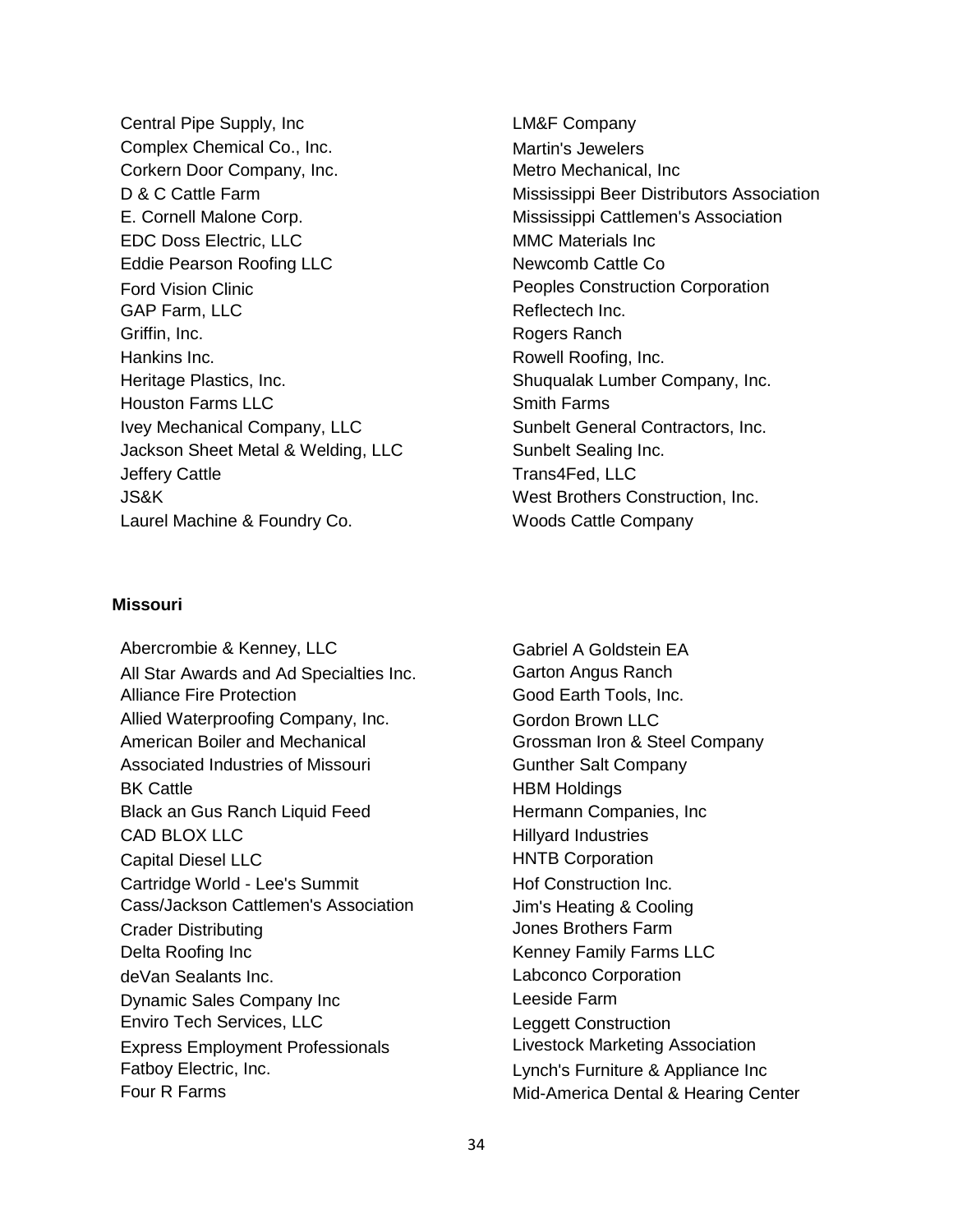Central Pipe Supply, Inc
Complex Chemical Co., Inc.
Corkern Door Company, Inc.
D & C Cattle Farm
E. Cornell Malone Corp.
EDC Doss Electric, LLC
Eddie Pearson Roofing LLC
Ford Vision Clinic
GAP Farm, LLC
Griffin, Inc.
Hankins Inc.
Heritage Plastics, Inc.
Houston Farms LLC
Ivey Mechanical Company, LLC
Jackson Sheet Metal & Welding, LLC
Jeffery Cattle
JS&K
Laurel Machine & Foundry Co.
LM&F Company
Martin's Jewelers
Metro Mechanical, Inc
Mississippi Beer Distributors Association
Mississippi Cattlemen's Association
MMC Materials Inc
Newcomb Cattle Co
Peoples Construction Corporation
Reflectech Inc.
Rogers Ranch
Rowell Roofing, Inc.
Shuqualak Lumber Company, Inc.
Smith Farms
Sunbelt General Contractors, Inc.
Sunbelt Sealing Inc.
Trans4Fed, LLC
West Brothers Construction, Inc.
Woods Cattle Company

**Missouri**

Abercrombie & Kenney, LLC
All Star Awards and Ad Specialties Inc.
Alliance Fire Protection
Allied Waterproofing Company, Inc.
American Boiler and Mechanical
Associated Industries of Missouri
BK Cattle
Black an Gus Ranch Liquid Feed
CAD BLOX LLC
Capital Diesel LLC
Cartridge World - Lee's Summit
Cass/Jackson Cattlemen's Association
Crader Distributing
Delta Roofing Inc
deVan Sealants Inc.
Dynamic Sales Company Inc
Enviro Tech Services, LLC
Express Employment Professionals
Fatboy Electric, Inc.
Four R Farms
Gabriel A Goldstein EA
Garton Angus Ranch
Good Earth Tools, Inc.
Gordon Brown LLC
Grossman Iron & Steel Company
Gunther Salt Company
HBM Holdings
Hermann Companies, Inc
Hillyard Industries
HNTB Corporation
Hof Construction Inc.
Jim's Heating & Cooling
Jones Brothers Farm
Kenney Family Farms LLC
Labconco Corporation
Leeside Farm
Leggett Construction
Livestock Marketing Association
Lynch's Furniture & Appliance Inc
Mid-America Dental & Hearing Center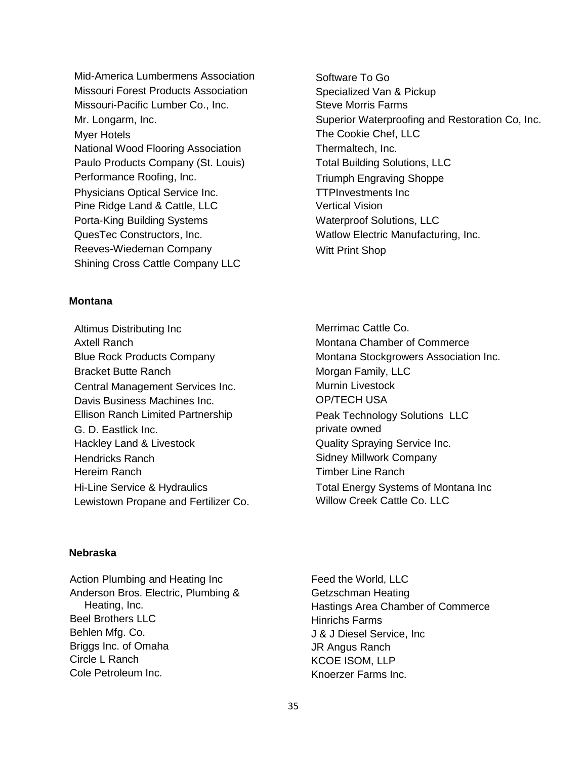Mid-America Lumbermens Association
Missouri Forest Products Association
Missouri-Pacific Lumber Co., Inc.
Mr. Longarm, Inc.
Myer Hotels
National Wood Flooring Association
Paulo Products Company (St. Louis)
Performance Roofing, Inc.
Physicians Optical Service Inc.
Pine Ridge Land & Cattle, LLC
Porta-King Building Systems
QuesTec Constructors, Inc.
Reeves-Wiedeman Company
Shining Cross Cattle Company LLC
Software To Go
Specialized Van & Pickup
Steve Morris Farms
Superior Waterproofing and Restoration Co, Inc.
The Cookie Chef, LLC
Thermaltech, Inc.
Total Building Solutions, LLC
Triumph Engraving Shoppe
TTPInvestments Inc
Vertical Vision
Waterproof Solutions, LLC
Watlow Electric Manufacturing, Inc.
Witt Print Shop

**Montana**

Altimus Distributing Inc
Axtell Ranch
Blue Rock Products Company
Bracket Butte Ranch
Central Management Services Inc.
Davis Business Machines Inc.
Ellison Ranch Limited Partnership
G. D. Eastlick Inc.
Hackley Land & Livestock
Hendricks Ranch
Hereim Ranch
Hi-Line Service & Hydraulics
Lewistown Propane and Fertilizer Co.
Merrimac Cattle Co.
Montana Chamber of Commerce
Montana Stockgrowers Association Inc.
Morgan Family, LLC
Murnin Livestock
OP/TECH USA
Peak Technology Solutions LLC
private owned
Quality Spraying Service Inc.
Sidney Millwork Company
Timber Line Ranch
Total Energy Systems of Montana Inc
Willow Creek Cattle Co. LLC

**Nebraska**

Action Plumbing and Heating Inc
Anderson Bros. Electric, Plumbing & Heating, Inc.
Beel Brothers LLC
Behlen Mfg. Co.
Briggs Inc. of Omaha
Circle L Ranch
Cole Petroleum Inc.
Feed the World, LLC
Getzschman Heating
Hastings Area Chamber of Commerce
Hinrichs Farms
J & J Diesel Service, Inc
JR Angus Ranch
KCOE ISOM, LLP
Knoerzer Farms Inc.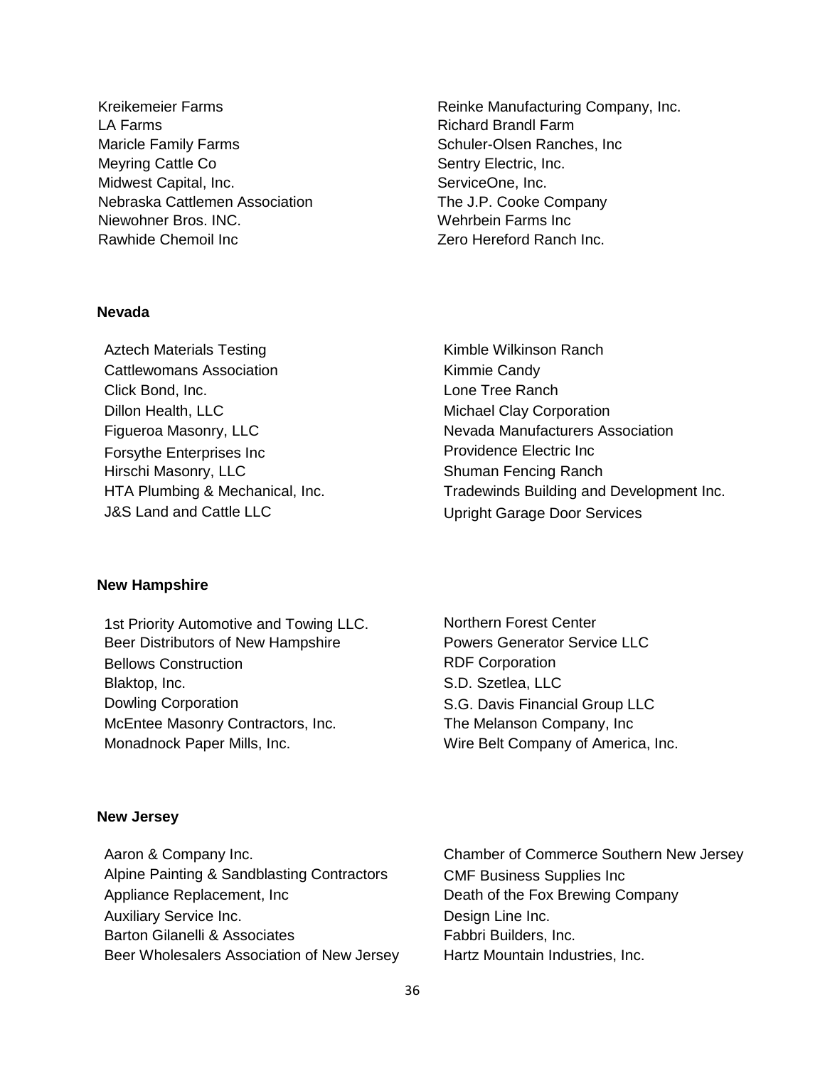Kreikemeier Farms
LA Farms
Maricle Family Farms
Meyring Cattle Co
Midwest Capital, Inc.
Nebraska Cattlemen Association
Niewohner Bros. INC.
Rawhide Chemoil Inc
Reinke Manufacturing Company, Inc.
Richard Brandl Farm
Schuler-Olsen Ranches, Inc
Sentry Electric, Inc.
ServiceOne, Inc.
The J.P. Cooke Company
Wehrbein Farms Inc
Zero Hereford Ranch Inc.

**Nevada**

Aztech Materials Testing
Cattlewomans Association
Click Bond, Inc.
Dillon Health, LLC
Figueroa Masonry, LLC
Forsythe Enterprises Inc
Hirschi Masonry, LLC
HTA Plumbing & Mechanical, Inc.
J&S Land and Cattle LLC
Kimble Wilkinson Ranch
Kimmie Candy
Lone Tree Ranch
Michael Clay Corporation
Nevada Manufacturers Association
Providence Electric Inc
Shuman Fencing Ranch
Tradewinds Building and Development Inc.
Upright Garage Door Services

**New Hampshire**

1st Priority Automotive and Towing LLC.
Beer Distributors of New Hampshire
Bellows Construction
Blaktop, Inc.
Dowling Corporation
McEntee Masonry Contractors, Inc.
Monadnock Paper Mills, Inc.
Northern Forest Center
Powers Generator Service LLC
RDF Corporation
S.D. Szetlea, LLC
S.G. Davis Financial Group LLC
The Melanson Company, Inc
Wire Belt Company of America, Inc.

**New Jersey**

Aaron & Company Inc.
Alpine Painting & Sandblasting Contractors
Appliance Replacement, Inc
Auxiliary Service Inc.
Barton Gilanelli & Associates
Beer Wholesalers Association of New Jersey
Chamber of Commerce Southern New Jersey
CMF Business Supplies Inc
Death of the Fox Brewing Company
Design Line Inc.
Fabbri Builders, Inc.
Hartz Mountain Industries, Inc.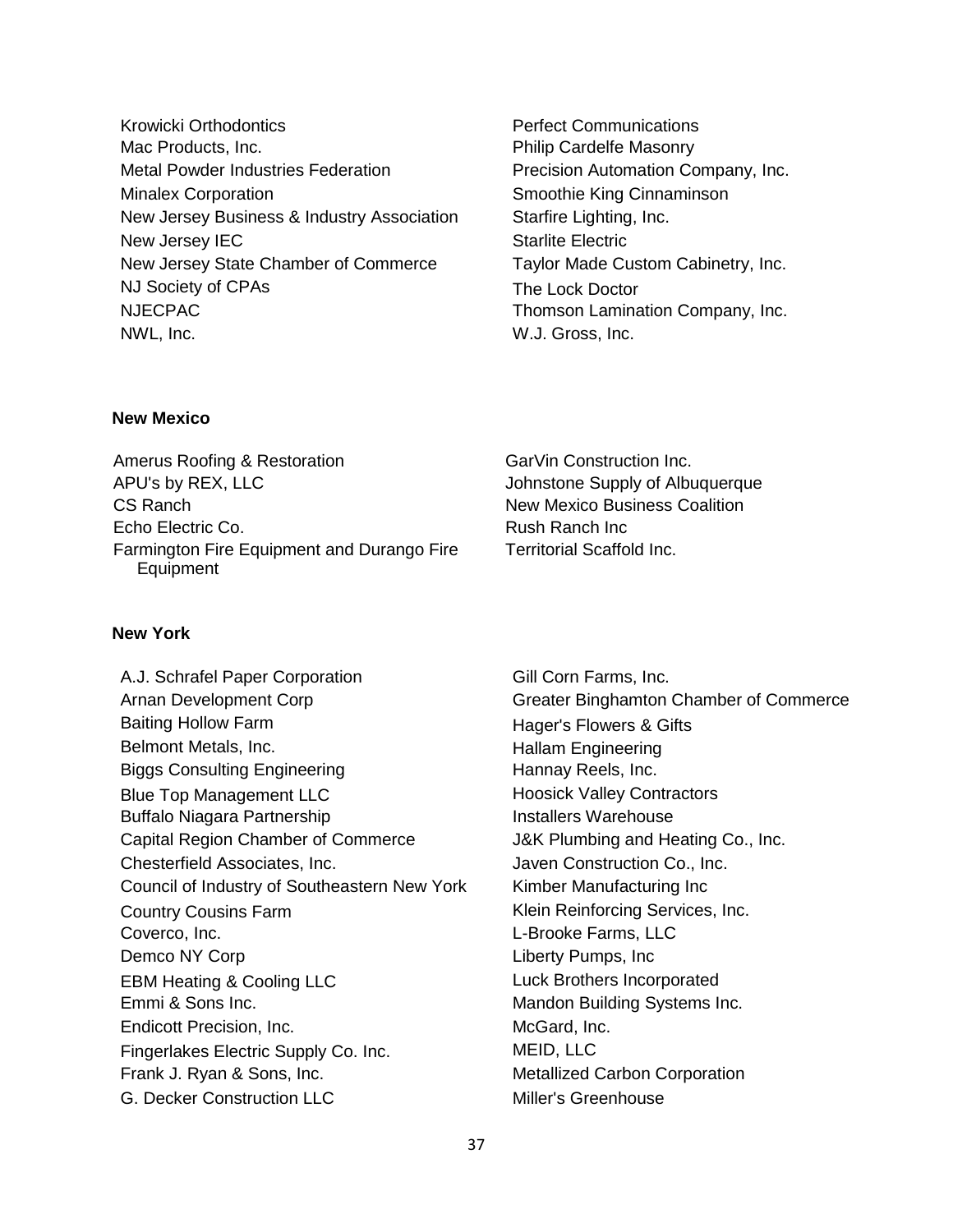Krowicki Orthodontics
Mac Products, Inc.
Metal Powder Industries Federation
Minalex Corporation
New Jersey Business & Industry Association
New Jersey IEC
New Jersey State Chamber of Commerce
NJ Society of CPAs
NJECPAC
NWL, Inc.
Perfect Communications
Philip Cardelfe Masonry
Precision Automation Company, Inc.
Smoothie King Cinnaminson
Starfire Lighting, Inc.
Starlite Electric
Taylor Made Custom Cabinetry, Inc.
The Lock Doctor
Thomson Lamination Company, Inc.
W.J. Gross, Inc.

**New Mexico**

Amerus Roofing & Restoration
APU's by REX, LLC
CS Ranch
Echo Electric Co.
Farmington Fire Equipment and Durango Fire Equipment
GarVin Construction Inc.
Johnstone Supply of Albuquerque
New Mexico Business Coalition
Rush Ranch Inc
Territorial Scaffold Inc.

**New York**

A.J. Schrafel Paper Corporation
Arnan Development Corp
Baiting Hollow Farm
Belmont Metals, Inc.
Biggs Consulting Engineering
Blue Top Management LLC
Buffalo Niagara Partnership
Capital Region Chamber of Commerce
Chesterfield Associates, Inc.
Council of Industry of Southeastern New York
Country Cousins Farm
Coverco, Inc.
Demco NY Corp
EBM Heating & Cooling LLC
Emmi & Sons Inc.
Endicott Precision, Inc.
Fingerlakes Electric Supply Co. Inc.
Frank J. Ryan & Sons, Inc.
G. Decker Construction LLC
Gill Corn Farms, Inc.
Greater Binghamton Chamber of Commerce
Hager's Flowers & Gifts
Hallam Engineering
Hannay Reels, Inc.
Hoosick Valley Contractors
Installers Warehouse
J&K Plumbing and Heating Co., Inc.
Javen Construction Co., Inc.
Kimber Manufacturing Inc
Klein Reinforcing Services, Inc.
L-Brooke Farms, LLC
Liberty Pumps, Inc
Luck Brothers Incorporated
Mandon Building Systems Inc.
McGard, Inc.
MEID, LLC
Metallized Carbon Corporation
Miller's Greenhouse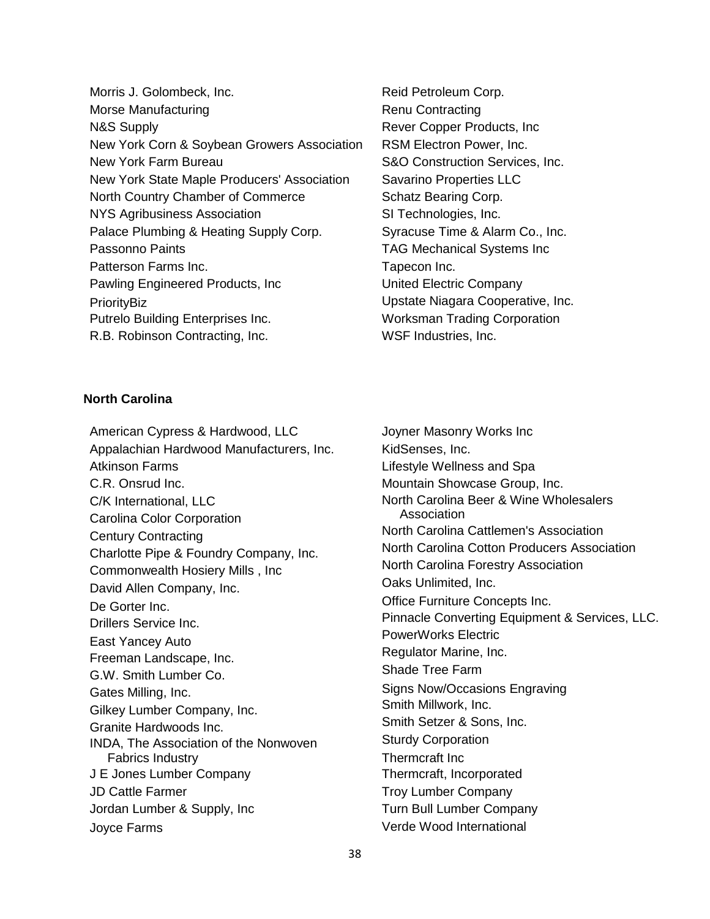Morris J. Golombeck, Inc.
Morse Manufacturing
N&S Supply
New York Corn & Soybean Growers Association
New York Farm Bureau
New York State Maple Producers' Association
North Country Chamber of Commerce
NYS Agribusiness Association
Palace Plumbing & Heating Supply Corp.
Passonno Paints
Patterson Farms Inc.
Pawling Engineered Products, Inc
PriorityBiz
Putrelo Building Enterprises Inc.
R.B. Robinson Contracting, Inc.
Reid Petroleum Corp.
Renu Contracting
Rever Copper Products, Inc
RSM Electron Power, Inc.
S&O Construction Services, Inc.
Savarino Properties LLC
Schatz Bearing Corp.
SI Technologies, Inc.
Syracuse Time & Alarm Co., Inc.
TAG Mechanical Systems Inc
Tapecon Inc.
United Electric Company
Upstate Niagara Cooperative, Inc.
Worksman Trading Corporation
WSF Industries, Inc.

**North Carolina**

American Cypress & Hardwood, LLC
Appalachian Hardwood Manufacturers, Inc.
Atkinson Farms
C.R. Onsrud Inc.
C/K International, LLC
Carolina Color Corporation
Century Contracting
Charlotte Pipe & Foundry Company, Inc.
Commonwealth Hosiery Mills , Inc
David Allen Company, Inc.
De Gorter Inc.
Drillers Service Inc.
East Yancey Auto
Freeman Landscape, Inc.
G.W. Smith Lumber Co.
Gates Milling, Inc.
Gilkey Lumber Company, Inc.
Granite Hardwoods Inc.
INDA, The Association of the Nonwoven Fabrics Industry
J E Jones Lumber Company
JD Cattle Farmer
Jordan Lumber & Supply, Inc
Joyce Farms
Joyner Masonry Works Inc
KidSenses, Inc.
Lifestyle Wellness and Spa
Mountain Showcase Group, Inc.
North Carolina Beer & Wine Wholesalers Association
North Carolina Cattlemen's Association
North Carolina Cotton Producers Association
North Carolina Forestry Association
Oaks Unlimited, Inc.
Office Furniture Concepts Inc.
Pinnacle Converting Equipment & Services, LLC.
PowerWorks Electric
Regulator Marine, Inc.
Shade Tree Farm
Signs Now/Occasions Engraving
Smith Millwork, Inc.
Smith Setzer & Sons, Inc.
Sturdy Corporation
Thermcraft Inc
Thermcraft, Incorporated
Troy Lumber Company
Turn Bull Lumber Company
Verde Wood International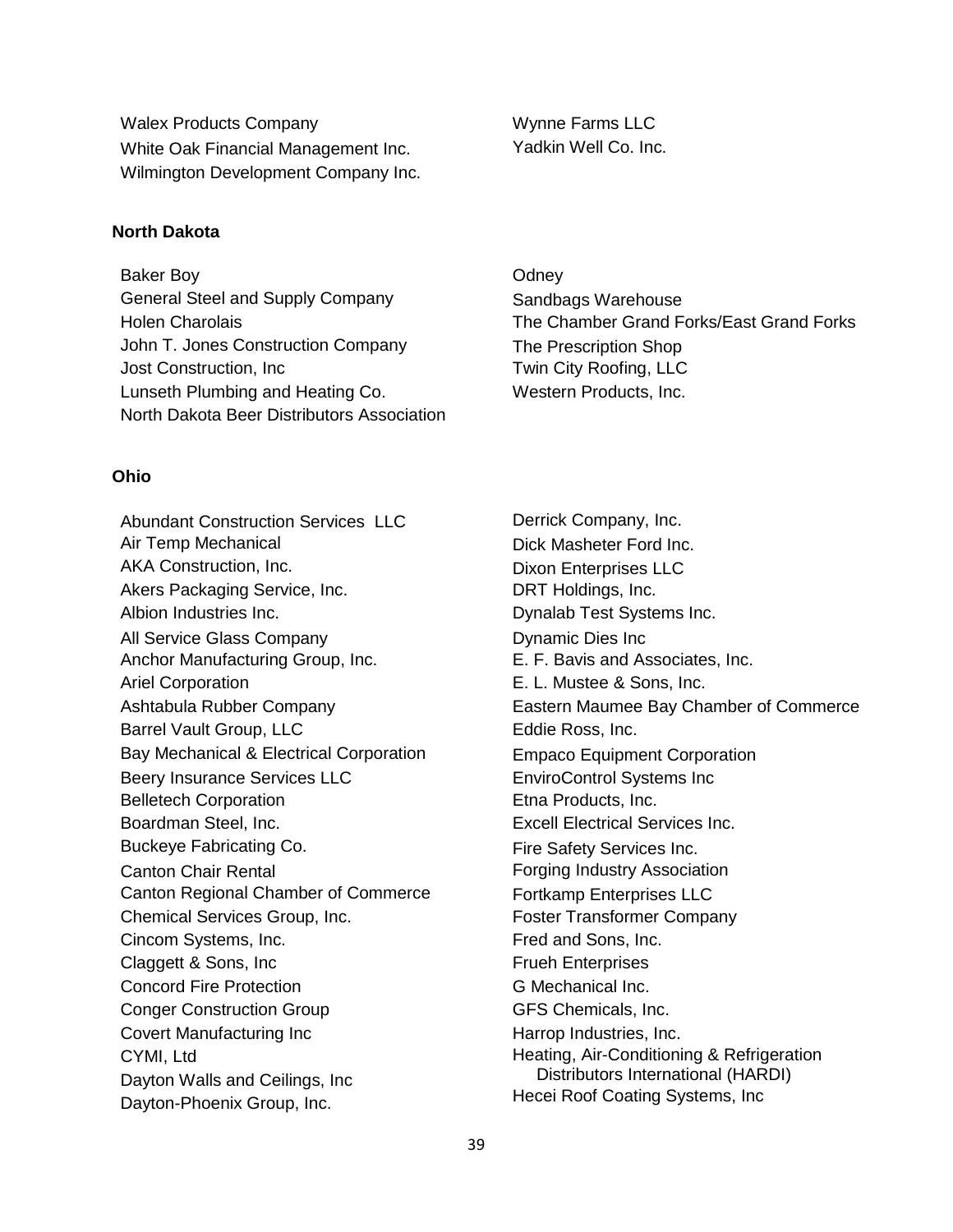Walex Products Company
White Oak Financial Management Inc.
Wilmington Development Company Inc.
Wynne Farms LLC
Yadkin Well Co. Inc.

**North Dakota**

Baker Boy
General Steel and Supply Company
Holen Charolais
John T. Jones Construction Company
Jost Construction, Inc
Lunseth Plumbing and Heating Co.
North Dakota Beer Distributors Association
Odney
Sandbags Warehouse
The Chamber Grand Forks/East Grand Forks
The Prescription Shop
Twin City Roofing, LLC
Western Products, Inc.

**Ohio**

Abundant Construction Services LLC
Air Temp Mechanical
AKA Construction, Inc.
Akers Packaging Service, Inc.
Albion Industries Inc.
All Service Glass Company
Anchor Manufacturing Group, Inc.
Ariel Corporation
Ashtabula Rubber Company
Barrel Vault Group, LLC
Bay Mechanical & Electrical Corporation
Beery Insurance Services LLC
Belletech Corporation
Boardman Steel, Inc.
Buckeye Fabricating Co.
Canton Chair Rental
Canton Regional Chamber of Commerce
Chemical Services Group, Inc.
Cincom Systems, Inc.
Claggett & Sons, Inc
Concord Fire Protection
Conger Construction Group
Covert Manufacturing Inc
CYMI, Ltd
Dayton Walls and Ceilings, Inc
Dayton-Phoenix Group, Inc.
Derrick Company, Inc.
Dick Masheter Ford Inc.
Dixon Enterprises LLC
DRT Holdings, Inc.
Dynalab Test Systems Inc.
Dynamic Dies Inc
E. F. Bavis and Associates, Inc.
E. L. Mustee & Sons, Inc.
Eastern Maumee Bay Chamber of Commerce
Eddie Ross, Inc.
Empaco Equipment Corporation
EnviroControl Systems Inc
Etna Products, Inc.
Excell Electrical Services Inc.
Fire Safety Services Inc.
Forging Industry Association
Fortkamp Enterprises LLC
Foster Transformer Company
Fred and Sons, Inc.
Frueh Enterprises
G Mechanical Inc.
GFS Chemicals, Inc.
Harrop Industries, Inc.
Heating, Air-Conditioning & Refrigeration Distributors International (HARDI)
Hecei Roof Coating Systems, Inc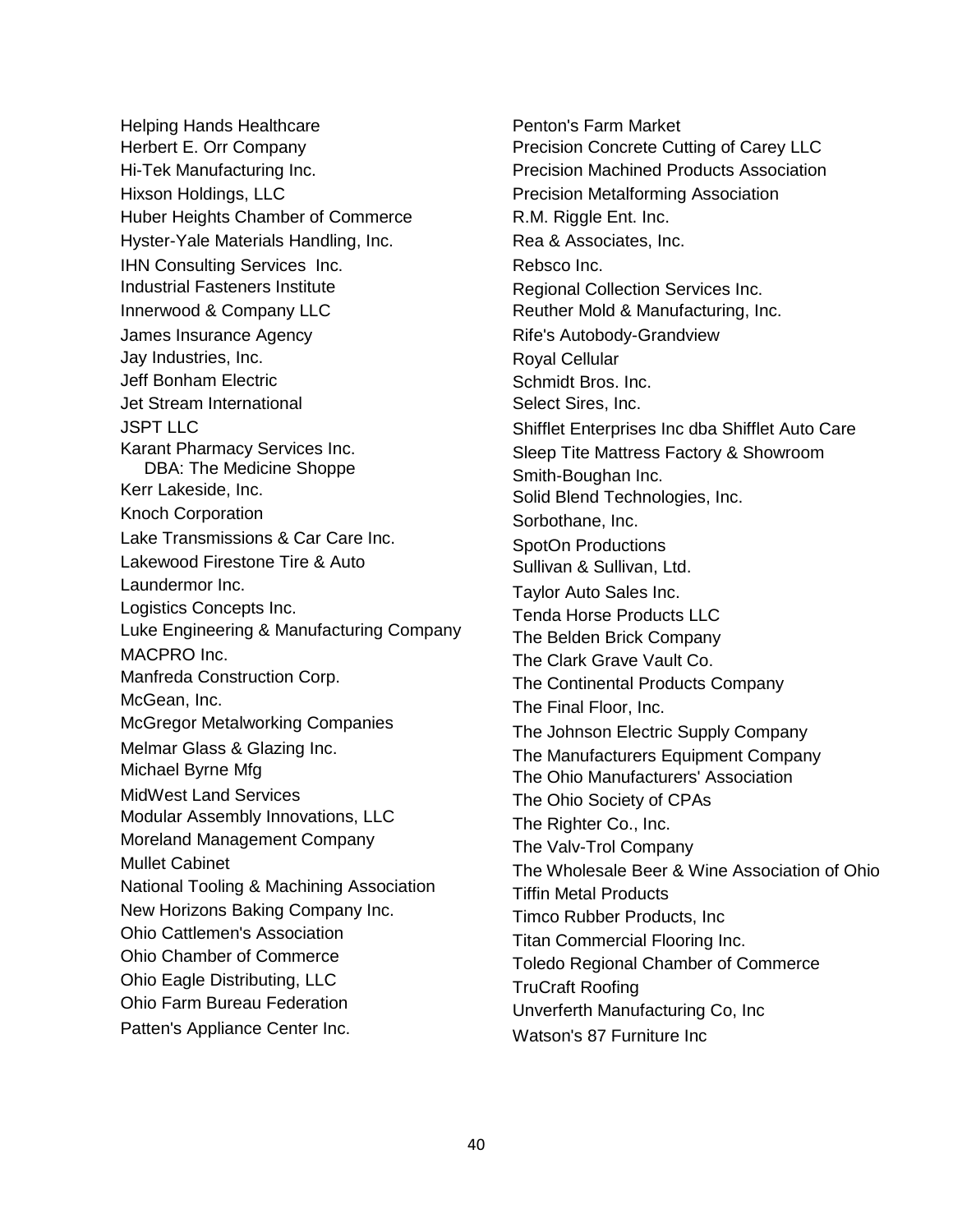Helping Hands Healthcare
Herbert E. Orr Company
Hi-Tek Manufacturing Inc.
Hixson Holdings, LLC
Huber Heights Chamber of Commerce
Hyster-Yale Materials Handling, Inc.
IHN Consulting Services Inc.
Industrial Fasteners Institute
Innerwood & Company LLC
James Insurance Agency
Jay Industries, Inc.
Jeff Bonham Electric
Jet Stream International
JSPT LLC
Karant Pharmacy Services Inc.
DBA: The Medicine Shoppe
Kerr Lakeside, Inc.
Knoch Corporation
Lake Transmissions & Car Care Inc.
Lakewood Firestone Tire & Auto
Laundermor Inc.
Logistics Concepts Inc.
Luke Engineering & Manufacturing Company
MACPRO Inc.
Manfreda Construction Corp.
McGean, Inc.
McGregor Metalworking Companies
Melmar Glass & Glazing Inc.
Michael Byrne Mfg
MidWest Land Services
Modular Assembly Innovations, LLC
Moreland Management Company
Mullet Cabinet
National Tooling & Machining Association
New Horizons Baking Company Inc.
Ohio Cattlemen's Association
Ohio Chamber of Commerce
Ohio Eagle Distributing, LLC
Ohio Farm Bureau Federation
Patten's Appliance Center Inc.
Penton's Farm Market
Precision Concrete Cutting of Carey LLC
Precision Machined Products Association
Precision Metalforming Association
R.M. Riggle Ent. Inc.
Rea & Associates, Inc.
Rebsco Inc.
Regional Collection Services Inc.
Reuther Mold & Manufacturing, Inc.
Rife's Autobody-Grandview
Royal Cellular
Schmidt Bros. Inc.
Select Sires, Inc.
Shifflet Enterprises Inc dba Shifflet Auto Care
Sleep Tite Mattress Factory & Showroom
Smith-Boughan Inc.
Solid Blend Technologies, Inc.
Sorbothane, Inc.
SpotOn Productions
Sullivan & Sullivan, Ltd.
Taylor Auto Sales Inc.
Tenda Horse Products LLC
The Belden Brick Company
The Clark Grave Vault Co.
The Continental Products Company
The Final Floor, Inc.
The Johnson Electric Supply Company
The Manufacturers Equipment Company
The Ohio Manufacturers' Association
The Ohio Society of CPAs
The Righter Co., Inc.
The Valv-Trol Company
The Wholesale Beer & Wine Association of Ohio
Tiffin Metal Products
Timco Rubber Products, Inc
Titan Commercial Flooring Inc.
Toledo Regional Chamber of Commerce
TruCraft Roofing
Unverferth Manufacturing Co, Inc
Watson's 87 Furniture Inc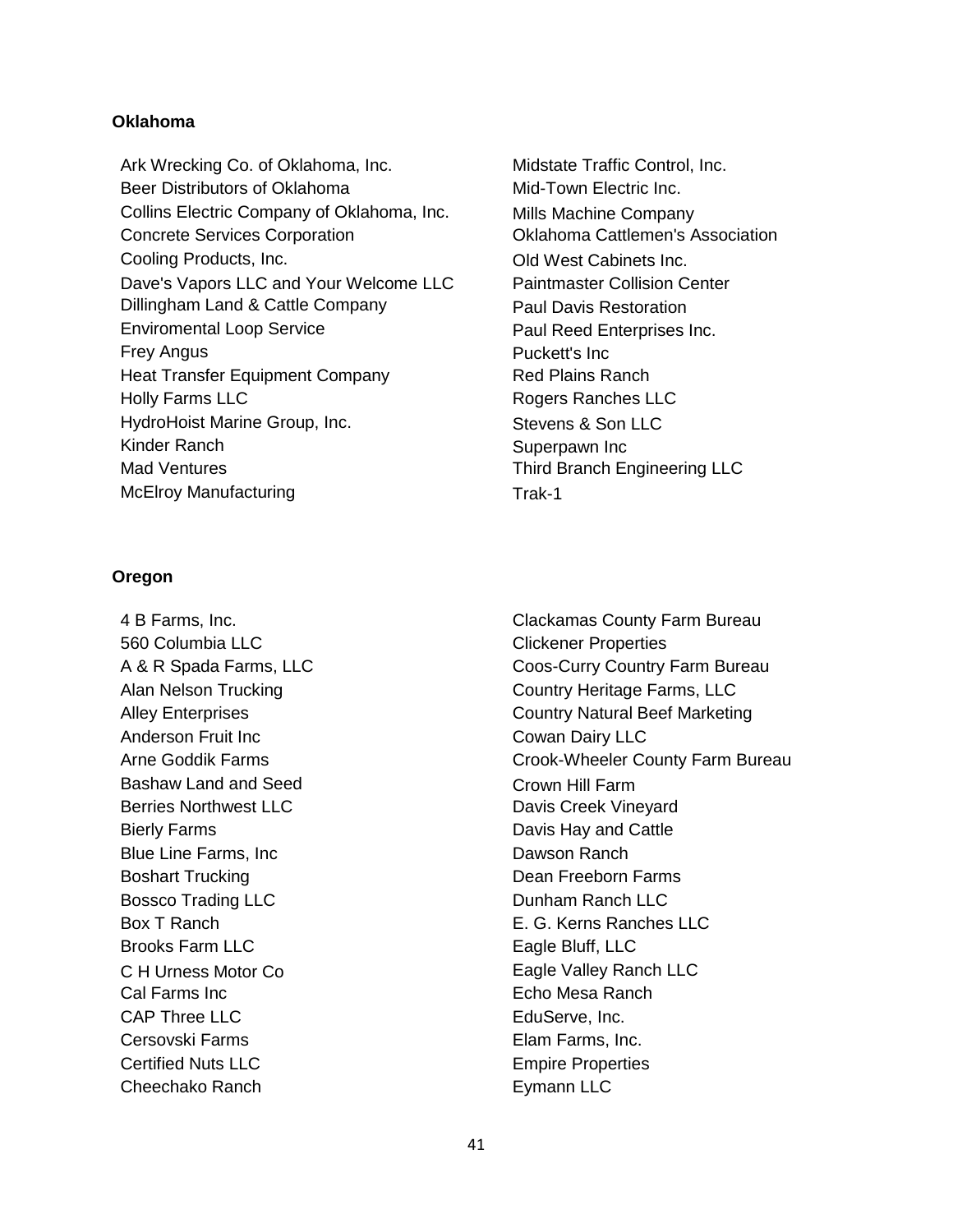**Oklahoma**

Ark Wrecking Co. of Oklahoma, Inc.
Beer Distributors of Oklahoma
Collins Electric Company of Oklahoma, Inc.
Concrete Services Corporation
Cooling Products, Inc.
Dave's Vapors LLC and Your Welcome LLC
Dillingham Land & Cattle Company
Enviromental Loop Service
Frey Angus
Heat Transfer Equipment Company
Holly Farms LLC
HydroHoist Marine Group, Inc.
Kinder Ranch
Mad Ventures
McElroy Manufacturing
Midstate Traffic Control, Inc.
Mid-Town Electric Inc.
Mills Machine Company
Oklahoma Cattlemen's Association
Old West Cabinets Inc.
Paintmaster Collision Center
Paul Davis Restoration
Paul Reed Enterprises Inc.
Puckett's Inc
Red Plains Ranch
Rogers Ranches LLC
Stevens & Son LLC
Superpawn Inc
Third Branch Engineering LLC
Trak-1

**Oregon**

4 B Farms, Inc.
560 Columbia LLC
A & R Spada Farms, LLC
Alan Nelson Trucking
Alley Enterprises
Anderson Fruit Inc
Arne Goddik Farms
Bashaw Land and Seed
Berries Northwest LLC
Bierly Farms
Blue Line Farms, Inc
Boshart Trucking
Bossco Trading LLC
Box T Ranch
Brooks Farm LLC
C H Urness Motor Co
Cal Farms Inc
CAP Three LLC
Cersovski Farms
Certified Nuts LLC
Cheechako Ranch
Clackamas County Farm Bureau
Clickener Properties
Coos-Curry Country Farm Bureau
Country Heritage Farms, LLC
Country Natural Beef Marketing
Cowan Dairy LLC
Crook-Wheeler County Farm Bureau
Crown Hill Farm
Davis Creek Vineyard
Davis Hay and Cattle
Dawson Ranch
Dean Freeborn Farms
Dunham Ranch LLC
E. G. Kerns Ranches LLC
Eagle Bluff, LLC
Eagle Valley Ranch LLC
Echo Mesa Ranch
EduServe, Inc.
Elam Farms, Inc.
Empire Properties
Eymann LLC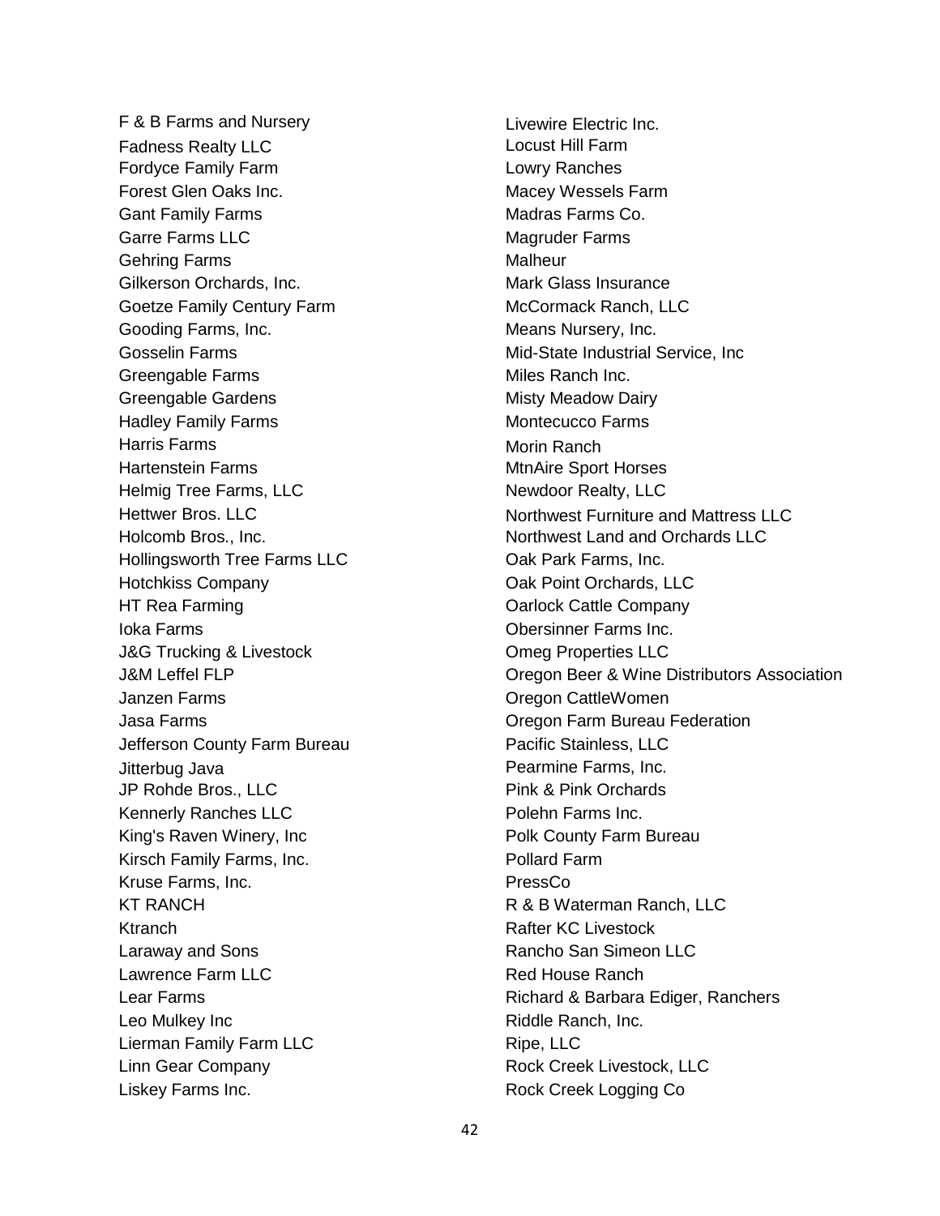F & B Farms and Nursery
Fadness Realty LLC
Fordyce Family Farm
Forest Glen Oaks Inc.
Gant Family Farms
Garre Farms LLC
Gehring Farms
Gilkerson Orchards, Inc.
Goetze Family Century Farm
Gooding Farms, Inc.
Gosselin Farms
Greengable Farms
Greengable Gardens
Hadley Family Farms
Harris Farms
Hartenstein Farms
Helmig Tree Farms, LLC
Hettwer Bros. LLC
Holcomb Bros., Inc.
Hollingsworth Tree Farms LLC
Hotchkiss Company
HT Rea Farming
Ioka Farms
J&G Trucking & Livestock
J&M Leffel FLP
Janzen Farms
Jasa Farms
Jefferson County Farm Bureau
Jitterbug Java
JP Rohde Bros., LLC
Kennerly Ranches LLC
King's Raven Winery, Inc
Kirsch Family Farms, Inc.
Kruse Farms, Inc.
KT RANCH
Ktranch
Laraway and Sons
Lawrence Farm LLC
Lear Farms
Leo Mulkey Inc
Lierman Family Farm LLC
Linn Gear Company
Liskey Farms Inc.
Livewire Electric Inc.
Locust Hill Farm
Lowry Ranches
Macey Wessels Farm
Madras Farms Co.
Magruder Farms
Malheur
Mark Glass Insurance
McCormack Ranch, LLC
Means Nursery, Inc.
Mid-State Industrial Service, Inc
Miles Ranch Inc.
Misty Meadow Dairy
Montecucco Farms
Morin Ranch
MtnAire Sport Horses
Newdoor Realty, LLC
Northwest Furniture and Mattress LLC
Northwest Land and Orchards LLC
Oak Park Farms, Inc.
Oak Point Orchards, LLC
Oarlock Cattle Company
Obersinner Farms Inc.
Omeg Properties LLC
Oregon Beer & Wine Distributors Association
Oregon CattleWomen
Oregon Farm Bureau Federation
Pacific Stainless, LLC
Pearmine Farms, Inc.
Pink & Pink Orchards
Polehn Farms Inc.
Polk County Farm Bureau
Pollard Farm
PressCo
R & B Waterman Ranch, LLC
Rafter KC Livestock
Rancho San Simeon LLC
Red House Ranch
Richard & Barbara Ediger, Ranchers
Riddle Ranch, Inc.
Ripe, LLC
Rock Creek Livestock, LLC
Rock Creek Logging Co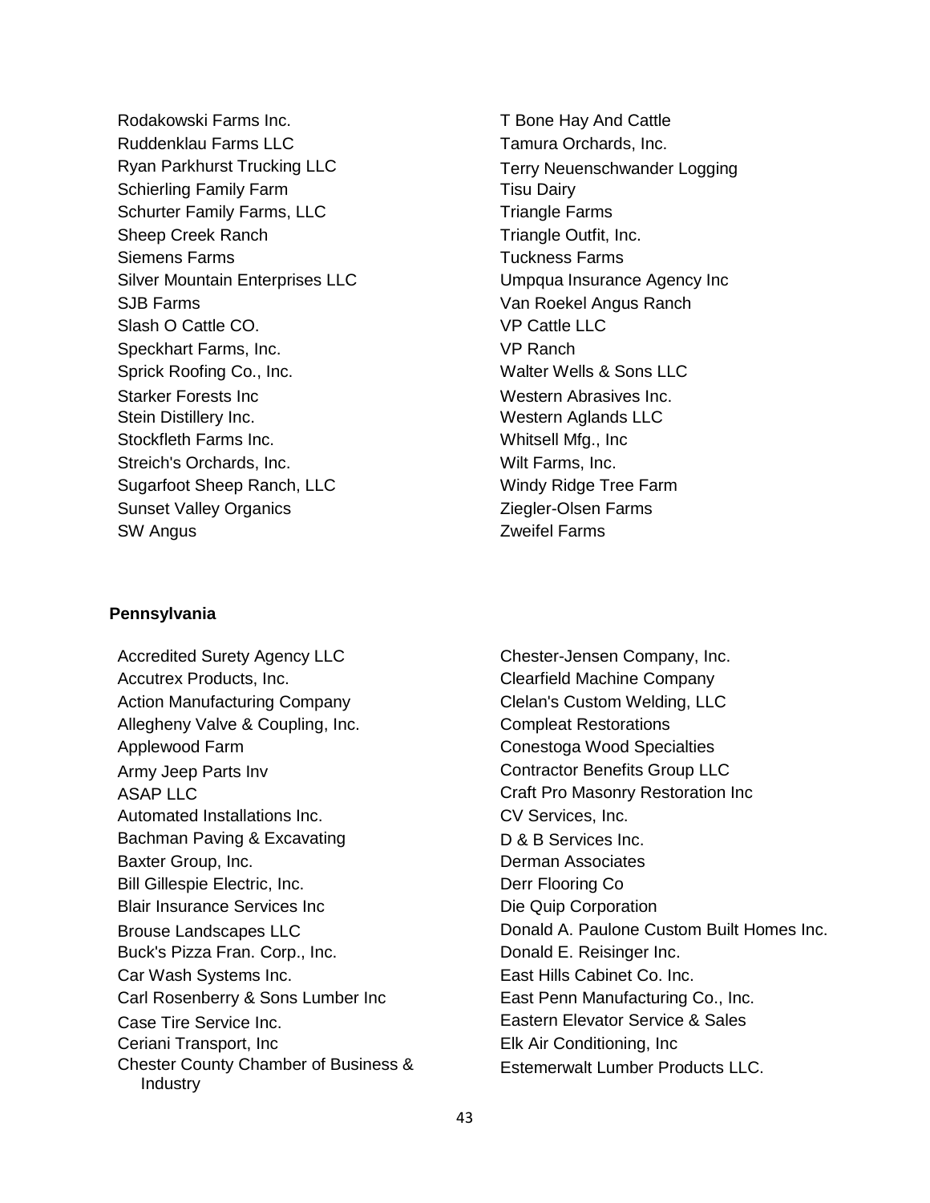Rodakowski Farms Inc.
Ruddenklau Farms LLC
Ryan Parkhurst Trucking LLC
Schierling Family Farm
Schurter Family Farms, LLC
Sheep Creek Ranch
Siemens Farms
Silver Mountain Enterprises LLC
SJB Farms
Slash O Cattle CO.
Speckhart Farms, Inc.
Sprick Roofing Co., Inc.
Starker Forests Inc
Stein Distillery Inc.
Stockfleth Farms Inc.
Streich's Orchards, Inc.
Sugarfoot Sheep Ranch, LLC
Sunset Valley Organics
SW Angus
T Bone Hay And Cattle
Tamura Orchards, Inc.
Terry Neuenschwander Logging
Tisu Dairy
Triangle Farms
Triangle Outfit, Inc.
Tuckness Farms
Umpqua Insurance Agency Inc
Van Roekel Angus Ranch
VP Cattle LLC
VP Ranch
Walter Wells & Sons LLC
Western Abrasives Inc.
Western Aglands LLC
Whitsell Mfg., Inc
Wilt Farms, Inc.
Windy Ridge Tree Farm
Ziegler-Olsen Farms
Zweifel Farms

**Pennsylvania**

Accredited Surety Agency LLC
Accutrex Products, Inc.
Action Manufacturing Company
Allegheny Valve & Coupling, Inc.
Applewood Farm
Army Jeep Parts Inv
ASAP LLC
Automated Installations Inc.
Bachman Paving & Excavating
Baxter Group, Inc.
Bill Gillespie Electric, Inc.
Blair Insurance Services Inc
Brouse Landscapes LLC
Buck's Pizza Fran. Corp., Inc.
Car Wash Systems Inc.
Carl Rosenberry & Sons Lumber Inc
Case Tire Service Inc.
Ceriani Transport, Inc
Chester County Chamber of Business & Industry
Chester-Jensen Company, Inc.
Clearfield Machine Company
Clelan's Custom Welding, LLC
Compleat Restorations
Conestoga Wood Specialties
Contractor Benefits Group LLC
Craft Pro Masonry Restoration Inc
CV Services, Inc.
D & B Services Inc.
Derman Associates
Derr Flooring Co
Die Quip Corporation
Donald A. Paulone Custom Built Homes Inc.
Donald E. Reisinger Inc.
East Hills Cabinet Co. Inc.
East Penn Manufacturing Co., Inc.
Eastern Elevator Service & Sales
Elk Air Conditioning, Inc
Estemerwalt Lumber Products LLC.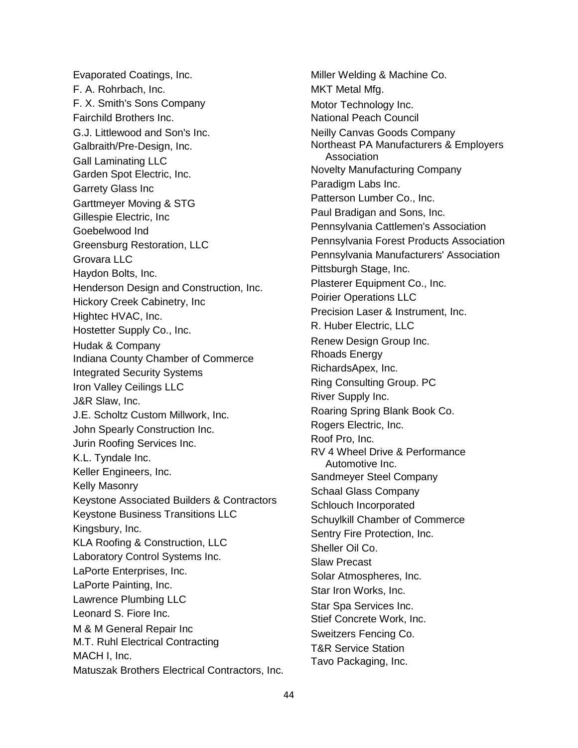Evaporated Coatings, Inc.
F. A. Rohrbach, Inc.
F. X. Smith's Sons Company
Fairchild Brothers Inc.
G.J. Littlewood and Son's Inc.
Galbraith/Pre-Design, Inc.
Gall Laminating LLC
Garden Spot Electric, Inc.
Garrety Glass Inc
Garttmeyer Moving & STG
Gillespie Electric, Inc
Goebelwood Ind
Greensburg Restoration, LLC
Grovara LLC
Haydon Bolts, Inc.
Henderson Design and Construction, Inc.
Hickory Creek Cabinetry, Inc
Hightec HVAC, Inc.
Hostetter Supply Co., Inc.
Hudak & Company
Indiana County Chamber of Commerce
Integrated Security Systems
Iron Valley Ceilings LLC
J&R Slaw, Inc.
J.E. Scholtz Custom Millwork, Inc.
John Spearly Construction Inc.
Jurin Roofing Services Inc.
K.L. Tyndale Inc.
Keller Engineers, Inc.
Kelly Masonry
Keystone Associated Builders & Contractors
Keystone Business Transitions LLC
Kingsbury, Inc.
KLA Roofing & Construction, LLC
Laboratory Control Systems Inc.
LaPorte Enterprises, Inc.
LaPorte Painting, Inc.
Lawrence Plumbing LLC
Leonard S. Fiore Inc.
M & M General Repair Inc
M.T. Ruhl Electrical Contracting
MACH I, Inc.
Matuszak Brothers Electrical Contractors, Inc.
Miller Welding & Machine Co.
MKT Metal Mfg.
Motor Technology Inc.
National Peach Council
Neilly Canvas Goods Company
Northeast PA Manufacturers & Employers Association
Novelty Manufacturing Company
Paradigm Labs Inc.
Patterson Lumber Co., Inc.
Paul Bradigan and Sons, Inc.
Pennsylvania Cattlemen's Association
Pennsylvania Forest Products Association
Pennsylvania Manufacturers' Association
Pittsburgh Stage, Inc.
Plasterer Equipment Co., Inc.
Poirier Operations LLC
Precision Laser & Instrument, Inc.
R. Huber Electric, LLC
Renew Design Group Inc.
Rhoads Energy
RichardsApex, Inc.
Ring Consulting Group. PC
River Supply Inc.
Roaring Spring Blank Book Co.
Rogers Electric, Inc.
Roof Pro, Inc.
RV 4 Wheel Drive & Performance Automotive Inc.
Sandmeyer Steel Company
Schaal Glass Company
Schlouch Incorporated
Schuylkill Chamber of Commerce
Sentry Fire Protection, Inc.
Sheller Oil Co.
Slaw Precast
Solar Atmospheres, Inc.
Star Iron Works, Inc.
Star Spa Services Inc.
Stief Concrete Work, Inc.
Sweitzers Fencing Co.
T&R Service Station
Tavo Packaging, Inc.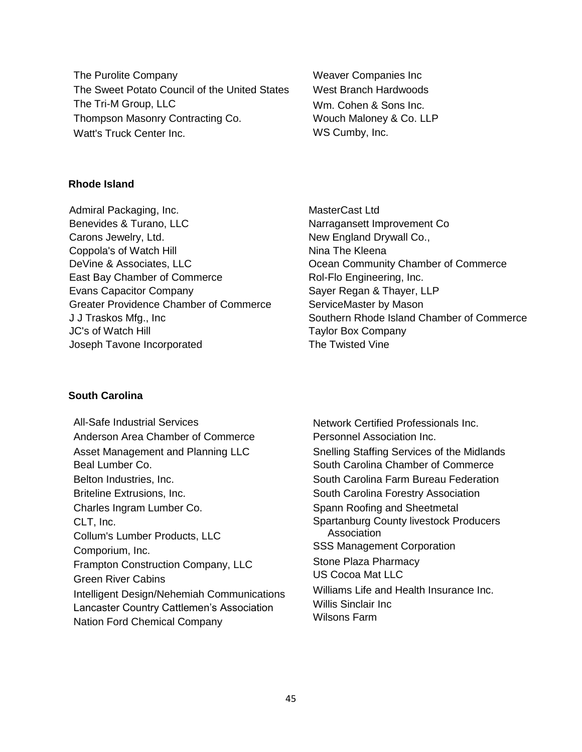The Purolite Company
The Sweet Potato Council of the United States
The Tri-M Group, LLC
Thompson Masonry Contracting Co.
Watt's Truck Center Inc.
Weaver Companies Inc
West Branch Hardwoods
Wm. Cohen & Sons Inc.
Wouch Maloney & Co. LLP
WS Cumby, Inc.

**Rhode Island**

Admiral Packaging, Inc.
Benevides & Turano, LLC
Carons Jewelry, Ltd.
Coppola's of Watch Hill
DeVine & Associates, LLC
East Bay Chamber of Commerce
Evans Capacitor Company
Greater Providence Chamber of Commerce
J J Traskos Mfg., Inc
JC's of Watch Hill
Joseph Tavone Incorporated
MasterCast Ltd
Narragansett Improvement Co
New England Drywall Co.,
Nina The Kleena
Ocean Community Chamber of Commerce
Rol-Flo Engineering, Inc.
Sayer Regan & Thayer, LLP
ServiceMaster by Mason
Southern Rhode Island Chamber of Commerce
Taylor Box Company
The Twisted Vine

**South Carolina**

All-Safe Industrial Services
Anderson Area Chamber of Commerce
Asset Management and Planning LLC
Beal Lumber Co.
Belton Industries, Inc.
Briteline Extrusions, Inc.
Charles Ingram Lumber Co.
CLT, Inc.
Collum's Lumber Products, LLC
Comporium, Inc.
Frampton Construction Company, LLC
Green River Cabins
Intelligent Design/Nehemiah Communications
Lancaster Country Cattlemen's Association
Nation Ford Chemical Company
Network Certified Professionals Inc.
Personnel Association Inc.
Snelling Staffing Services of the Midlands
South Carolina Chamber of Commerce
South Carolina Farm Bureau Federation
South Carolina Forestry Association
Spann Roofing and Sheetmetal
Spartanburg County livestock Producers Association
SSS Management Corporation
Stone Plaza Pharmacy
US Cocoa Mat LLC
Williams Life and Health Insurance Inc.
Willis Sinclair Inc
Wilsons Farm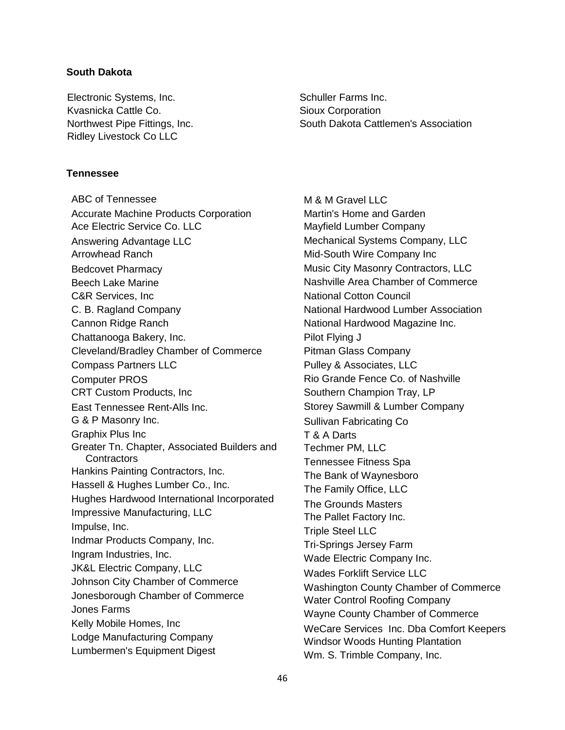**South Dakota**

Electronic Systems, Inc.
Kvasnicka Cattle Co.
Northwest Pipe Fittings, Inc.
Ridley Livestock Co LLC
Schuller Farms Inc.
Sioux Corporation
South Dakota Cattlemen's Association

**Tennessee**

ABC of Tennessee
Accurate Machine Products Corporation
Ace Electric Service Co. LLC
Answering Advantage LLC
Arrowhead Ranch
Bedcovet Pharmacy
Beech Lake Marine
C&R Services, Inc
C. B. Ragland Company
Cannon Ridge Ranch
Chattanooga Bakery, Inc.
Cleveland/Bradley Chamber of Commerce
Compass Partners LLC
Computer PROS
CRT Custom Products, Inc
East Tennessee Rent-Alls Inc.
G & P Masonry Inc.
Graphix Plus Inc
Greater Tn. Chapter, Associated Builders and Contractors
Hankins Painting Contractors, Inc.
Hassell & Hughes Lumber Co., Inc.
Hughes Hardwood International Incorporated
Impressive Manufacturing, LLC
Impulse, Inc.
Indmar Products Company, Inc.
Ingram Industries, Inc.
JK&L Electric Company, LLC
Johnson City Chamber of Commerce
Jonesborough Chamber of Commerce
Jones Farms
Kelly Mobile Homes, Inc
Lodge Manufacturing Company
Lumbermen's Equipment Digest
M & M Gravel LLC
Martin's Home and Garden
Mayfield Lumber Company
Mechanical Systems Company, LLC
Mid-South Wire Company Inc
Music City Masonry Contractors, LLC
Nashville Area Chamber of Commerce
National Cotton Council
National Hardwood Lumber Association
National Hardwood Magazine Inc.
Pilot Flying J
Pitman Glass Company
Pulley & Associates, LLC
Rio Grande Fence Co. of Nashville
Southern Champion Tray, LP
Storey Sawmill & Lumber Company
Sullivan Fabricating Co
T & A Darts
Techmer PM, LLC
Tennessee Fitness Spa
The Bank of Waynesboro
The Family Office, LLC
The Grounds Masters
The Pallet Factory Inc.
Triple Steel LLC
Tri-Springs Jersey Farm
Wade Electric Company Inc.
Wades Forklift Service LLC
Washington County Chamber of Commerce
Water Control Roofing Company
Wayne County Chamber of Commerce
WeCare Services Inc. Dba Comfort Keepers
Windsor Woods Hunting Plantation
Wm. S. Trimble Company, Inc.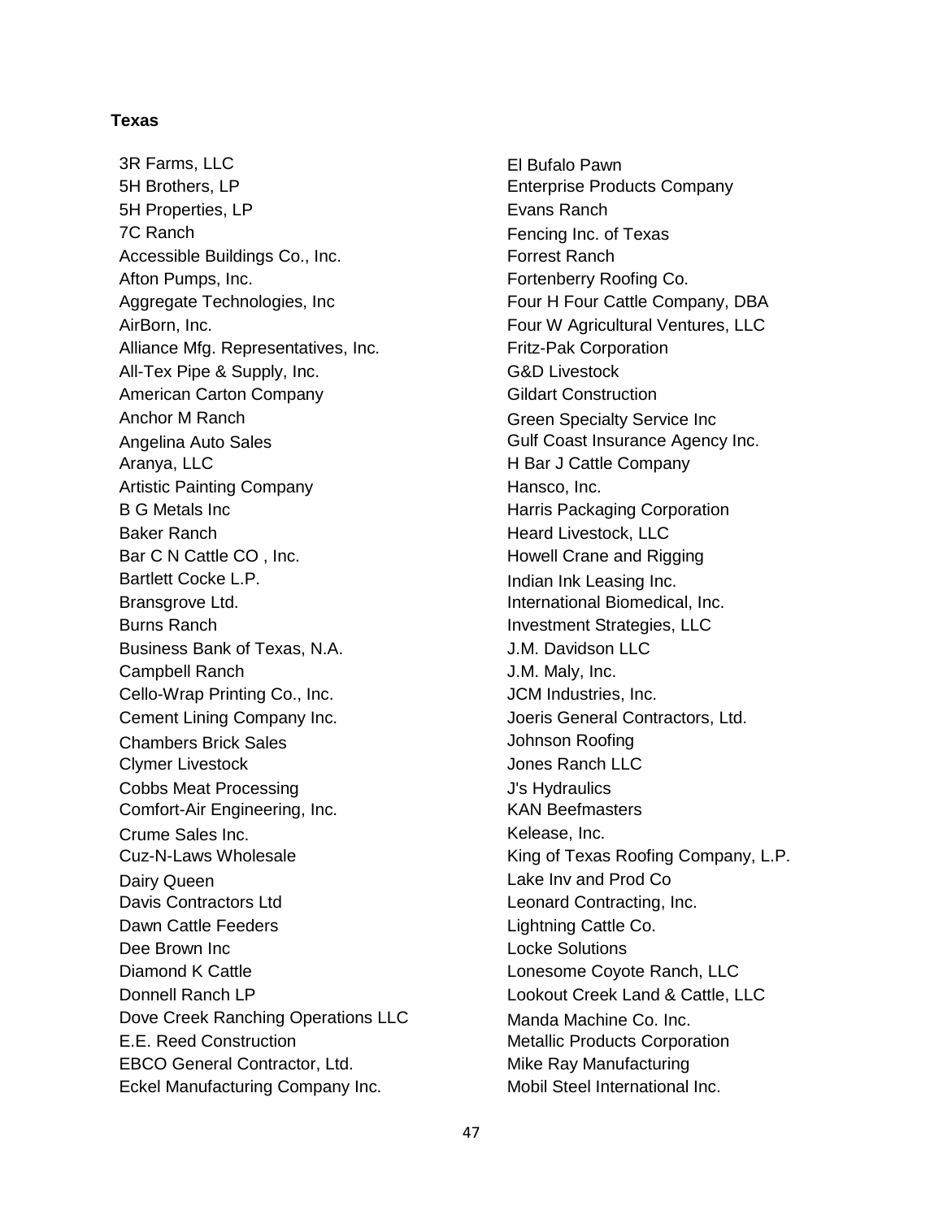**Texas**

3R Farms, LLC
5H Brothers, LP
5H Properties, LP
7C Ranch
Accessible Buildings Co., Inc.
Afton Pumps, Inc.
Aggregate Technologies, Inc
AirBorn, Inc.
Alliance Mfg. Representatives, Inc.
All-Tex Pipe & Supply, Inc.
American Carton Company
Anchor M Ranch
Angelina Auto Sales
Aranya, LLC
Artistic Painting Company
B G Metals Inc
Baker Ranch
Bar C N Cattle CO , Inc.
Bartlett Cocke L.P.
Bransgrove Ltd.
Burns Ranch
Business Bank of Texas, N.A.
Campbell Ranch
Cello-Wrap Printing Co., Inc.
Cement Lining Company Inc.
Chambers Brick Sales
Clymer Livestock
Cobbs Meat Processing
Comfort-Air Engineering, Inc.
Crume Sales Inc.
Cuz-N-Laws Wholesale
Dairy Queen
Davis Contractors Ltd
Dawn Cattle Feeders
Dee Brown Inc
Diamond K Cattle
Donnell Ranch LP
Dove Creek Ranching Operations LLC
E.E. Reed Construction
EBCO General Contractor, Ltd.
Eckel Manufacturing Company Inc.
El Bufalo Pawn
Enterprise Products Company
Evans Ranch
Fencing Inc. of Texas
Forrest Ranch
Fortenberry Roofing Co.
Four H Four Cattle Company, DBA
Four W Agricultural Ventures, LLC
Fritz-Pak Corporation
G&D Livestock
Gildart Construction
Green Specialty Service Inc
Gulf Coast Insurance Agency Inc.
H Bar J Cattle Company
Hansco, Inc.
Harris Packaging Corporation
Heard Livestock, LLC
Howell Crane and Rigging
Indian Ink Leasing Inc.
International Biomedical, Inc.
Investment Strategies, LLC
J.M. Davidson LLC
J.M. Maly, Inc.
JCM Industries, Inc.
Joeris General Contractors, Ltd.
Johnson Roofing
Jones Ranch LLC
J's Hydraulics
KAN Beefmasters
Kelease, Inc.
King of Texas Roofing Company, L.P.
Lake Inv and Prod Co
Leonard Contracting, Inc.
Lightning Cattle Co.
Locke Solutions
Lonesome Coyote Ranch, LLC
Lookout Creek Land & Cattle, LLC
Manda Machine Co. Inc.
Metallic Products Corporation
Mike Ray Manufacturing
Mobil Steel International Inc.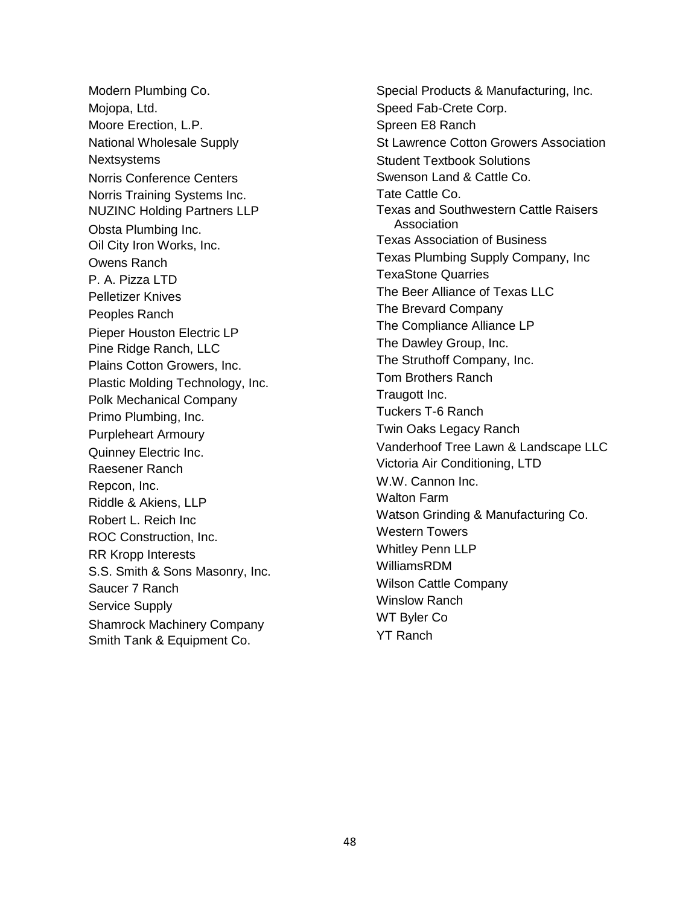Modern Plumbing Co.
Mojopa, Ltd.
Moore Erection, L.P.
National Wholesale Supply
Nextsystems
Norris Conference Centers
Norris Training Systems Inc.
NUZINC Holding Partners LLP
Obsta Plumbing Inc.
Oil City Iron Works, Inc.
Owens Ranch
P. A. Pizza LTD
Pelletizer Knives
Peoples Ranch
Pieper Houston Electric LP
Pine Ridge Ranch, LLC
Plains Cotton Growers, Inc.
Plastic Molding Technology, Inc.
Polk Mechanical Company
Primo Plumbing, Inc.
Purpleheart Armoury
Quinney Electric Inc.
Raesener Ranch
Repcon, Inc.
Riddle & Akiens, LLP
Robert L. Reich Inc
ROC Construction, Inc.
RR Kropp Interests
S.S. Smith & Sons Masonry, Inc.
Saucer 7 Ranch
Service Supply
Shamrock Machinery Company
Smith Tank & Equipment Co.
Special Products & Manufacturing, Inc.
Speed Fab-Crete Corp.
Spreen E8 Ranch
St Lawrence Cotton Growers Association
Student Textbook Solutions
Swenson Land & Cattle Co.
Tate Cattle Co.
Texas and Southwestern Cattle Raisers Association
Texas Association of Business
Texas Plumbing Supply Company, Inc
TexaStone Quarries
The Beer Alliance of Texas LLC
The Brevard Company
The Compliance Alliance LP
The Dawley Group, Inc.
The Struthoff Company, Inc.
Tom Brothers Ranch
Traugott Inc.
Tuckers T-6 Ranch
Twin Oaks Legacy Ranch
Vanderhoof Tree Lawn & Landscape LLC
Victoria Air Conditioning, LTD
W.W. Cannon Inc.
Walton Farm
Watson Grinding & Manufacturing Co.
Western Towers
Whitley Penn LLP
WilliamsRDM
Wilson Cattle Company
Winslow Ranch
WT Byler Co
YT Ranch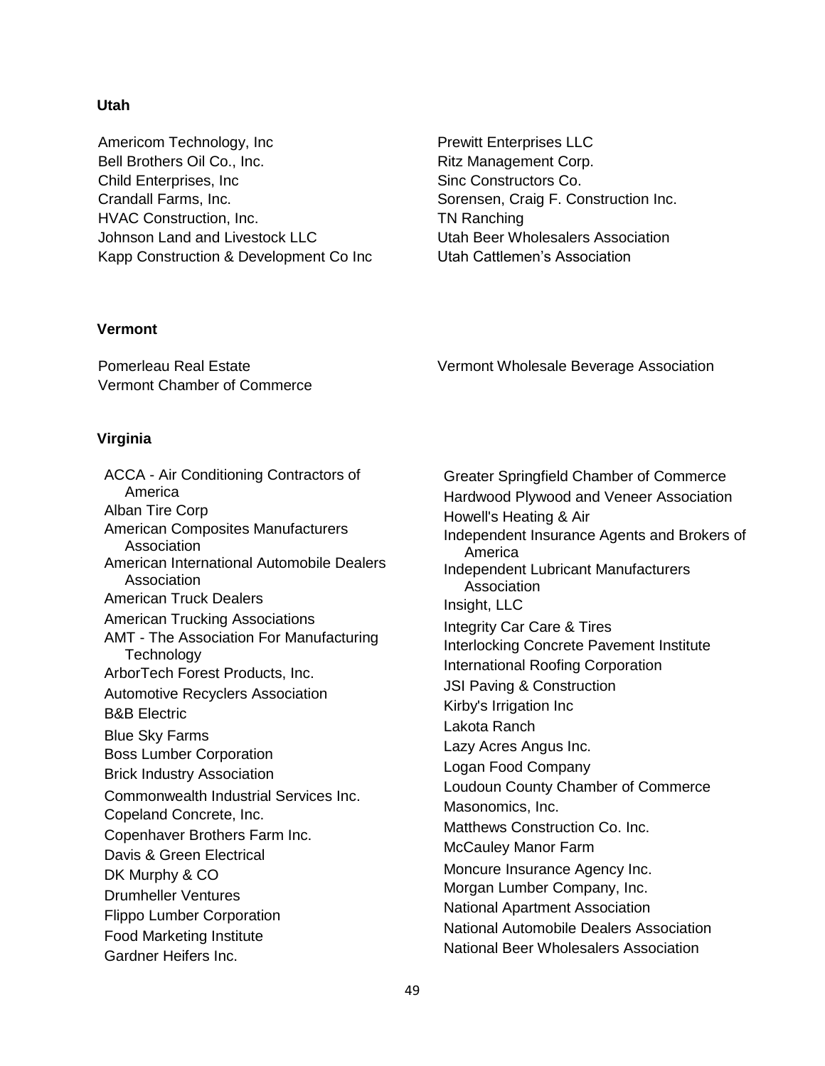## Utah

- Americom Technology, Inc
- Bell Brothers Oil Co., Inc.
- Child Enterprises, Inc
- Crandall Farms, Inc.
- HVAC Construction, Inc.
- Johnson Land and Livestock LLC
- Kapp Construction & Development Co Inc
- Prewitt Enterprises LLC
- Ritz Management Corp.
- Sinc Constructors Co.
- Sorensen, Craig F. Construction Inc.
- TN Ranching
- Utah Beer Wholesalers Association
- Utah Cattlemen's Association

## Vermont

- Pomerleau Real Estate
- Vermont Chamber of Commerce
- Vermont Wholesale Beverage Association

## Virginia

- ACCA - Air Conditioning Contractors of America
- Alban Tire Corp
- American Composites Manufacturers Association
- American International Automobile Dealers Association
- American Truck Dealers
- American Trucking Associations
- AMT - The Association For Manufacturing Technology
- ArborTech Forest Products, Inc.
- Automotive Recyclers Association
- B&B Electric
- Blue Sky Farms
- Boss Lumber Corporation
- Brick Industry Association
- Commonwealth Industrial Services Inc.
- Copeland Concrete, Inc.
- Copenhaver Brothers Farm Inc.
- Davis & Green Electrical
- DK Murphy & CO
- Drumheller Ventures
- Flippo Lumber Corporation
- Food Marketing Institute
- Gardner Heifers Inc.
- Greater Springfield Chamber of Commerce
- Hardwood Plywood and Veneer Association
- Howell's Heating & Air
- Independent Insurance Agents and Brokers of America
- Independent Lubricant Manufacturers Association
- Insight, LLC
- Integrity Car Care & Tires
- Interlocking Concrete Pavement Institute
- International Roofing Corporation
- JSI Paving & Construction
- Kirby's Irrigation Inc
- Lakota Ranch
- Lazy Acres Angus Inc.
- Logan Food Company
- Loudoun County Chamber of Commerce
- Masonomics, Inc.
- Matthews Construction Co. Inc.
- McCauley Manor Farm
- Moncure Insurance Agency Inc.
- Morgan Lumber Company, Inc.
- National Apartment Association
- National Automobile Dealers Association
- National Beer Wholesalers Association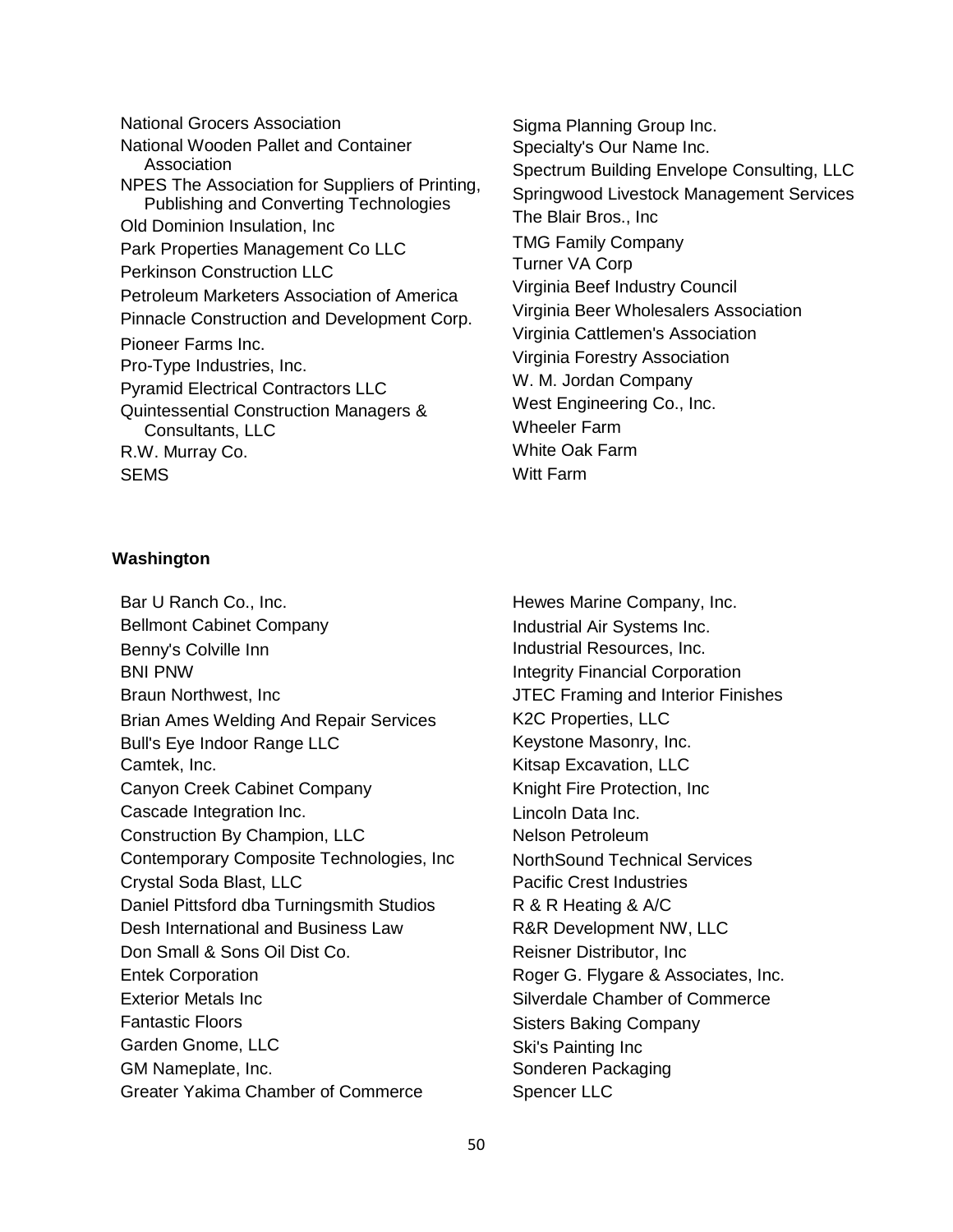- National Grocers Association
- National Wooden Pallet and Container Association
- NPES The Association for Suppliers of Printing, Publishing and Converting Technologies
- Old Dominion Insulation, Inc
- Park Properties Management Co LLC
- Perkinson Construction LLC
- Petroleum Marketers Association of America
- Pinnacle Construction and Development Corp.
- Pioneer Farms Inc.
- Pro-Type Industries, Inc.
- Pyramid Electrical Contractors LLC
- Quintessential Construction Managers & Consultants, LLC
- R.W. Murray Co.
- SEMS
- Sigma Planning Group Inc.
- Specialty's Our Name Inc.
- Spectrum Building Envelope Consulting, LLC
- Springwood Livestock Management Services
- The Blair Bros., Inc
- TMG Family Company
- Turner VA Corp
- Virginia Beef Industry Council
- Virginia Beer Wholesalers Association
- Virginia Cattlemen's Association
- Virginia Forestry Association
- W. M. Jordan Company
- West Engineering Co., Inc.
- Wheeler Farm
- White Oak Farm
- Witt Farm

**Washington**

- Bar U Ranch Co., Inc.
- Bellmont Cabinet Company
- Benny's Colville Inn
- BNI PNW
- Braun Northwest, Inc
- Brian Ames Welding And Repair Services
- Bull's Eye Indoor Range LLC
- Camtek, Inc.
- Canyon Creek Cabinet Company
- Cascade Integration Inc.
- Construction By Champion, LLC
- Contemporary Composite Technologies, Inc
- Crystal Soda Blast, LLC
- Daniel Pittsford dba Turningsmith Studios
- Desh International and Business Law
- Don Small & Sons Oil Dist Co.
- Entek Corporation
- Exterior Metals Inc
- Fantastic Floors
- Garden Gnome, LLC
- GM Nameplate, Inc.
- Greater Yakima Chamber of Commerce
- Hewes Marine Company, Inc.
- Industrial Air Systems Inc.
- Industrial Resources, Inc.
- Integrity Financial Corporation
- JTEC Framing and Interior Finishes
- K2C Properties, LLC
- Keystone Masonry, Inc.
- Kitsap Excavation, LLC
- Knight Fire Protection, Inc
- Lincoln Data Inc.
- Nelson Petroleum
- NorthSound Technical Services
- Pacific Crest Industries
- R & R Heating & A/C
- R&R Development NW, LLC
- Reisner Distributor, Inc
- Roger G. Flygare & Associates, Inc.
- Silverdale Chamber of Commerce
- Sisters Baking Company
- Ski's Painting Inc
- Sonderen Packaging
- Spencer LLC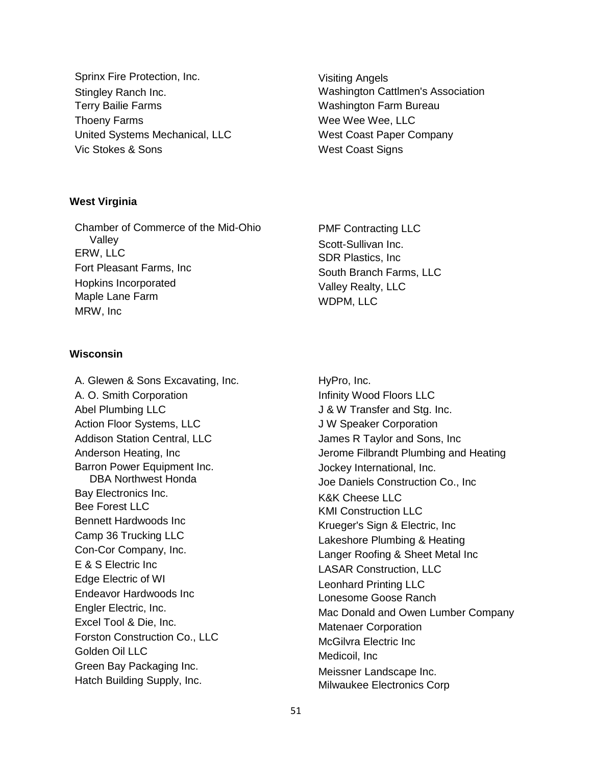Sprinx Fire Protection, Inc.
Stingley Ranch Inc.
Terry Bailie Farms
Thoeny Farms
United Systems Mechanical, LLC
Vic Stokes & Sons
Visiting Angels
Washington Cattlmen's Association
Washington Farm Bureau
Wee Wee Wee, LLC
West Coast Paper Company
West Coast Signs

**West Virginia**

Chamber of Commerce of the Mid-Ohio Valley
ERW, LLC
Fort Pleasant Farms, Inc
Hopkins Incorporated
Maple Lane Farm
MRW, Inc
PMF Contracting LLC
Scott-Sullivan Inc.
SDR Plastics, Inc
South Branch Farms, LLC
Valley Realty, LLC
WDPM, LLC

**Wisconsin**

A. Glewen & Sons Excavating, Inc.
A. O. Smith Corporation
Abel Plumbing LLC
Action Floor Systems, LLC
Addison Station Central, LLC
Anderson Heating, Inc
Barron Power Equipment Inc. DBA Northwest Honda
Bay Electronics Inc.
Bee Forest LLC
Bennett Hardwoods Inc
Camp 36 Trucking LLC
Con-Cor Company, Inc.
E & S Electric Inc
Edge Electric of WI
Endeavor Hardwoods Inc
Engler Electric, Inc.
Excel Tool & Die, Inc.
Forston Construction Co., LLC
Golden Oil LLC
Green Bay Packaging Inc.
Hatch Building Supply, Inc.
HyPro, Inc.
Infinity Wood Floors LLC
J & W Transfer and Stg. Inc.
J W Speaker Corporation
James R Taylor and Sons, Inc
Jerome Filbrandt Plumbing and Heating
Jockey International, Inc.
Joe Daniels Construction Co., Inc
K&K Cheese LLC
KMI Construction LLC
Krueger's Sign & Electric, Inc
Lakeshore Plumbing & Heating
Langer Roofing & Sheet Metal Inc
LASAR Construction, LLC
Leonhard Printing LLC
Lonesome Goose Ranch
Mac Donald and Owen Lumber Company
Matenaer Corporation
McGilvra Electric Inc
Medicoil, Inc
Meissner Landscape Inc.
Milwaukee Electronics Corp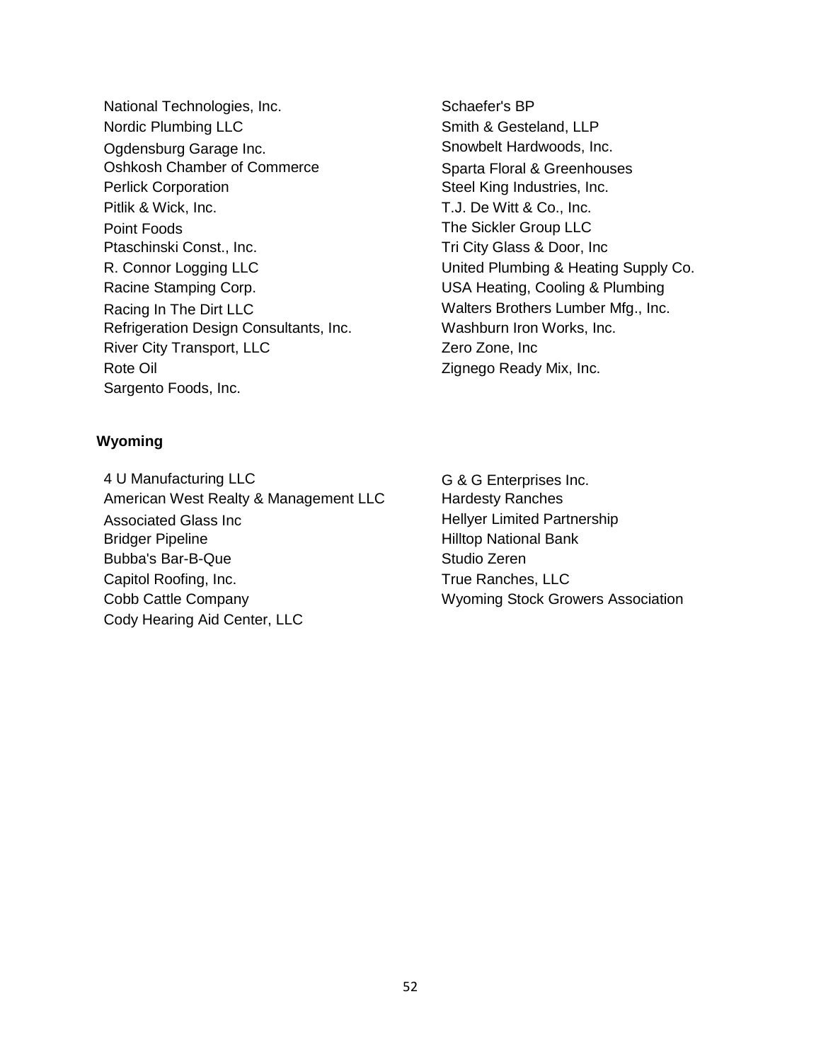National Technologies, Inc.
Nordic Plumbing LLC
Ogdensburg Garage Inc.
Oshkosh Chamber of Commerce
Perlick Corporation
Pitlik & Wick, Inc.
Point Foods
Ptaschinski Const., Inc.
R. Connor Logging LLC
Racine Stamping Corp.
Racing In The Dirt LLC
Refrigeration Design Consultants, Inc.
River City Transport, LLC
Rote Oil
Sargento Foods, Inc.
Schaefer's BP
Smith & Gesteland, LLP
Snowbelt Hardwoods, Inc.
Sparta Floral & Greenhouses
Steel King Industries, Inc.
T.J. De Witt & Co., Inc.
The Sickler Group LLC
Tri City Glass & Door, Inc
United Plumbing & Heating Supply Co.
USA Heating, Cooling & Plumbing
Walters Brothers Lumber Mfg., Inc.
Washburn Iron Works, Inc.
Zero Zone, Inc
Zignego Ready Mix, Inc.

**Wyoming**

4 U Manufacturing LLC
American West Realty & Management LLC
Associated Glass Inc
Bridger Pipeline
Bubba's Bar-B-Que
Capitol Roofing, Inc.
Cobb Cattle Company
Cody Hearing Aid Center, LLC
G & G Enterprises Inc.
Hardesty Ranches
Hellyer Limited Partnership
Hilltop National Bank
Studio Zeren
True Ranches, LLC
Wyoming Stock Growers Association